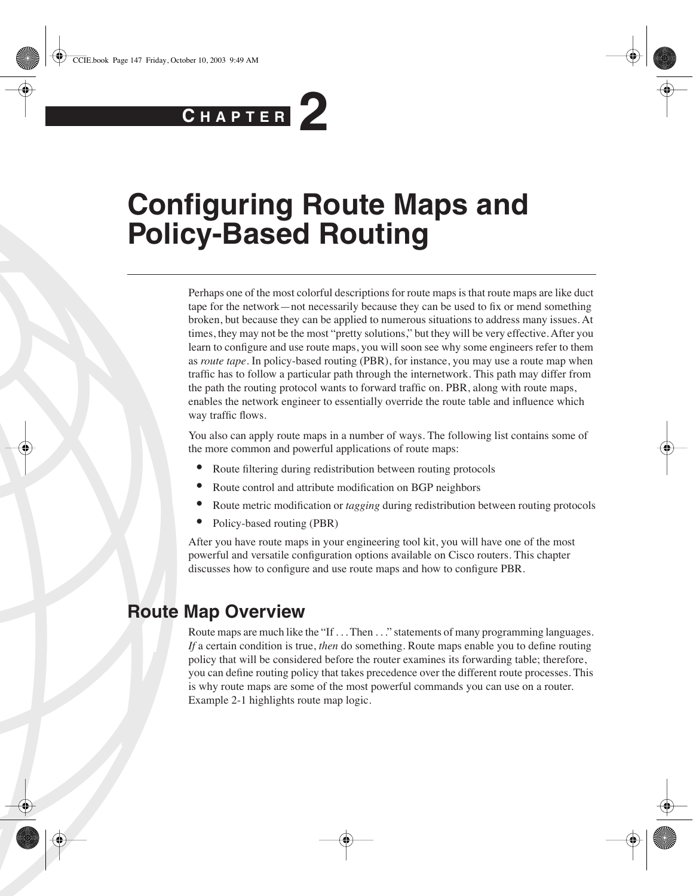# Chapter 2

# Configuring Route Maps and Policy-Based Routing

Perhaps one of the most colorful descriptions for route maps is that route maps are like duct tape for the network—not necessarily because they can be used to fix or mend something broken, but because they can be applied to numerous situations to address many issues. At times, they may not be the most "pretty solutions," but they will be very effective. After you learn to configure and use route maps, you will soon see why some engineers refer to them as *route tape*. In policy-based routing (PBR), for instance, you may use a route map when traffic has to follow a particular path through the internetwork. This path may differ from the path the routing protocol wants to forward traffic on. PBR, along with route maps, enables the network engineer to essentially override the route table and influence which way traffic flows.

You also can apply route maps in a number of ways. The following list contains some of the more common and powerful applications of route maps:

- Route filtering during redistribution between routing protocols
- Route control and attribute modification on BGP neighbors
- Route metric modification or *tagging* during redistribution between routing protocols
- Policy-based routing (PBR)

After you have route maps in your engineering tool kit, you will have one of the most powerful and versatile configuration options available on Cisco routers. This chapter discusses how to configure and use route maps and how to configure PBR.

## Route Map Overview

Route maps are much like the "If . . . Then . . ." statements of many programming languages. *If* a certain condition is true, *then* do something. Route maps enable you to define routing policy that will be considered before the router examines its forwarding table; therefore, you can define routing policy that takes precedence over the different route processes. This is why route maps are some of the most powerful commands you can use on a router. Example 2-1 highlights route map logic.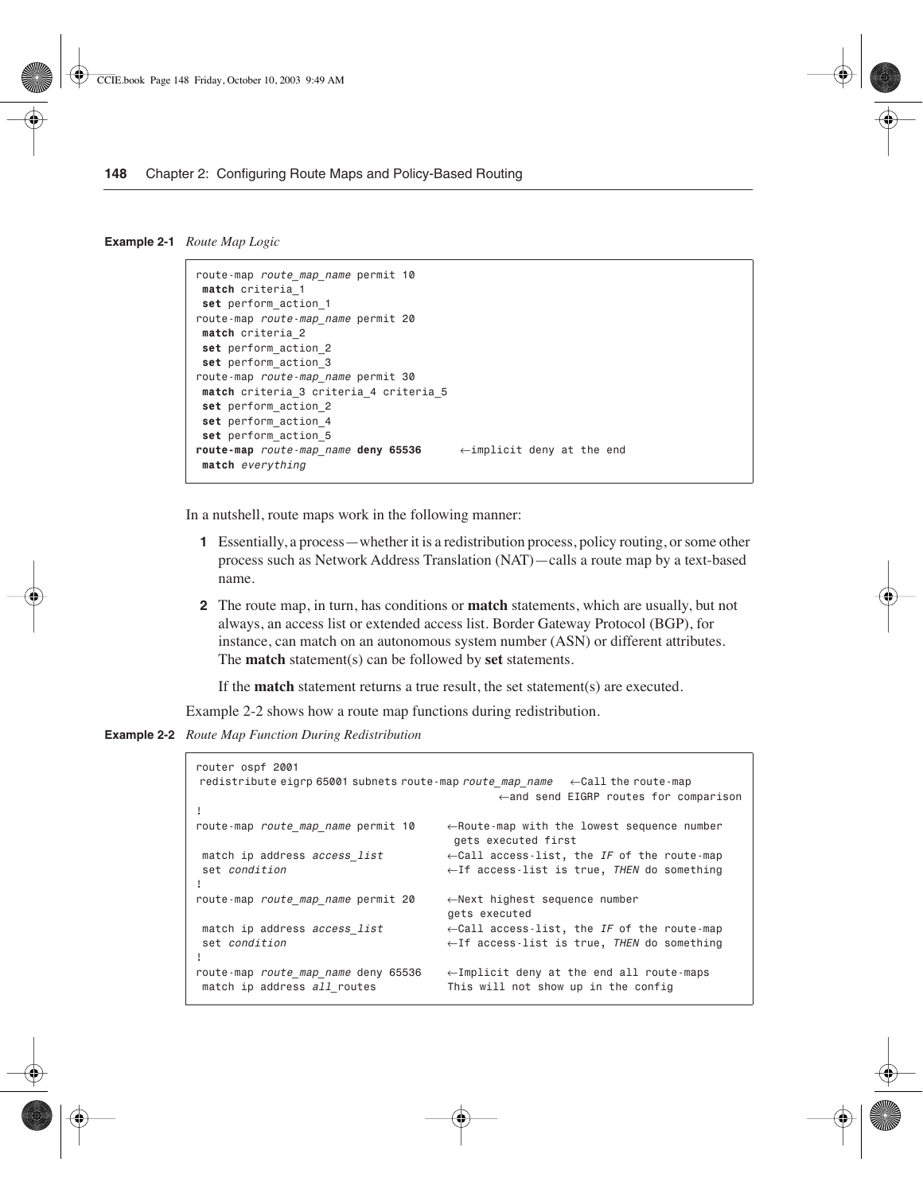**Example 2-1** *Route Map Logic*

```
route-map route_map_name permit 10
 match criteria_1
 set perform_action_1
route-map route-map_name permit 20
 match criteria_2
 set perform_action_2
 set perform_action_3
route-map route-map_name permit 30
 match criteria_3 criteria_4 criteria_5
 set perform_action_2
 set perform_action_4
 set perform_action_5
route-map route-map_name deny 65536      ←implicit deny at the end
 match everything
```

In a nutshell, route maps work in the following manner:

1. Essentially, a process—whether it is a redistribution process, policy routing, or some other process such as Network Address Translation (NAT)—calls a route map by a text-based name.
2. The route map, in turn, has conditions or **match** statements, which are usually, but not always, an access list or extended access list. Border Gateway Protocol (BGP), for instance, can match on an autonomous system number (ASN) or different attributes. The **match** statement(s) can be followed by **set** statements.

   If the **match** statement returns a true result, the set statement(s) are executed.

Example 2-2 shows how a route map functions during redistribution.

**Example 2-2** *Route Map Function During Redistribution*

```
router ospf 2001
 redistribute eigrp 65001 subnets route-map route_map_name   ←Call the route-map
                                                  ←and send EIGRP routes for comparison
!
route-map route_map_name permit 10     ←Route-map with the lowest sequence number
                                        gets executed first
 match ip address access_list          ←Call access-list, the IF of the route-map
 set condition                         ←If access-list is true, THEN do something
!
route-map route_map_name permit 20     ←Next highest sequence number
                                       gets executed
 match ip address access_list          ←Call access-list, the IF of the route-map
 set condition                         ←If access-list is true, THEN do something
!
route-map route_map_name deny 65536    ←Implicit deny at the end all route-maps
 match ip address all_routes           This will not show up in the config
```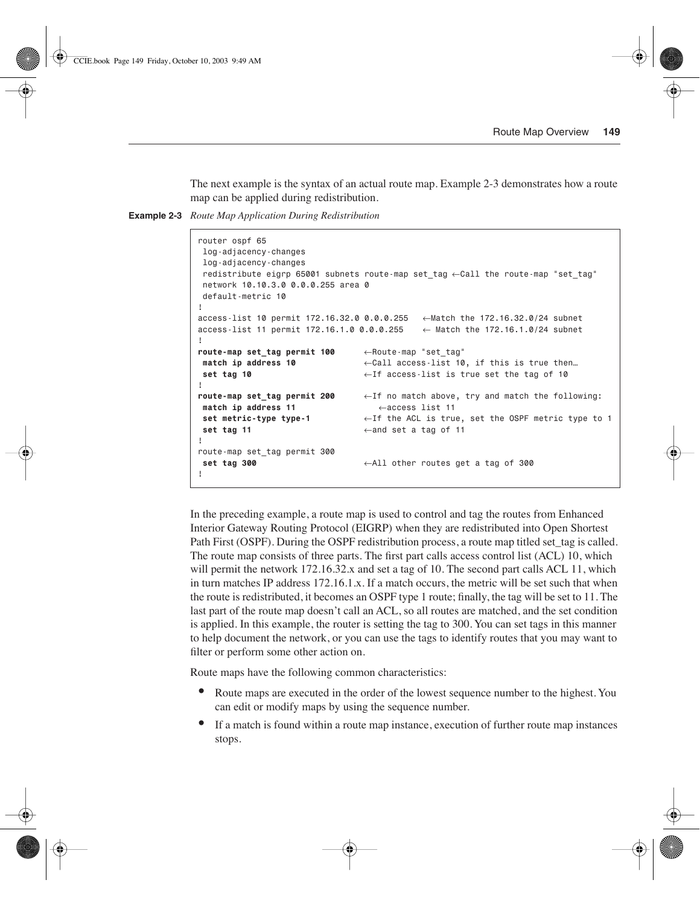The next example is the syntax of an actual route map. Example 2-3 demonstrates how a route map can be applied during redistribution.

**Example 2-3** *Route Map Application During Redistribution*

```
router ospf 65
 log-adjacency-changes
 log-adjacency-changes
 redistribute eigrp 65001 subnets route-map set_tag ←Call the route-map "set_tag"
 network 10.10.3.0 0.0.0.255 area 0
 default-metric 10
!
access-list 10 permit 172.16.32.0 0.0.0.255   ←Match the 172.16.32.0/24 subnet
access-list 11 permit 172.16.1.0 0.0.0.255    ← Match the 172.16.1.0/24 subnet
!
route-map set_tag permit 100      ←Route-map "set_tag"
 match ip address 10              ←Call access-list 10, if this is true then…
 set tag 10                       ←If access-list is true set the tag of 10
!
route-map set_tag permit 200      ←If no match above, try and match the following:
 match ip address 11                 ←access list 11
 set metric-type type-1           ←If the ACL is true, set the OSPF metric type to 1
 set tag 11                       ←and set a tag of 11
!
route-map set_tag permit 300
 set tag 300                      ←All other routes get a tag of 300
!
```

In the preceding example, a route map is used to control and tag the routes from Enhanced Interior Gateway Routing Protocol (EIGRP) when they are redistributed into Open Shortest Path First (OSPF). During the OSPF redistribution process, a route map titled set_tag is called. The route map consists of three parts. The first part calls access control list (ACL) 10, which will permit the network 172.16.32.x and set a tag of 10. The second part calls ACL 11, which in turn matches IP address 172.16.1.x. If a match occurs, the metric will be set such that when the route is redistributed, it becomes an OSPF type 1 route; finally, the tag will be set to 11. The last part of the route map doesn't call an ACL, so all routes are matched, and the set condition is applied. In this example, the router is setting the tag to 300. You can set tags in this manner to help document the network, or you can use the tags to identify routes that you may want to filter or perform some other action on.

Route maps have the following common characteristics:

- Route maps are executed in the order of the lowest sequence number to the highest. You can edit or modify maps by using the sequence number.
- If a match is found within a route map instance, execution of further route map instances stops.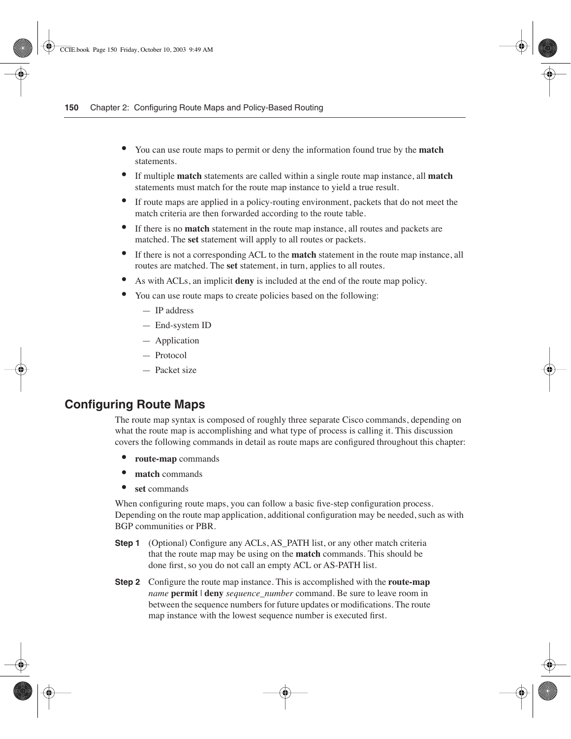- You can use route maps to permit or deny the information found true by the **match** statements.
- If multiple **match** statements are called within a single route map instance, all **match** statements must match for the route map instance to yield a true result.
- If route maps are applied in a policy-routing environment, packets that do not meet the match criteria are then forwarded according to the route table.
- If there is no **match** statement in the route map instance, all routes and packets are matched. The **set** statement will apply to all routes or packets.
- If there is not a corresponding ACL to the **match** statement in the route map instance, all routes are matched. The **set** statement, in turn, applies to all routes.
- As with ACLs, an implicit **deny** is included at the end of the route map policy.
- You can use route maps to create policies based on the following:
  - IP address
  - End-system ID
  - Application
  - Protocol
  - Packet size

## Configuring Route Maps

The route map syntax is composed of roughly three separate Cisco commands, depending on what the route map is accomplishing and what type of process is calling it. This discussion covers the following commands in detail as route maps are configured throughout this chapter:

- **route-map** commands
- **match** commands
- **set** commands

When configuring route maps, you can follow a basic five-step configuration process. Depending on the route map application, additional configuration may be needed, such as with BGP communities or PBR.

**Step 1** (Optional) Configure any ACLs, AS_PATH list, or any other match criteria that the route map may be using on the **match** commands. This should be done first, so you do not call an empty ACL or AS-PATH list.

**Step 2** Configure the route map instance. This is accomplished with the **route-map** *name* **permit** | **deny** *sequence_number* command. Be sure to leave room in between the sequence numbers for future updates or modifications. The route map instance with the lowest sequence number is executed first.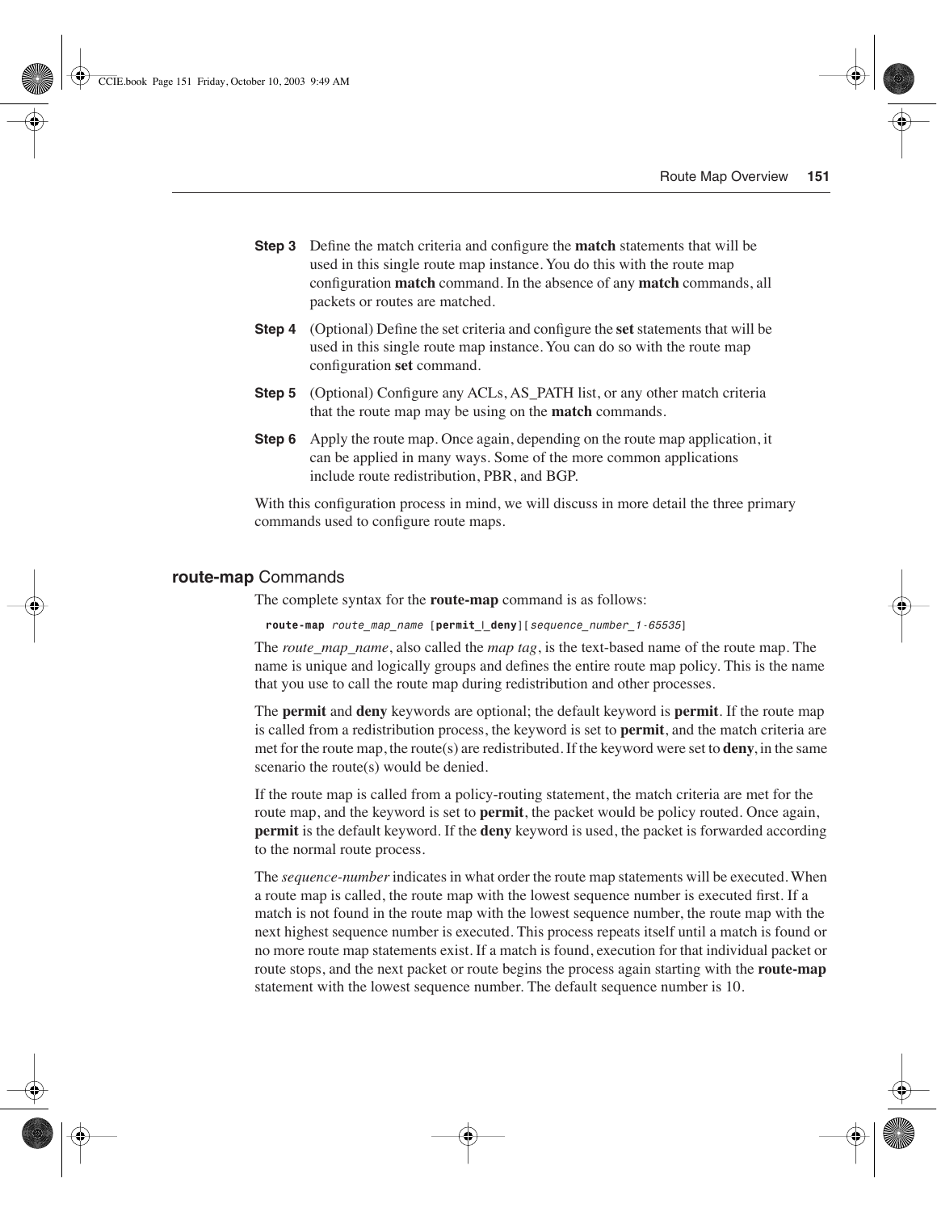**Step 3** Define the match criteria and configure the **match** statements that will be used in this single route map instance. You do this with the route map configuration **match** command. In the absence of any **match** commands, all packets or routes are matched.

**Step 4** (Optional) Define the set criteria and configure the **set** statements that will be used in this single route map instance. You can do so with the route map configuration **set** command.

**Step 5** (Optional) Configure any ACLs, AS_PATH list, or any other match criteria that the route map may be using on the **match** commands.

**Step 6** Apply the route map. Once again, depending on the route map application, it can be applied in many ways. Some of the more common applications include route redistribution, PBR, and BGP.

With this configuration process in mind, we will discuss in more detail the three primary commands used to configure route maps.

## **route-map** Commands

The complete syntax for the **route-map** command is as follows:

```
route-map route_map_name [permit_|_deny][sequence_number_1-65535]
```

The *route_map_name*, also called the *map tag*, is the text-based name of the route map. The name is unique and logically groups and defines the entire route map policy. This is the name that you use to call the route map during redistribution and other processes.

The **permit** and **deny** keywords are optional; the default keyword is **permit**. If the route map is called from a redistribution process, the keyword is set to **permit**, and the match criteria are met for the route map, the route(s) are redistributed. If the keyword were set to **deny**, in the same scenario the route(s) would be denied.

If the route map is called from a policy-routing statement, the match criteria are met for the route map, and the keyword is set to **permit**, the packet would be policy routed. Once again, **permit** is the default keyword. If the **deny** keyword is used, the packet is forwarded according to the normal route process.

The *sequence-number* indicates in what order the route map statements will be executed. When a route map is called, the route map with the lowest sequence number is executed first. If a match is not found in the route map with the lowest sequence number, the route map with the next highest sequence number is executed. This process repeats itself until a match is found or no more route map statements exist. If a match is found, execution for that individual packet or route stops, and the next packet or route begins the process again starting with the **route-map** statement with the lowest sequence number. The default sequence number is 10.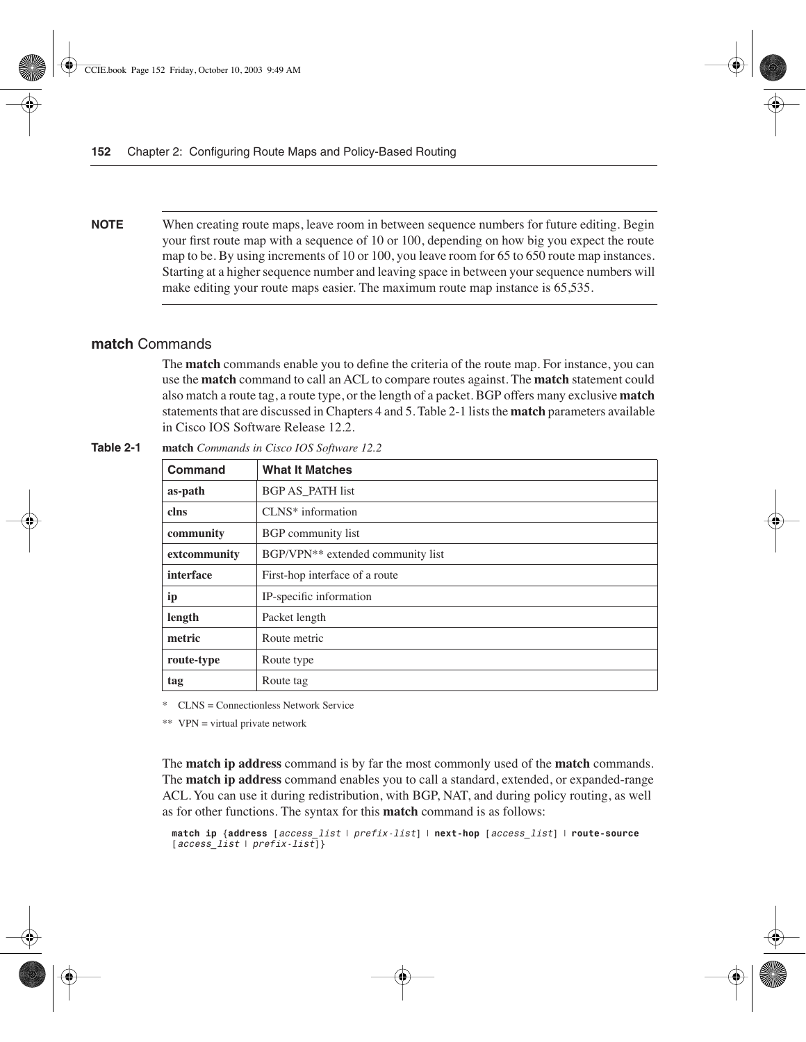**NOTE** When creating route maps, leave room in between sequence numbers for future editing. Begin your first route map with a sequence of 10 or 100, depending on how big you expect the route map to be. By using increments of 10 or 100, you leave room for 65 to 650 route map instances. Starting at a higher sequence number and leaving space in between your sequence numbers will make editing your route maps easier. The maximum route map instance is 65,535.

## **match** Commands

The **match** commands enable you to define the criteria of the route map. For instance, you can use the **match** command to call an ACL to compare routes against. The **match** statement could also match a route tag, a route type, or the length of a packet. BGP offers many exclusive **match** statements that are discussed in Chapters 4 and 5. Table 2-1 lists the **match** parameters available in Cisco IOS Software Release 12.2.

**Table 2-1** **match** *Commands in Cisco IOS Software 12.2*

| Command | What It Matches |
|---|---|
| **as-path** | BGP AS_PATH list |
| **clns** | CLNS* information |
| **community** | BGP community list |
| **extcommunity** | BGP/VPN** extended community list |
| **interface** | First-hop interface of a route |
| **ip** | IP-specific information |
| **length** | Packet length |
| **metric** | Route metric |
| **route-type** | Route type |
| **tag** | Route tag |

\* CLNS = Connectionless Network Service

\*\* VPN = virtual private network

The **match ip address** command is by far the most commonly used of the **match** commands. The **match ip address** command enables you to call a standard, extended, or expanded-range ACL. You can use it during redistribution, with BGP, NAT, and during policy routing, as well as for other functions. The syntax for this **match** command is as follows:

```
match ip {address [access_list | prefix-list] | next-hop [access_list] | route-source
[access_list | prefix-list]}
```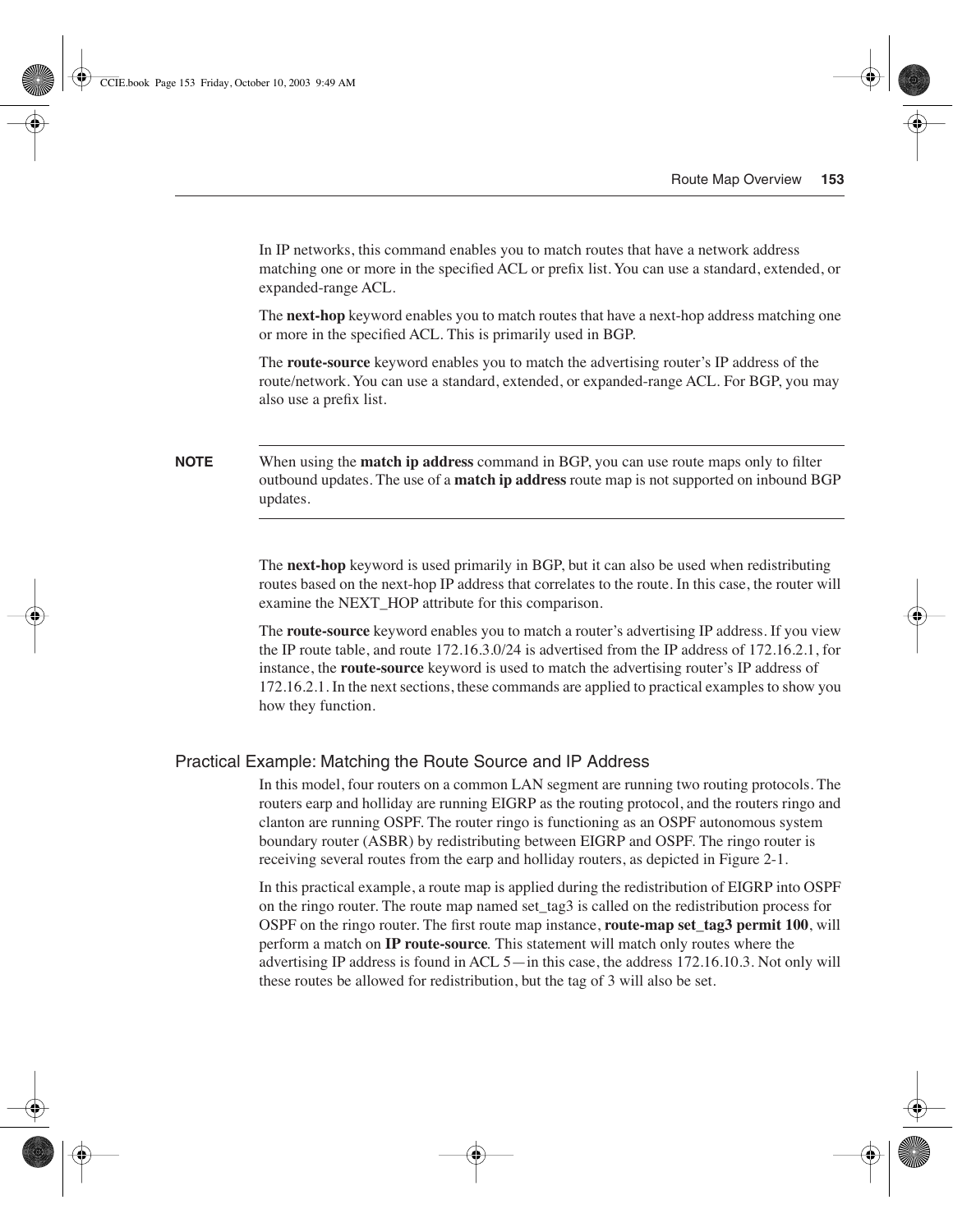In IP networks, this command enables you to match routes that have a network address matching one or more in the specified ACL or prefix list. You can use a standard, extended, or expanded-range ACL.

The **next-hop** keyword enables you to match routes that have a next-hop address matching one or more in the specified ACL. This is primarily used in BGP.

The **route-source** keyword enables you to match the advertising router's IP address of the route/network. You can use a standard, extended, or expanded-range ACL. For BGP, you may also use a prefix list.

---

**NOTE** When using the **match ip address** command in BGP, you can use route maps only to filter outbound updates. The use of a **match ip address** route map is not supported on inbound BGP updates.

---

The **next-hop** keyword is used primarily in BGP, but it can also be used when redistributing routes based on the next-hop IP address that correlates to the route. In this case, the router will examine the NEXT_HOP attribute for this comparison.

The **route-source** keyword enables you to match a router's advertising IP address. If you view the IP route table, and route 172.16.3.0/24 is advertised from the IP address of 172.16.2.1, for instance, the **route-source** keyword is used to match the advertising router's IP address of 172.16.2.1. In the next sections, these commands are applied to practical examples to show you how they function.

### Practical Example: Matching the Route Source and IP Address

In this model, four routers on a common LAN segment are running two routing protocols. The routers earp and holliday are running EIGRP as the routing protocol, and the routers ringo and clanton are running OSPF. The router ringo is functioning as an OSPF autonomous system boundary router (ASBR) by redistributing between EIGRP and OSPF. The ringo router is receiving several routes from the earp and holliday routers, as depicted in Figure 2-1.

In this practical example, a route map is applied during the redistribution of EIGRP into OSPF on the ringo router. The route map named set_tag3 is called on the redistribution process for OSPF on the ringo router. The first route map instance, **route-map set_tag3 permit 100**, will perform a match on **IP route-source**. This statement will match only routes where the advertising IP address is found in ACL 5—in this case, the address 172.16.10.3. Not only will these routes be allowed for redistribution, but the tag of 3 will also be set.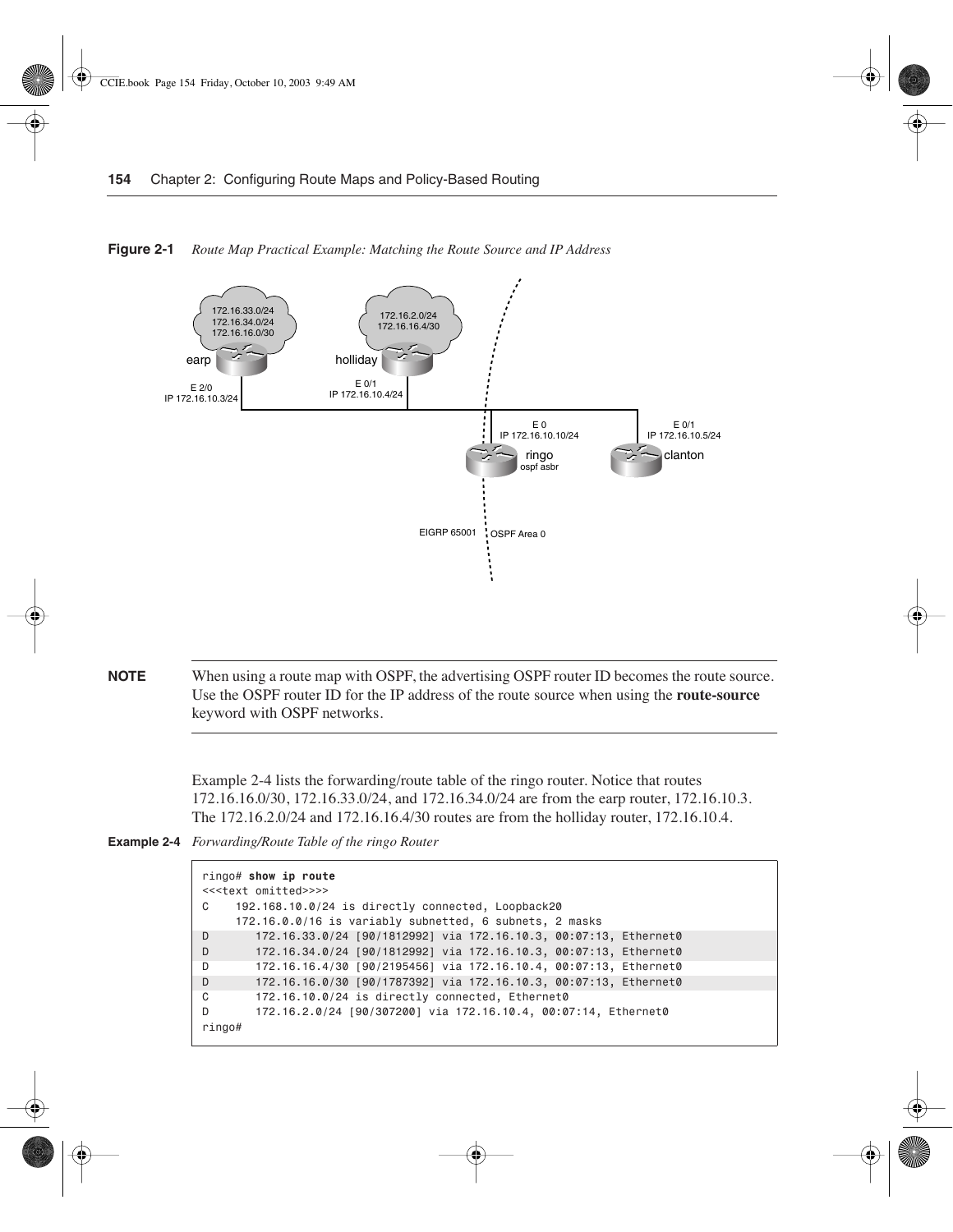**Figure 2-1** *Route Map Practical Example: Matching the Route Source and IP Address*

**NOTE** When using a route map with OSPF, the advertising OSPF router ID becomes the route source. Use the OSPF router ID for the IP address of the route source when using the **route-source** keyword with OSPF networks.

Example 2-4 lists the forwarding/route table of the ringo router. Notice that routes 172.16.16.0/30, 172.16.33.0/24, and 172.16.34.0/24 are from the earp router, 172.16.10.3. The 172.16.2.0/24 and 172.16.16.4/30 routes are from the holliday router, 172.16.10.4.

**Example 2-4** *Forwarding/Route Table of the ringo Router*

```
ringo# show ip route
<<<text omitted>>>>
C    192.168.10.0/24 is directly connected, Loopback20
     172.16.0.0/16 is variably subnetted, 6 subnets, 2 masks
D       172.16.33.0/24 [90/1812992] via 172.16.10.3, 00:07:13, Ethernet0
D       172.16.34.0/24 [90/1812992] via 172.16.10.3, 00:07:13, Ethernet0
D       172.16.16.4/30 [90/2195456] via 172.16.10.4, 00:07:13, Ethernet0
D       172.16.16.0/30 [90/1787392] via 172.16.10.3, 00:07:13, Ethernet0
C       172.16.10.0/24 is directly connected, Ethernet0
D       172.16.2.0/24 [90/307200] via 172.16.10.4, 00:07:14, Ethernet0
ringo#
```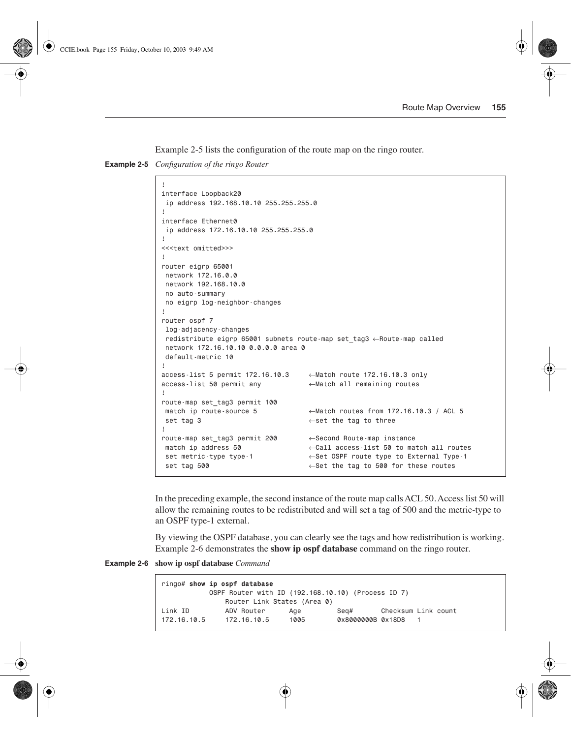Example 2-5 lists the configuration of the route map on the ringo router.

**Example 2-5** *Configuration of the ringo Router*

```
!
interface Loopback20
 ip address 192.168.10.10 255.255.255.0
!
interface Ethernet0
 ip address 172.16.10.10 255.255.255.0
!
<<<text omitted>>>
!
router eigrp 65001
 network 172.16.0.0
 network 192.168.10.0
 no auto-summary
 no eigrp log-neighbor-changes
!
router ospf 7
 log-adjacency-changes
 redistribute eigrp 65001 subnets route-map set_tag3 ←Route-map called
 network 172.16.10.10 0.0.0.0 area 0
 default-metric 10
!
access-list 5 permit 172.16.10.3     ←Match route 172.16.10.3 only
access-list 50 permit any            ←Match all remaining routes
!
route-map set_tag3 permit 100
 match ip route-source 5             ←Match routes from 172.16.10.3 / ACL 5
 set tag 3                           ←set the tag to three
!
route-map set_tag3 permit 200        ←Second Route-map instance
 match ip address 50                 ←Call access-list 50 to match all routes
 set metric-type type-1              ←Set OSPF route type to External Type-1
 set tag 500                         ←Set the tag to 500 for these routes
```

In the preceding example, the second instance of the route map calls ACL 50. Access list 50 will allow the remaining routes to be redistributed and will set a tag of 500 and the metric-type to an OSPF type-1 external.

By viewing the OSPF database, you can clearly see the tags and how redistribution is working. Example 2-6 demonstrates the **show ip ospf database** command on the ringo router.

**Example 2-6** **show ip ospf database** *Command*

```
ringo# show ip ospf database
            OSPF Router with ID (192.168.10.10) (Process ID 7)
                Router Link States (Area 0)
Link ID         ADV Router      Age         Seq#       Checksum Link count
172.16.10.5     172.16.10.5     1005        0x8000000B 0x18D8   1
```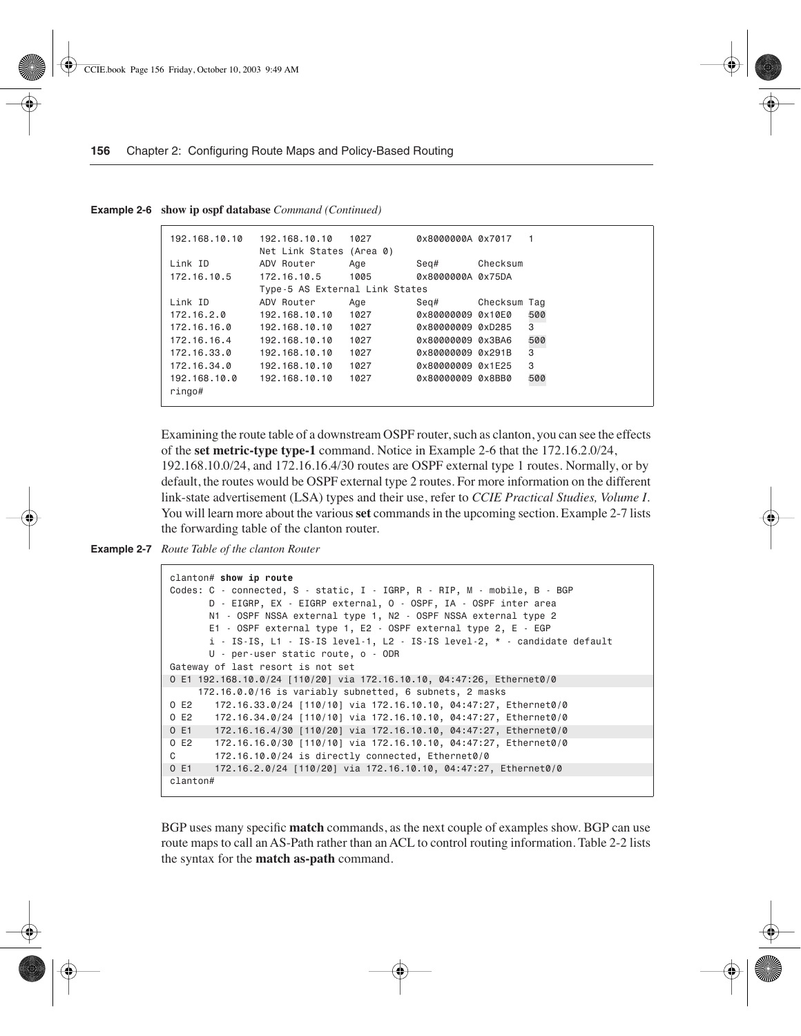**Example 2-6** **show ip ospf database** *Command (Continued)*

```
192.168.10.10   192.168.10.10   1027        0x8000000A 0x7017   1
                Net Link States (Area 0)
Link ID         ADV Router      Age         Seq#       Checksum
172.16.10.5     172.16.10.5     1005        0x8000000A 0x75DA
                Type-5 AS External Link States
Link ID         ADV Router      Age         Seq#       Checksum Tag
172.16.2.0      192.168.10.10   1027        0x80000009 0x10E0   500
172.16.16.0     192.168.10.10   1027        0x80000009 0xD285   3
172.16.16.4     192.168.10.10   1027        0x80000009 0x3BA6   500
172.16.33.0     192.168.10.10   1027        0x80000009 0x291B   3
172.16.34.0     192.168.10.10   1027        0x80000009 0x1E25   3
192.168.10.0    192.168.10.10   1027        0x80000009 0x8BB0   500
ringo#
```

Examining the route table of a downstream OSPF router, such as clanton, you can see the effects of the **set metric-type type-1** command. Notice in Example 2-6 that the 172.16.2.0/24, 192.168.10.0/24, and 172.16.16.4/30 routes are OSPF external type 1 routes. Normally, or by default, the routes would be OSPF external type 2 routes. For more information on the different link-state advertisement (LSA) types and their use, refer to *CCIE Practical Studies, Volume I*. You will learn more about the various **set** commands in the upcoming section. Example 2-7 lists the forwarding table of the clanton router.

**Example 2-7** *Route Table of the clanton Router*

```
clanton# show ip route
Codes: C - connected, S - static, I - IGRP, R - RIP, M - mobile, B - BGP
       D - EIGRP, EX - EIGRP external, O - OSPF, IA - OSPF inter area
       N1 - OSPF NSSA external type 1, N2 - OSPF NSSA external type 2
       E1 - OSPF external type 1, E2 - OSPF external type 2, E - EGP
       i - IS-IS, L1 - IS-IS level-1, L2 - IS-IS level-2, * - candidate default
       U - per-user static route, o - ODR
Gateway of last resort is not set
O E1 192.168.10.0/24 [110/20] via 172.16.10.10, 04:47:26, Ethernet0/0
     172.16.0.0/16 is variably subnetted, 6 subnets, 2 masks
O E2    172.16.33.0/24 [110/10] via 172.16.10.10, 04:47:27, Ethernet0/0
O E2    172.16.34.0/24 [110/10] via 172.16.10.10, 04:47:27, Ethernet0/0
O E1    172.16.16.4/30 [110/20] via 172.16.10.10, 04:47:27, Ethernet0/0
O E2    172.16.16.0/30 [110/10] via 172.16.10.10, 04:47:27, Ethernet0/0
C       172.16.10.0/24 is directly connected, Ethernet0/0
O E1    172.16.2.0/24 [110/20] via 172.16.10.10, 04:47:27, Ethernet0/0
clanton#
```

BGP uses many specific **match** commands, as the next couple of examples show. BGP can use route maps to call an AS-Path rather than an ACL to control routing information. Table 2-2 lists the syntax for the **match as-path** command.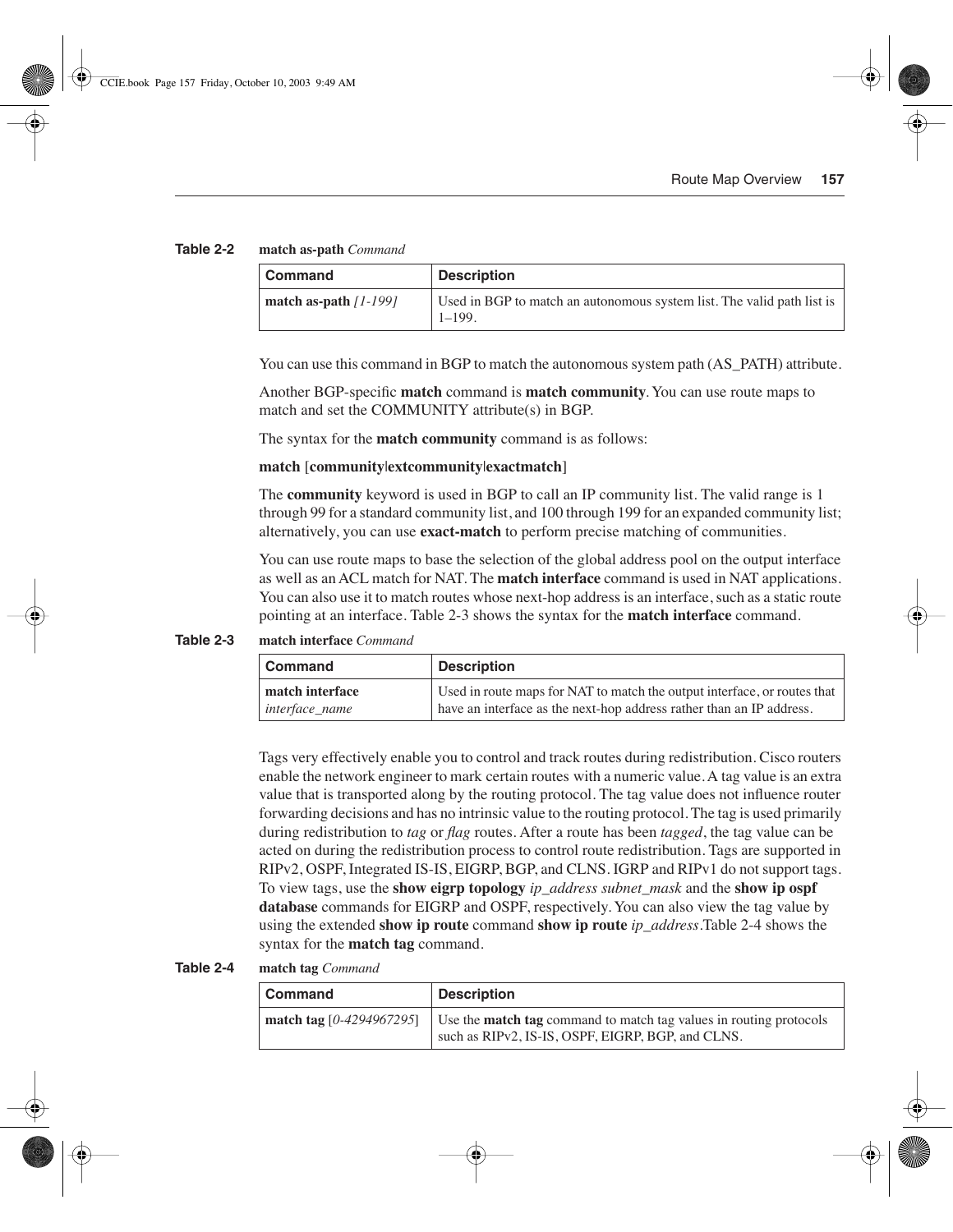**Table 2-2** **match as-path** *Command*

| Command | Description |
| --- | --- |
| **match as-path** *[1-199]* | Used in BGP to match an autonomous system list. The valid path list is 1–199. |

You can use this command in BGP to match the autonomous system path (AS_PATH) attribute.

Another BGP-specific **match** command is **match community**. You can use route maps to match and set the COMMUNITY attribute(s) in BGP.

The syntax for the **match community** command is as follows:

**match** [**community**|**extcommunity**|**exactmatch**]

The **community** keyword is used in BGP to call an IP community list. The valid range is 1 through 99 for a standard community list, and 100 through 199 for an expanded community list; alternatively, you can use **exact-match** to perform precise matching of communities.

You can use route maps to base the selection of the global address pool on the output interface as well as an ACL match for NAT. The **match interface** command is used in NAT applications. You can also use it to match routes whose next-hop address is an interface, such as a static route pointing at an interface. Table 2-3 shows the syntax for the **match interface** command.

**Table 2-3** **match interface** *Command*

| Command | Description |
| --- | --- |
| **match interface** *interface_name* | Used in route maps for NAT to match the output interface, or routes that have an interface as the next-hop address rather than an IP address. |

Tags very effectively enable you to control and track routes during redistribution. Cisco routers enable the network engineer to mark certain routes with a numeric value. A tag value is an extra value that is transported along by the routing protocol. The tag value does not influence router forwarding decisions and has no intrinsic value to the routing protocol. The tag is used primarily during redistribution to *tag* or *flag* routes. After a route has been *tagged*, the tag value can be acted on during the redistribution process to control route redistribution. Tags are supported in RIPv2, OSPF, Integrated IS-IS, EIGRP, BGP, and CLNS. IGRP and RIPv1 do not support tags. To view tags, use the **show eigrp topology** *ip_address subnet_mask* and the **show ip ospf database** commands for EIGRP and OSPF, respectively. You can also view the tag value by using the extended **show ip route** command **show ip route** *ip_address*.Table 2-4 shows the syntax for the **match tag** command.

**Table 2-4** **match tag** *Command*

| Command | Description |
| --- | --- |
| **match tag** [*0-4294967295*] | Use the **match tag** command to match tag values in routing protocols such as RIPv2, IS-IS, OSPF, EIGRP, BGP, and CLNS. |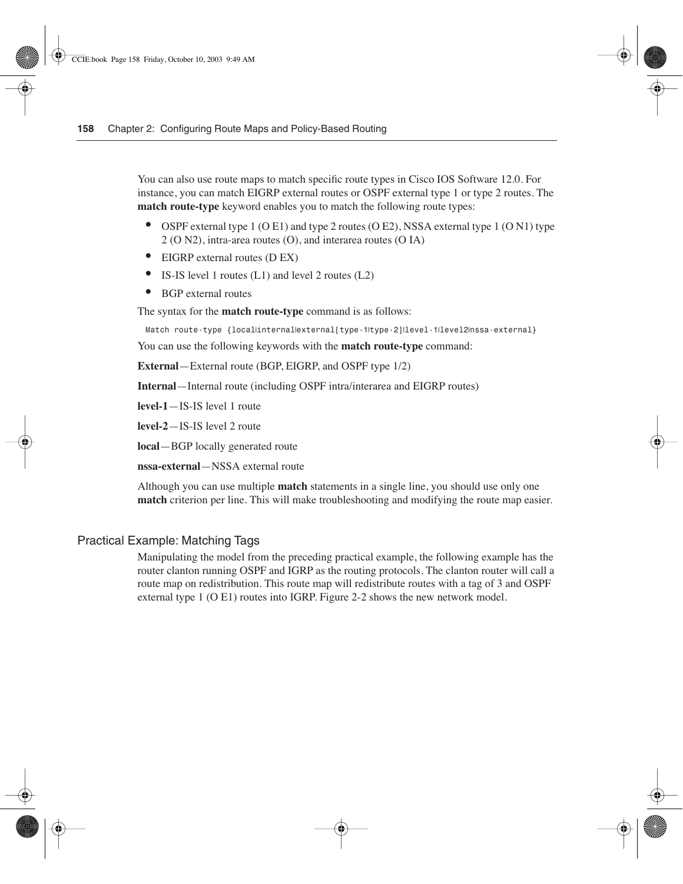You can also use route maps to match specific route types in Cisco IOS Software 12.0. For instance, you can match EIGRP external routes or OSPF external type 1 or type 2 routes. The **match route-type** keyword enables you to match the following route types:

- OSPF external type 1 (O E1) and type 2 routes (O E2), NSSA external type 1 (O N1) type 2 (O N2), intra-area routes (O), and interarea routes (O IA)
- EIGRP external routes (D EX)
- IS-IS level 1 routes (L1) and level 2 routes (L2)
- BGP external routes

The syntax for the **match route-type** command is as follows:

```
Match route-type {local|internal|external[type-1|type-2]|level-1|level2|nssa-external}
```

You can use the following keywords with the **match route-type** command:

**External**—External route (BGP, EIGRP, and OSPF type 1/2)

**Internal**—Internal route (including OSPF intra/interarea and EIGRP routes)

**level-1**—IS-IS level 1 route

**level-2**—IS-IS level 2 route

**local**—BGP locally generated route

**nssa-external**—NSSA external route

Although you can use multiple **match** statements in a single line, you should use only one **match** criterion per line. This will make troubleshooting and modifying the route map easier.

## Practical Example: Matching Tags

Manipulating the model from the preceding practical example, the following example has the router clanton running OSPF and IGRP as the routing protocols. The clanton router will call a route map on redistribution. This route map will redistribute routes with a tag of 3 and OSPF external type 1 (O E1) routes into IGRP. Figure 2-2 shows the new network model.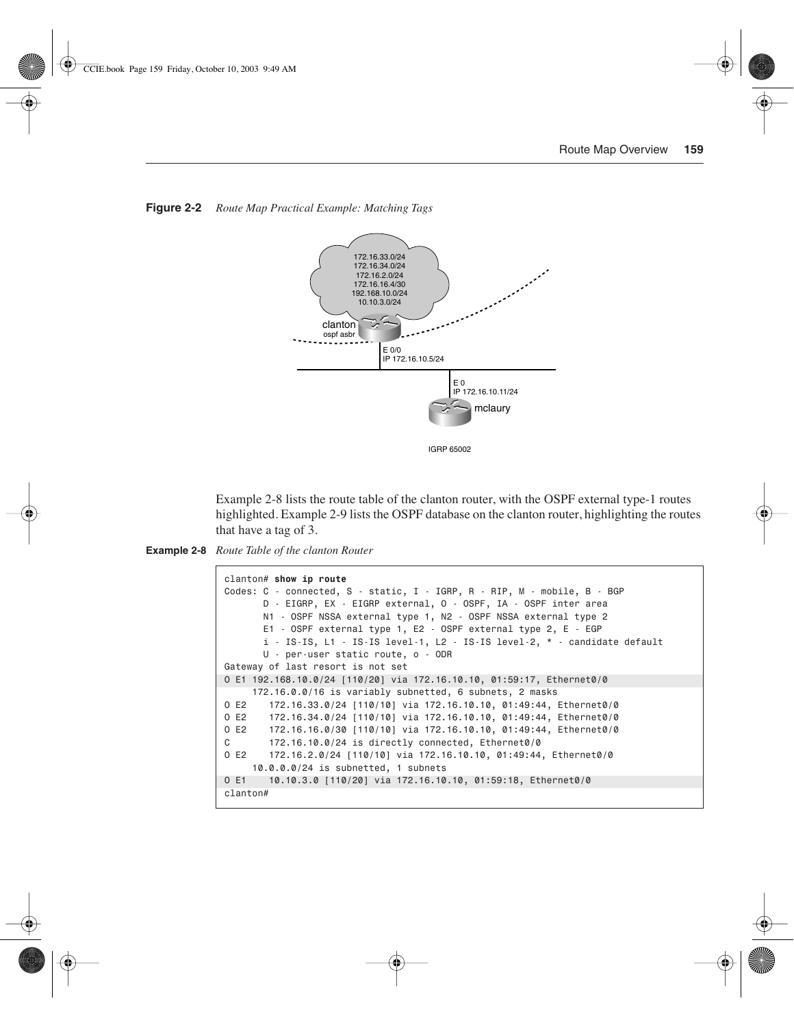**Figure 2-2** *Route Map Practical Example: Matching Tags*

Example 2-8 lists the route table of the clanton router, with the OSPF external type-1 routes highlighted. Example 2-9 lists the OSPF database on the clanton router, highlighting the routes that have a tag of 3.

**Example 2-8** *Route Table of the clanton Router*

```
clanton# show ip route
Codes: C - connected, S - static, I - IGRP, R - RIP, M - mobile, B - BGP
       D - EIGRP, EX - EIGRP external, O - OSPF, IA - OSPF inter area
       N1 - OSPF NSSA external type 1, N2 - OSPF NSSA external type 2
       E1 - OSPF external type 1, E2 - OSPF external type 2, E - EGP
       i - IS-IS, L1 - IS-IS level-1, L2 - IS-IS level-2, * - candidate default
       U - per-user static route, o - ODR
Gateway of last resort is not set
O E1 192.168.10.0/24 [110/20] via 172.16.10.10, 01:59:17, Ethernet0/0
     172.16.0.0/16 is variably subnetted, 6 subnets, 2 masks
O E2    172.16.33.0/24 [110/10] via 172.16.10.10, 01:49:44, Ethernet0/0
O E2    172.16.34.0/24 [110/10] via 172.16.10.10, 01:49:44, Ethernet0/0
O E2    172.16.16.0/30 [110/10] via 172.16.10.10, 01:49:44, Ethernet0/0
C       172.16.10.0/24 is directly connected, Ethernet0/0
O E2    172.16.2.0/24 [110/10] via 172.16.10.10, 01:49:44, Ethernet0/0
     10.0.0.0/24 is subnetted, 1 subnets
O E1    10.10.3.0 [110/20] via 172.16.10.10, 01:59:18, Ethernet0/0
clanton#
```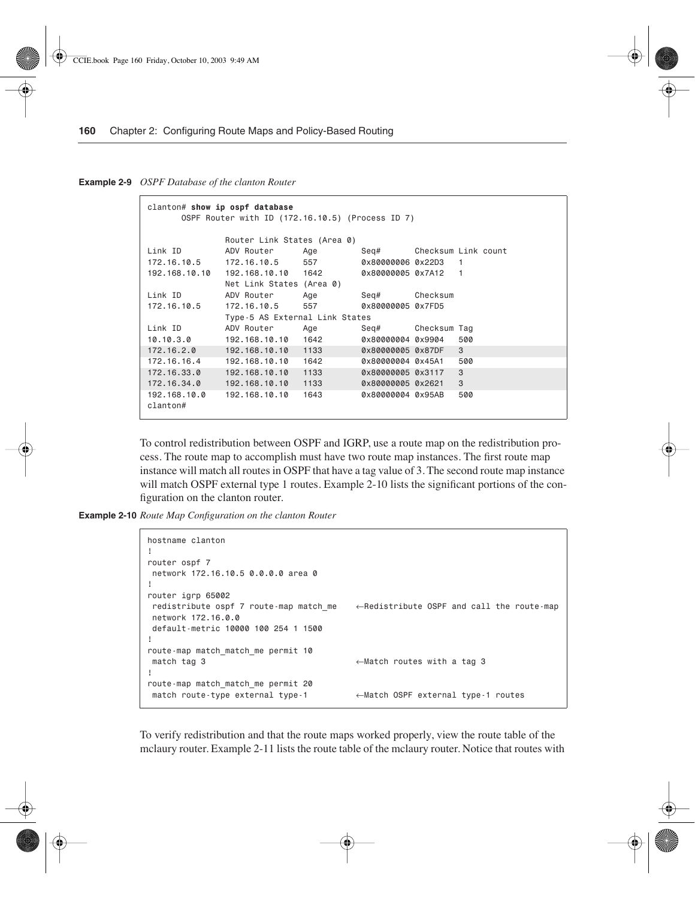**Example 2-9** *OSPF Database of the clanton Router*

```
clanton# show ip ospf database
       OSPF Router with ID (172.16.10.5) (Process ID 7)

                Router Link States (Area 0)
Link ID         ADV Router      Age         Seq#       Checksum Link count
172.16.10.5     172.16.10.5     557         0x80000006 0x22D3   1
192.168.10.10   192.168.10.10   1642        0x80000005 0x7A12   1
                Net Link States (Area 0)
Link ID         ADV Router      Age         Seq#       Checksum
172.16.10.5     172.16.10.5     557         0x80000005 0x7FD5
                Type-5 AS External Link States
Link ID         ADV Router      Age         Seq#       Checksum Tag
10.10.3.0       192.168.10.10   1642        0x80000004 0x9904   500
172.16.2.0      192.168.10.10   1133        0x80000005 0x87DF   3
172.16.16.4     192.168.10.10   1642        0x80000004 0x45A1   500
172.16.33.0     192.168.10.10   1133        0x80000005 0x3117   3
172.16.34.0     192.168.10.10   1133        0x80000005 0x2621   3
192.168.10.0    192.168.10.10   1643        0x80000004 0x95AB   500
clanton#
```

To control redistribution between OSPF and IGRP, use a route map on the redistribution process. The route map to accomplish must have two route map instances. The first route map instance will match all routes in OSPF that have a tag value of 3. The second route map instance will match OSPF external type 1 routes. Example 2-10 lists the significant portions of the configuration on the clanton router.

**Example 2-10** *Route Map Configuration on the clanton Router*

```
hostname clanton
!
router ospf 7
 network 172.16.10.5 0.0.0.0 area 0
!
router igrp 65002
 redistribute ospf 7 route-map match_me    ←Redistribute OSPF and call the route-map
 network 172.16.0.0
 default-metric 10000 100 254 1 1500
!
route-map match_match_me permit 10
 match tag 3                               ←Match routes with a tag 3
!
route-map match_match_me permit 20
 match route-type external type-1          ←Match OSPF external type-1 routes
```

To verify redistribution and that the route maps worked properly, view the route table of the mclaury router. Example 2-11 lists the route table of the mclaury router. Notice that routes with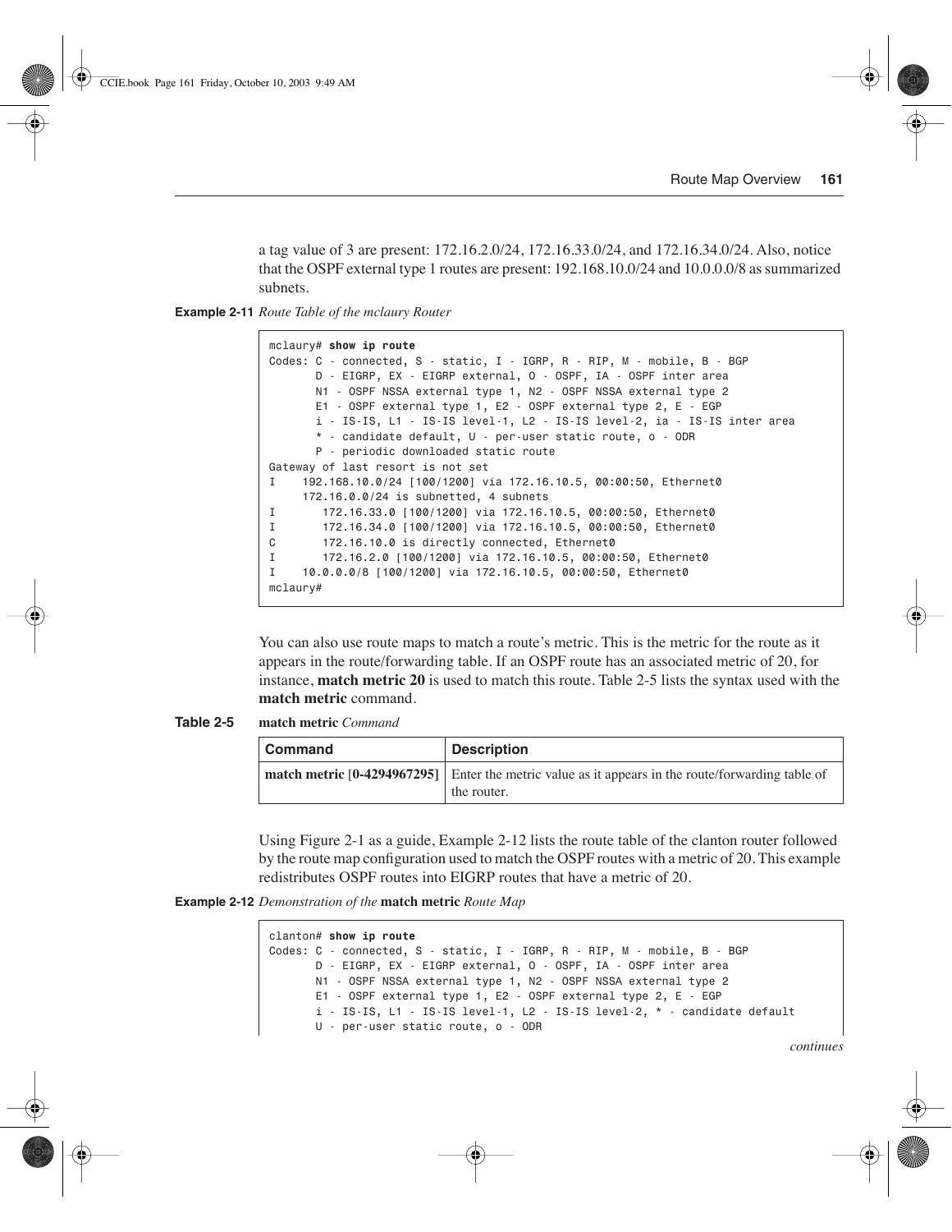a tag value of 3 are present: 172.16.2.0/24, 172.16.33.0/24, and 172.16.34.0/24. Also, notice that the OSPF external type 1 routes are present: 192.168.10.0/24 and 10.0.0.0/8 as summarized subnets.

**Example 2-11** *Route Table of the mclaury Router*

```
mclaury# show ip route
Codes: C - connected, S - static, I - IGRP, R - RIP, M - mobile, B - BGP
       D - EIGRP, EX - EIGRP external, O - OSPF, IA - OSPF inter area
       N1 - OSPF NSSA external type 1, N2 - OSPF NSSA external type 2
       E1 - OSPF external type 1, E2 - OSPF external type 2, E - EGP
       i - IS-IS, L1 - IS-IS level-1, L2 - IS-IS level-2, ia - IS-IS inter area
       * - candidate default, U - per-user static route, o - ODR
       P - periodic downloaded static route
Gateway of last resort is not set
I    192.168.10.0/24 [100/1200] via 172.16.10.5, 00:00:50, Ethernet0
     172.16.0.0/24 is subnetted, 4 subnets
I       172.16.33.0 [100/1200] via 172.16.10.5, 00:00:50, Ethernet0
I       172.16.34.0 [100/1200] via 172.16.10.5, 00:00:50, Ethernet0
C       172.16.10.0 is directly connected, Ethernet0
I       172.16.2.0 [100/1200] via 172.16.10.5, 00:00:50, Ethernet0
I    10.0.0.0/8 [100/1200] via 172.16.10.5, 00:00:50, Ethernet0
mclaury#
```

You can also use route maps to match a route's metric. This is the metric for the route as it appears in the route/forwarding table. If an OSPF route has an associated metric of 20, for instance, **match metric 20** is used to match this route. Table 2-5 lists the syntax used with the **match metric** command.

**Table 2-5** **match metric** *Command*

| Command | Description |
|---|---|
| **match metric [0-4294967295]** | Enter the metric value as it appears in the route/forwarding table of the router. |

Using Figure 2-1 as a guide, Example 2-12 lists the route table of the clanton router followed by the route map configuration used to match the OSPF routes with a metric of 20. This example redistributes OSPF routes into EIGRP routes that have a metric of 20.

**Example 2-12** *Demonstration of the* **match metric** *Route Map*

```
clanton# show ip route
Codes: C - connected, S - static, I - IGRP, R - RIP, M - mobile, B - BGP
       D - EIGRP, EX - EIGRP external, O - OSPF, IA - OSPF inter area
       N1 - OSPF NSSA external type 1, N2 - OSPF NSSA external type 2
       E1 - OSPF external type 1, E2 - OSPF external type 2, E - EGP
       i - IS-IS, L1 - IS-IS level-1, L2 - IS-IS level-2, * - candidate default
       U - per-user static route, o - ODR
```

*continues*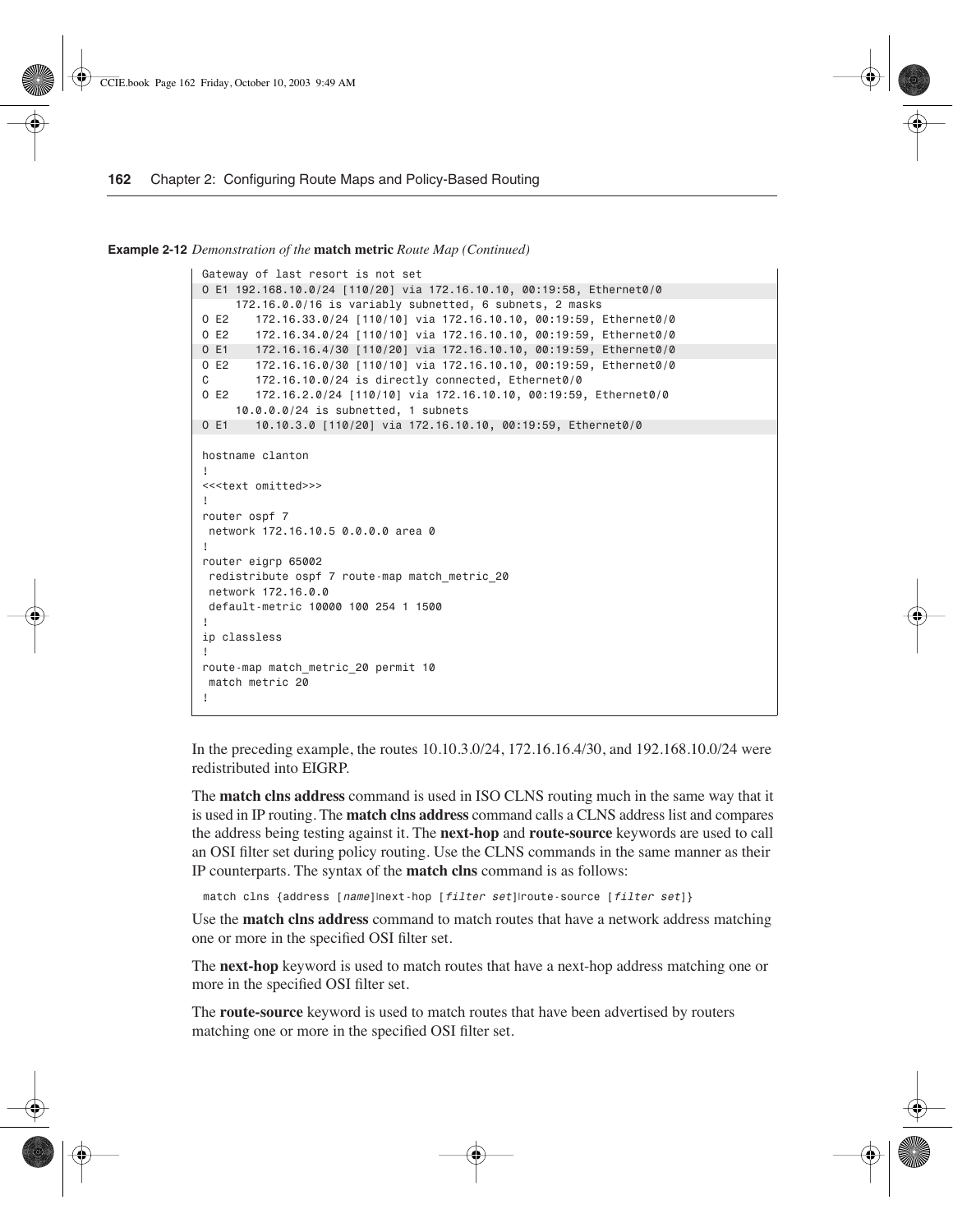**Example 2-12** *Demonstration of the* **match metric** *Route Map (Continued)*

```
Gateway of last resort is not set
O E1 192.168.10.0/24 [110/20] via 172.16.10.10, 00:19:58, Ethernet0/0
     172.16.0.0/16 is variably subnetted, 6 subnets, 2 masks
O E2    172.16.33.0/24 [110/10] via 172.16.10.10, 00:19:59, Ethernet0/0
O E2    172.16.34.0/24 [110/10] via 172.16.10.10, 00:19:59, Ethernet0/0
O E1    172.16.16.4/30 [110/20] via 172.16.10.10, 00:19:59, Ethernet0/0
O E2    172.16.16.0/30 [110/10] via 172.16.10.10, 00:19:59, Ethernet0/0
C       172.16.10.0/24 is directly connected, Ethernet0/0
O E2    172.16.2.0/24 [110/10] via 172.16.10.10, 00:19:59, Ethernet0/0
     10.0.0.0/24 is subnetted, 1 subnets
O E1    10.10.3.0 [110/20] via 172.16.10.10, 00:19:59, Ethernet0/0

hostname clanton
!
<<<text omitted>>>
!
router ospf 7
 network 172.16.10.5 0.0.0.0 area 0
!
router eigrp 65002
 redistribute ospf 7 route-map match_metric_20
 network 172.16.0.0
 default-metric 10000 100 254 1 1500
!
ip classless
!
route-map match_metric_20 permit 10
 match metric 20
!
```

In the preceding example, the routes 10.10.3.0/24, 172.16.16.4/30, and 192.168.10.0/24 were redistributed into EIGRP.

The **match clns address** command is used in ISO CLNS routing much in the same way that it is used in IP routing. The **match clns address** command calls a CLNS address list and compares the address being testing against it. The **next-hop** and **route-source** keywords are used to call an OSI filter set during policy routing. Use the CLNS commands in the same manner as their IP counterparts. The syntax of the **match clns** command is as follows:

```
match clns {address [name]|next-hop [filter set]|route-source [filter set]}
```

Use the **match clns address** command to match routes that have a network address matching one or more in the specified OSI filter set.

The **next-hop** keyword is used to match routes that have a next-hop address matching one or more in the specified OSI filter set.

The **route-source** keyword is used to match routes that have been advertised by routers matching one or more in the specified OSI filter set.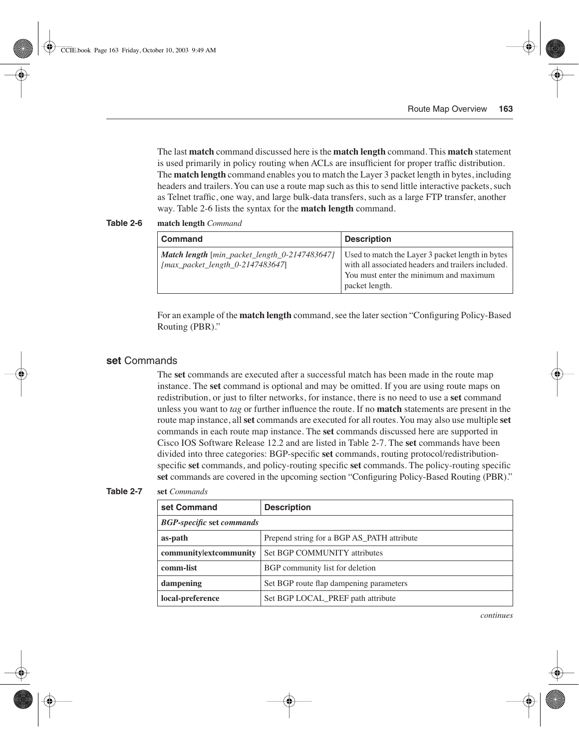The last **match** command discussed here is the **match length** command. This **match** statement is used primarily in policy routing when ACLs are insufficient for proper traffic distribution. The **match length** command enables you to match the Layer 3 packet length in bytes, including headers and trailers. You can use a route map such as this to send little interactive packets, such as Telnet traffic, one way, and large bulk-data transfers, such as a large FTP transfer, another way. Table 2-6 lists the syntax for the **match length** command.

**Table 2-6** **match length** *Command*

| Command | Description |
|---|---|
| ***Match length*** [*min_packet_length_0-2147483647*] [*max_packet_length_0-2147483647*] | Used to match the Layer 3 packet length in bytes with all associated headers and trailers included. You must enter the minimum and maximum packet length. |

For an example of the **match length** command, see the later section "Configuring Policy-Based Routing (PBR)."

### **set** Commands

The **set** commands are executed after a successful match has been made in the route map instance. The **set** command is optional and may be omitted. If you are using route maps on redistribution, or just to filter networks, for instance, there is no need to use a **set** command unless you want to *tag* or further influence the route. If no **match** statements are present in the route map instance, all **set** commands are executed for all routes. You may also use multiple **set** commands in each route map instance. The **set** commands discussed here are supported in Cisco IOS Software Release 12.2 and are listed in Table 2-7. The **set** commands have been divided into three categories: BGP-specific **set** commands, routing protocol/redistribution-specific **set** commands, and policy-routing specific **set** commands. The policy-routing specific **set** commands are covered in the upcoming section "Configuring Policy-Based Routing (PBR)."

**Table 2-7** **set** *Commands*

| set Command | Description |
|---|---|
| ***BGP-specific* set *commands*** | |
| **as-path** | Prepend string for a BGP AS_PATH attribute |
| **community\|extcommunity** | Set BGP COMMUNITY attributes |
| **comm-list** | BGP community list for deletion |
| **dampening** | Set BGP route flap dampening parameters |
| **local-preference** | Set BGP LOCAL_PREF path attribute |

*continues*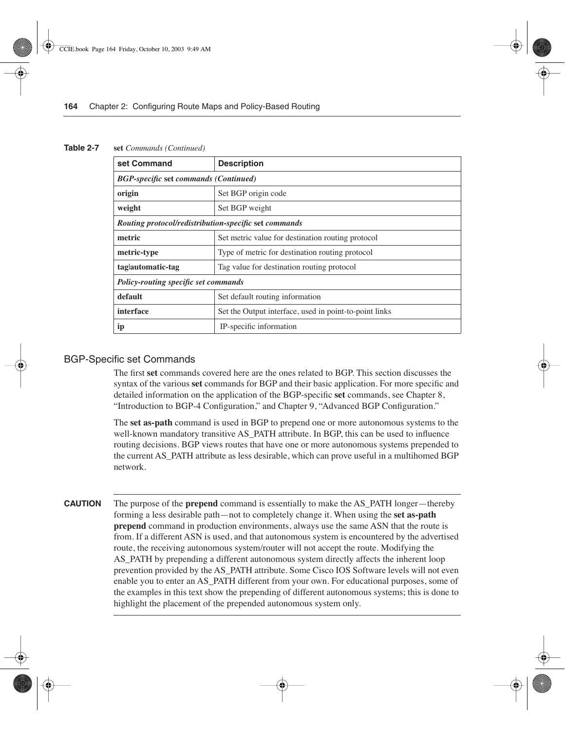**Table 2-7** **set** *Commands (Continued)*

| set Command | Description |
|---|---|
| ***BGP-specific* set *commands (Continued)*** | |
| **origin** | Set BGP origin code |
| **weight** | Set BGP weight |
| ***Routing protocol/redistribution-specific* set *commands*** | |
| **metric** | Set metric value for destination routing protocol |
| **metric-type** | Type of metric for destination routing protocol |
| **tag\|automatic-tag** | Tag value for destination routing protocol |
| ***Policy-routing specific set commands*** | |
| **default** | Set default routing information |
| **interface** | Set the Output interface, used in point-to-point links |
| **ip** | IP-specific information |

## BGP-Specific set Commands

The first **set** commands covered here are the ones related to BGP. This section discusses the syntax of the various **set** commands for BGP and their basic application. For more specific and detailed information on the application of the BGP-specific **set** commands, see Chapter 8, "Introduction to BGP-4 Configuration," and Chapter 9, "Advanced BGP Configuration."

The **set as-path** command is used in BGP to prepend one or more autonomous systems to the well-known mandatory transitive AS_PATH attribute. In BGP, this can be used to influence routing decisions. BGP views routes that have one or more autonomous systems prepended to the current AS_PATH attribute as less desirable, which can prove useful in a multihomed BGP network.

**CAUTION** The purpose of the **prepend** command is essentially to make the AS_PATH longer—thereby forming a less desirable path—not to completely change it. When using the **set as-path prepend** command in production environments, always use the same ASN that the route is from. If a different ASN is used, and that autonomous system is encountered by the advertised route, the receiving autonomous system/router will not accept the route. Modifying the AS_PATH by prepending a different autonomous system directly affects the inherent loop prevention provided by the AS_PATH attribute. Some Cisco IOS Software levels will not even enable you to enter an AS_PATH different from your own. For educational purposes, some of the examples in this text show the prepending of different autonomous systems; this is done to highlight the placement of the prepended autonomous system only.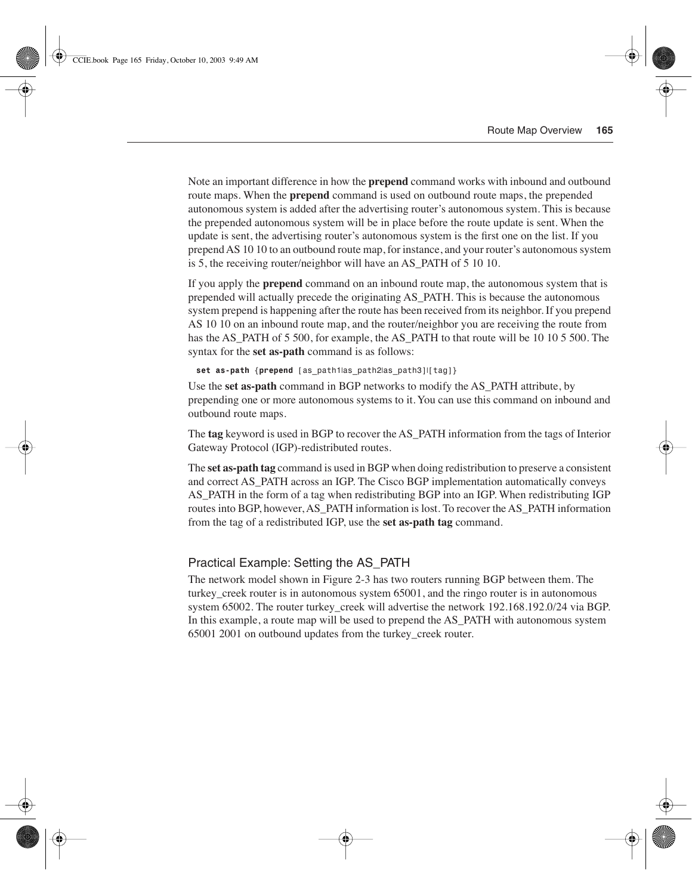Note an important difference in how the **prepend** command works with inbound and outbound route maps. When the **prepend** command is used on outbound route maps, the prepended autonomous system is added after the advertising router's autonomous system. This is because the prepended autonomous system will be in place before the route update is sent. When the update is sent, the advertising router's autonomous system is the first one on the list. If you prepend AS 10 10 to an outbound route map, for instance, and your router's autonomous system is 5, the receiving router/neighbor will have an AS_PATH of 5 10 10.

If you apply the **prepend** command on an inbound route map, the autonomous system that is prepended will actually precede the originating AS_PATH. This is because the autonomous system prepend is happening after the route has been received from its neighbor. If you prepend AS 10 10 on an inbound route map, and the router/neighbor you are receiving the route from has the AS_PATH of 5 500, for example, the AS_PATH to that route will be 10 10 5 500. The syntax for the **set as-path** command is as follows:

```
set as-path {prepend [as_path1|as_path2|as_path3]|[tag]}
```

Use the **set as-path** command in BGP networks to modify the AS_PATH attribute, by prepending one or more autonomous systems to it. You can use this command on inbound and outbound route maps.

The **tag** keyword is used in BGP to recover the AS_PATH information from the tags of Interior Gateway Protocol (IGP)-redistributed routes.

The **set as-path tag** command is used in BGP when doing redistribution to preserve a consistent and correct AS_PATH across an IGP. The Cisco BGP implementation automatically conveys AS_PATH in the form of a tag when redistributing BGP into an IGP. When redistributing IGP routes into BGP, however, AS_PATH information is lost. To recover the AS_PATH information from the tag of a redistributed IGP, use the **set as-path tag** command.

## Practical Example: Setting the AS_PATH

The network model shown in Figure 2-3 has two routers running BGP between them. The turkey_creek router is in autonomous system 65001, and the ringo router is in autonomous system 65002. The router turkey_creek will advertise the network 192.168.192.0/24 via BGP. In this example, a route map will be used to prepend the AS_PATH with autonomous system 65001 2001 on outbound updates from the turkey_creek router.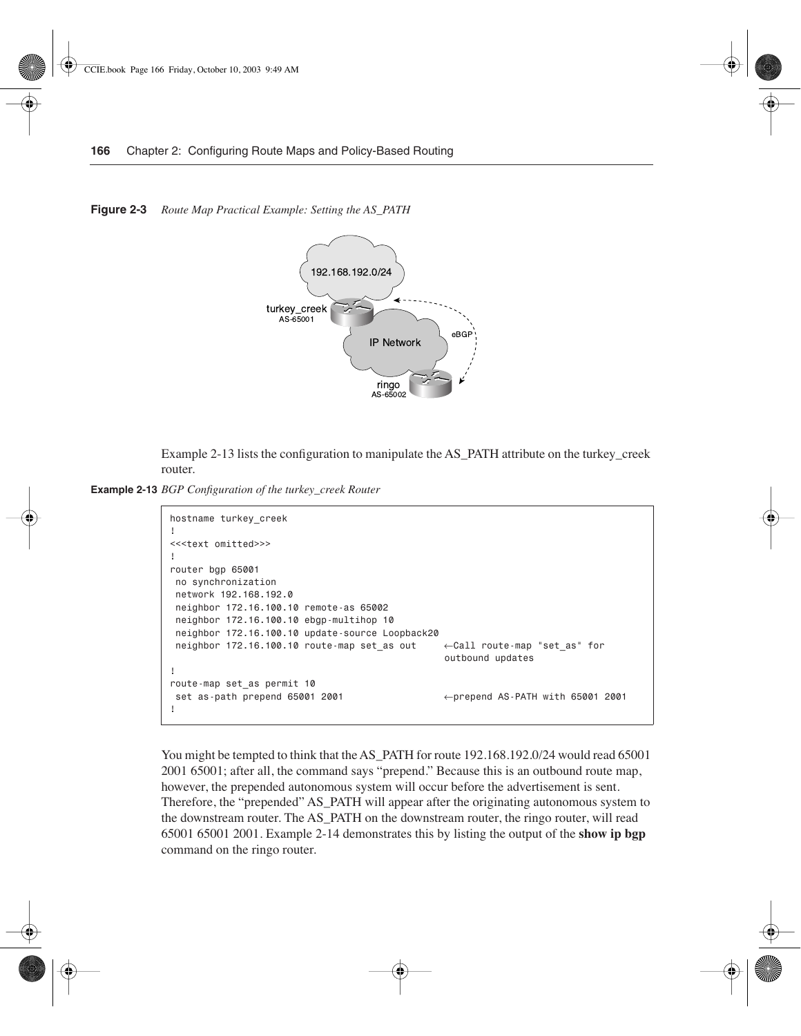**Figure 2-3** *Route Map Practical Example: Setting the AS_PATH*

Example 2-13 lists the configuration to manipulate the AS_PATH attribute on the turkey_creek router.

**Example 2-13** *BGP Configuration of the turkey_creek Router*

```
hostname turkey_creek
!
<<<text omitted>>>
!
router bgp 65001
 no synchronization
 network 192.168.192.0
 neighbor 172.16.100.10 remote-as 65002
 neighbor 172.16.100.10 ebgp-multihop 10
 neighbor 172.16.100.10 update-source Loopback20
 neighbor 172.16.100.10 route-map set_as out     ←Call route-map "set_as" for
                                                  outbound updates
!
route-map set_as permit 10
 set as-path prepend 65001 2001                  ←prepend AS-PATH with 65001 2001
!
```

You might be tempted to think that the AS_PATH for route 192.168.192.0/24 would read 65001 2001 65001; after all, the command says "prepend." Because this is an outbound route map, however, the prepended autonomous system will occur before the advertisement is sent. Therefore, the "prepended" AS_PATH will appear after the originating autonomous system to the downstream router. The AS_PATH on the downstream router, the ringo router, will read 65001 65001 2001. Example 2-14 demonstrates this by listing the output of the **show ip bgp** command on the ringo router.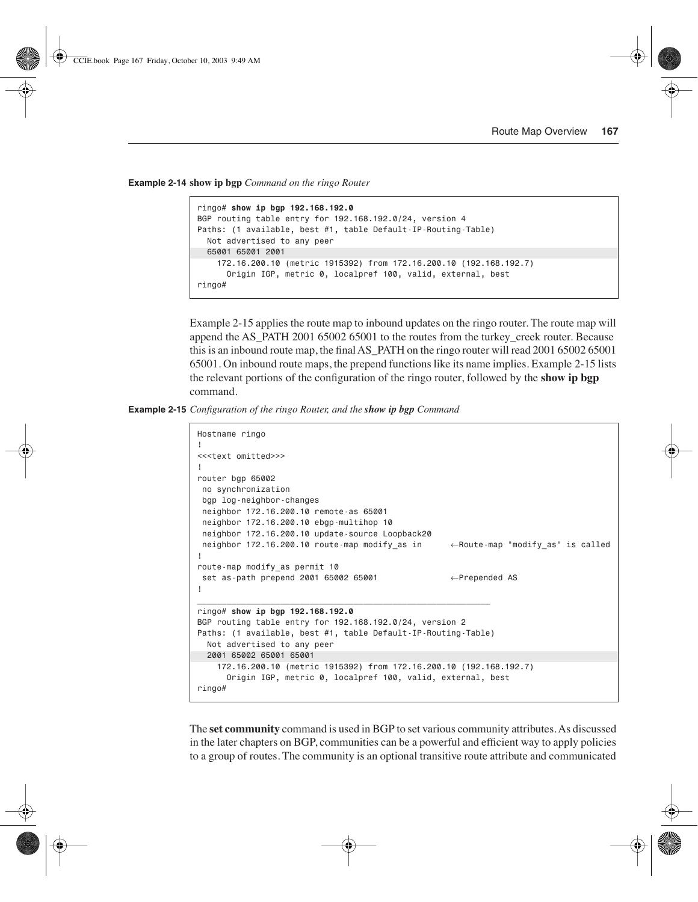**Example 2-14** **show ip bgp** *Command on the ringo Router*

```
ringo# show ip bgp 192.168.192.0
BGP routing table entry for 192.168.192.0/24, version 4
Paths: (1 available, best #1, table Default-IP-Routing-Table)
  Not advertised to any peer
  65001 65001 2001
    172.16.200.10 (metric 1915392) from 172.16.200.10 (192.168.192.7)
      Origin IGP, metric 0, localpref 100, valid, external, best
ringo#
```

Example 2-15 applies the route map to inbound updates on the ringo router. The route map will append the AS_PATH 2001 65002 65001 to the routes from the turkey_creek router. Because this is an inbound route map, the final AS_PATH on the ringo router will read 2001 65002 65001 65001. On inbound route maps, the prepend functions like its name implies. Example 2-15 lists the relevant portions of the configuration of the ringo router, followed by the **show ip bgp** command.

**Example 2-15** *Configuration of the ringo Router, and the* ***show ip bgp*** *Command*

```
Hostname ringo
!
<<<text omitted>>>
!
router bgp 65002
 no synchronization
 bgp log-neighbor-changes
 neighbor 172.16.200.10 remote-as 65001
 neighbor 172.16.200.10 ebgp-multihop 10
 neighbor 172.16.200.10 update-source Loopback20
 neighbor 172.16.200.10 route-map modify_as in       ←Route-map "modify_as" is called
!
route-map modify_as permit 10
 set as-path prepend 2001 65002 65001                ←Prepended AS
!
_____________________________________________________________
ringo# show ip bgp 192.168.192.0
BGP routing table entry for 192.168.192.0/24, version 2
Paths: (1 available, best #1, table Default-IP-Routing-Table)
  Not advertised to any peer
  2001 65002 65001 65001
    172.16.200.10 (metric 1915392) from 172.16.200.10 (192.168.192.7)
      Origin IGP, metric 0, localpref 100, valid, external, best
ringo#
```

The **set community** command is used in BGP to set various community attributes. As discussed in the later chapters on BGP, communities can be a powerful and efficient way to apply policies to a group of routes. The community is an optional transitive route attribute and communicated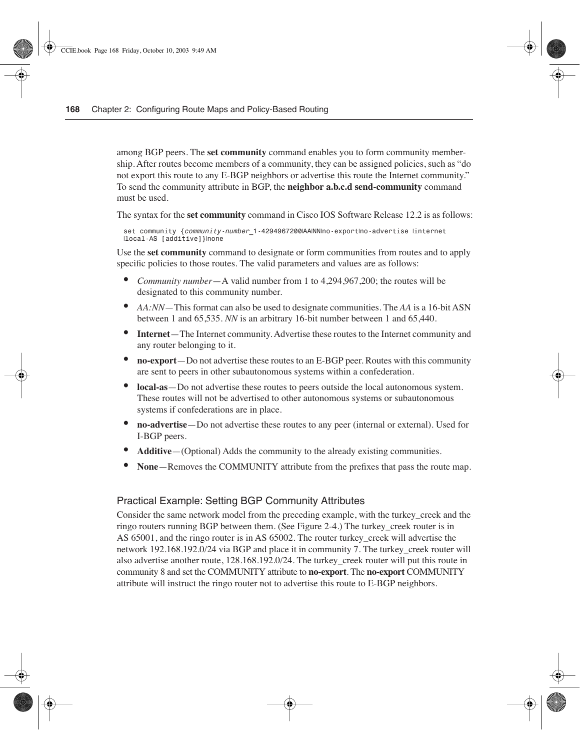among BGP peers. The **set community** command enables you to form community membership. After routes become members of a community, they can be assigned policies, such as "do not export this route to any E-BGP neighbors or advertise this route the Internet community." To send the community attribute in BGP, the **neighbor a.b.c.d send-community** command must be used.

The syntax for the **set community** command in Cisco IOS Software Release 12.2 is as follows:

```
set community {community-number_1-4294967200|AA|NN|no-export|no-advertise |internet
|local-AS [additive]}|none
```

Use the **set community** command to designate or form communities from routes and to apply specific policies to those routes. The valid parameters and values are as follows:

- *Community number*—A valid number from 1 to 4,294,967,200; the routes will be designated to this community number.
- *AA:NN*—This format can also be used to designate communities. The *AA* is a 16-bit ASN between 1 and 65,535. *NN* is an arbitrary 16-bit number between 1 and 65,440.
- **Internet**—The Internet community. Advertise these routes to the Internet community and any router belonging to it.
- **no-export**—Do not advertise these routes to an E-BGP peer. Routes with this community are sent to peers in other subautonomous systems within a confederation.
- **local-as**—Do not advertise these routes to peers outside the local autonomous system. These routes will not be advertised to other autonomous systems or subautonomous systems if confederations are in place.
- **no-advertise**—Do not advertise these routes to any peer (internal or external). Used for I-BGP peers.
- **Additive**—(Optional) Adds the community to the already existing communities.
- **None**—Removes the COMMUNITY attribute from the prefixes that pass the route map.

### Practical Example: Setting BGP Community Attributes

Consider the same network model from the preceding example, with the turkey_creek and the ringo routers running BGP between them. (See Figure 2-4.) The turkey_creek router is in AS 65001, and the ringo router is in AS 65002. The router turkey_creek will advertise the network 192.168.192.0/24 via BGP and place it in community 7. The turkey_creek router will also advertise another route, 128.168.192.0/24. The turkey_creek router will put this route in community 8 and set the COMMUNITY attribute to **no-export**. The **no-export** COMMUNITY attribute will instruct the ringo router not to advertise this route to E-BGP neighbors.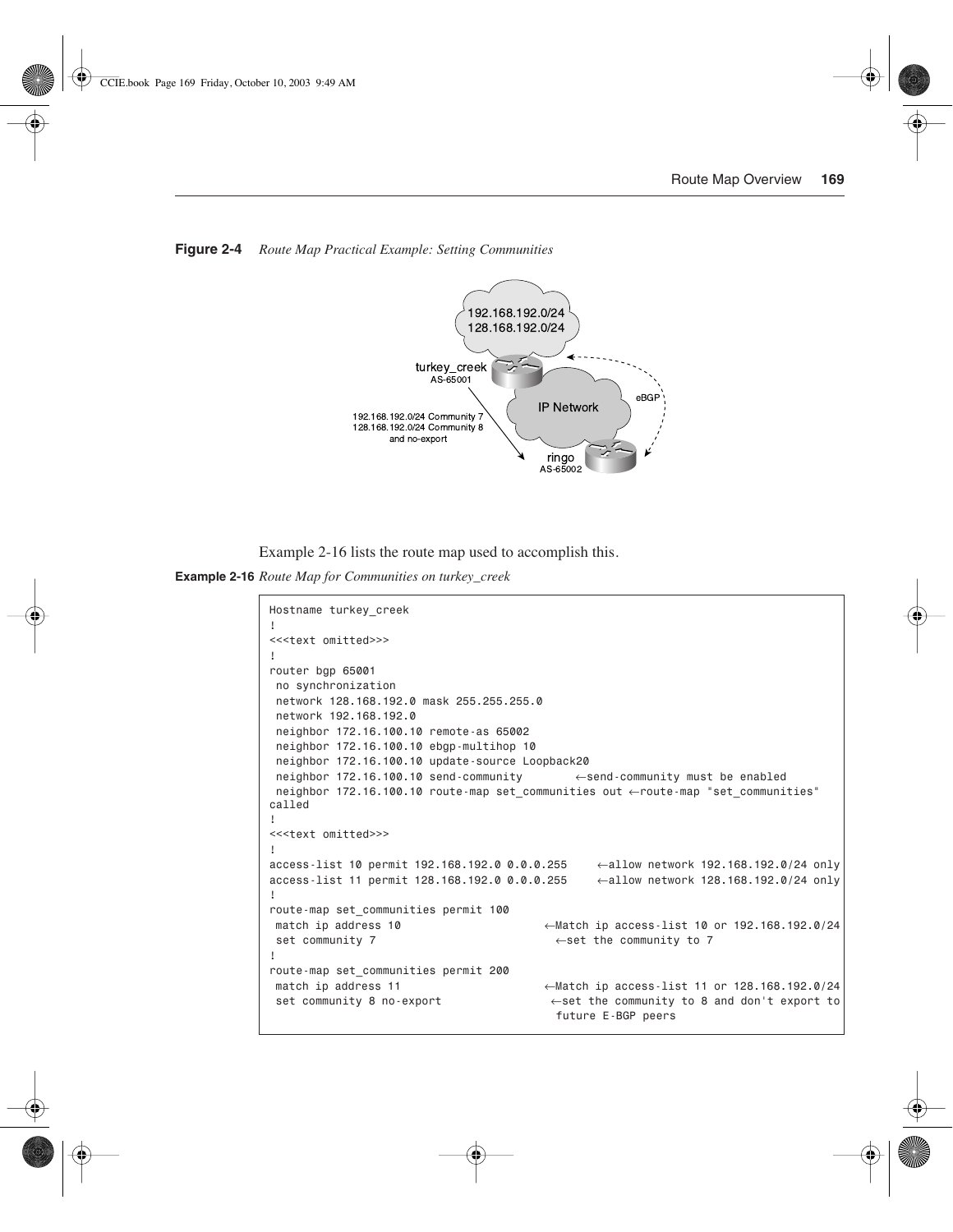**Figure 2-4** *Route Map Practical Example: Setting Communities*

Example 2-16 lists the route map used to accomplish this.

**Example 2-16** *Route Map for Communities on turkey_creek*

```
Hostname turkey_creek
!
<<<text omitted>>>
!
router bgp 65001
 no synchronization
 network 128.168.192.0 mask 255.255.255.0
 network 192.168.192.0
 neighbor 172.16.100.10 remote-as 65002
 neighbor 172.16.100.10 ebgp-multihop 10
 neighbor 172.16.100.10 update-source Loopback20
 neighbor 172.16.100.10 send-community        ←send-community must be enabled
 neighbor 172.16.100.10 route-map set_communities out ←route-map "set_communities"
called
!
<<<text omitted>>>
!
access-list 10 permit 192.168.192.0 0.0.0.255    ←allow network 192.168.192.0/24 only
access-list 11 permit 128.168.192.0 0.0.0.255    ←allow network 128.168.192.0/24 only
!
route-map set_communities permit 100
 match ip address 10                      ←Match ip access-list 10 or 192.168.192.0/24
 set community 7                            ←set the community to 7
!
route-map set_communities permit 200
 match ip address 11                      ←Match ip access-list 11 or 128.168.192.0/24
 set community 8 no-export                 ←set the community to 8 and don't export to
                                            future E-BGP peers
```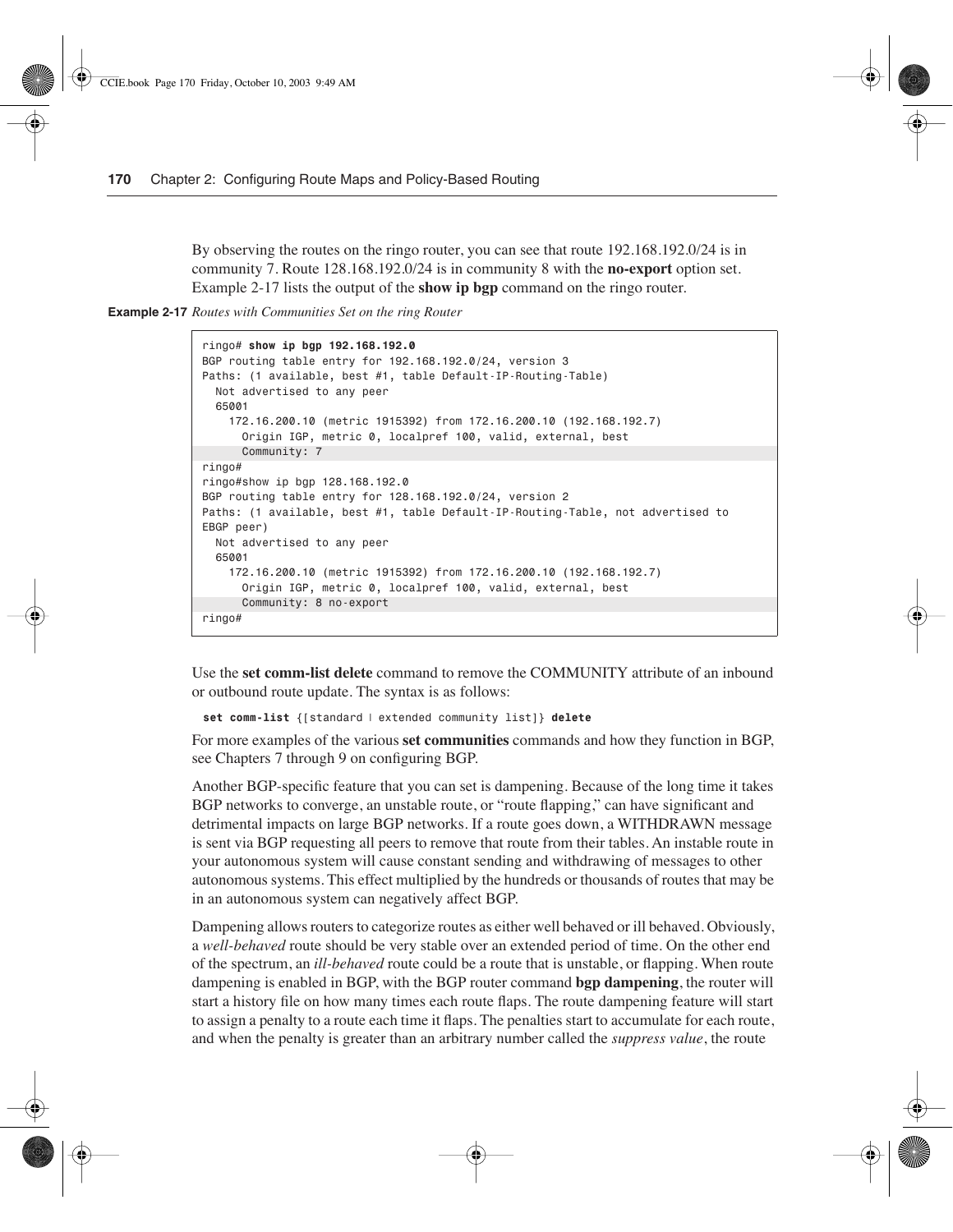By observing the routes on the ringo router, you can see that route 192.168.192.0/24 is in community 7. Route 128.168.192.0/24 is in community 8 with the **no-export** option set. Example 2-17 lists the output of the **show ip bgp** command on the ringo router.

**Example 2-17** *Routes with Communities Set on the ring Router*

```
ringo# show ip bgp 192.168.192.0
BGP routing table entry for 192.168.192.0/24, version 3
Paths: (1 available, best #1, table Default-IP-Routing-Table)
  Not advertised to any peer
  65001
    172.16.200.10 (metric 1915392) from 172.16.200.10 (192.168.192.7)
      Origin IGP, metric 0, localpref 100, valid, external, best
      Community: 7
ringo#
ringo#show ip bgp 128.168.192.0
BGP routing table entry for 128.168.192.0/24, version 2
Paths: (1 available, best #1, table Default-IP-Routing-Table, not advertised to
EBGP peer)
  Not advertised to any peer
  65001
    172.16.200.10 (metric 1915392) from 172.16.200.10 (192.168.192.7)
      Origin IGP, metric 0, localpref 100, valid, external, best
      Community: 8 no-export
ringo#
```

Use the **set comm-list delete** command to remove the COMMUNITY attribute of an inbound or outbound route update. The syntax is as follows:

```
set comm-list {[standard | extended community list]} delete
```

For more examples of the various **set communities** commands and how they function in BGP, see Chapters 7 through 9 on configuring BGP.

Another BGP-specific feature that you can set is dampening. Because of the long time it takes BGP networks to converge, an unstable route, or "route flapping," can have significant and detrimental impacts on large BGP networks. If a route goes down, a WITHDRAWN message is sent via BGP requesting all peers to remove that route from their tables. An instable route in your autonomous system will cause constant sending and withdrawing of messages to other autonomous systems. This effect multiplied by the hundreds or thousands of routes that may be in an autonomous system can negatively affect BGP.

Dampening allows routers to categorize routes as either well behaved or ill behaved. Obviously, a *well-behaved* route should be very stable over an extended period of time. On the other end of the spectrum, an *ill-behaved* route could be a route that is unstable, or flapping. When route dampening is enabled in BGP, with the BGP router command **bgp dampening**, the router will start a history file on how many times each route flaps. The route dampening feature will start to assign a penalty to a route each time it flaps. The penalties start to accumulate for each route, and when the penalty is greater than an arbitrary number called the *suppress value*, the route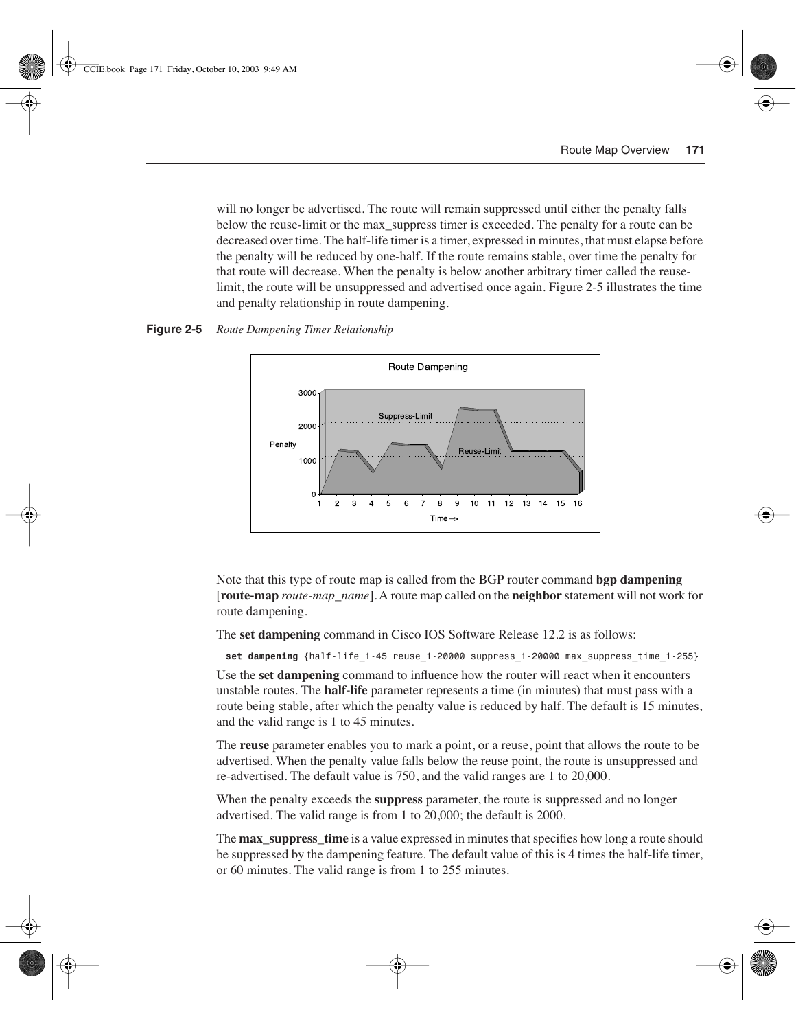will no longer be advertised. The route will remain suppressed until either the penalty falls below the reuse-limit or the max_suppress timer is exceeded. The penalty for a route can be decreased over time. The half-life timer is a timer, expressed in minutes, that must elapse before the penalty will be reduced by one-half. If the route remains stable, over time the penalty for that route will decrease. When the penalty is below another arbitrary timer called the reuse-limit, the route will be unsuppressed and advertised once again. Figure 2-5 illustrates the time and penalty relationship in route dampening.

**Figure 2-5** *Route Dampening Timer Relationship*

Note that this type of route map is called from the BGP router command **bgp dampening** [**route-map** *route-map_name*]. A route map called on the **neighbor** statement will not work for route dampening.

The **set dampening** command in Cisco IOS Software Release 12.2 is as follows:

```
set dampening {half-life_1-45 reuse_1-20000 suppress_1-20000 max_suppress_time_1-255}
```

Use the **set dampening** command to influence how the router will react when it encounters unstable routes. The **half-life** parameter represents a time (in minutes) that must pass with a route being stable, after which the penalty value is reduced by half. The default is 15 minutes, and the valid range is 1 to 45 minutes.

The **reuse** parameter enables you to mark a point, or a reuse, point that allows the route to be advertised. When the penalty value falls below the reuse point, the route is unsuppressed and re-advertised. The default value is 750, and the valid ranges are 1 to 20,000.

When the penalty exceeds the **suppress** parameter, the route is suppressed and no longer advertised. The valid range is from 1 to 20,000; the default is 2000.

The **max_suppress_time** is a value expressed in minutes that specifies how long a route should be suppressed by the dampening feature. The default value of this is 4 times the half-life timer, or 60 minutes. The valid range is from 1 to 255 minutes.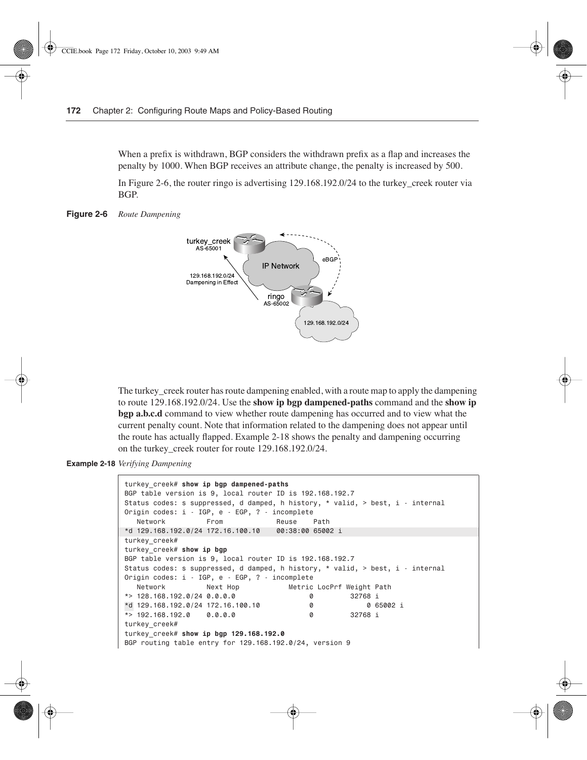When a prefix is withdrawn, BGP considers the withdrawn prefix as a flap and increases the penalty by 1000. When BGP receives an attribute change, the penalty is increased by 500.

In Figure 2-6, the router ringo is advertising 129.168.192.0/24 to the turkey_creek router via BGP.

**Figure 2-6** *Route Dampening*

The turkey_creek router has route dampening enabled, with a route map to apply the dampening to route 129.168.192.0/24. Use the **show ip bgp dampened-paths** command and the **show ip bgp a.b.c.d** command to view whether route dampening has occurred and to view what the current penalty count. Note that information related to the dampening does not appear until the route has actually flapped. Example 2-18 shows the penalty and dampening occurring on the turkey_creek router for route 129.168.192.0/24.

**Example 2-18** *Verifying Dampening*

```
turkey_creek# show ip bgp dampened-paths
BGP table version is 9, local router ID is 192.168.192.7
Status codes: s suppressed, d damped, h history, * valid, > best, i - internal
Origin codes: i - IGP, e - EGP, ? - incomplete
   Network          From             Reuse    Path
*d 129.168.192.0/24 172.16.100.10    00:38:00 65002 i
turkey_creek#
turkey_creek# show ip bgp
BGP table version is 9, local router ID is 192.168.192.7
Status codes: s suppressed, d damped, h history, * valid, > best, i - internal
Origin codes: i - IGP, e - EGP, ? - incomplete
   Network          Next Hop            Metric LocPrf Weight Path
*> 128.168.192.0/24 0.0.0.0                  0         32768 i
*d 129.168.192.0/24 172.16.100.10            0             0 65002 i
*> 192.168.192.0    0.0.0.0                  0         32768 i
turkey_creek#
turkey_creek# show ip bgp 129.168.192.0
BGP routing table entry for 129.168.192.0/24, version 9
```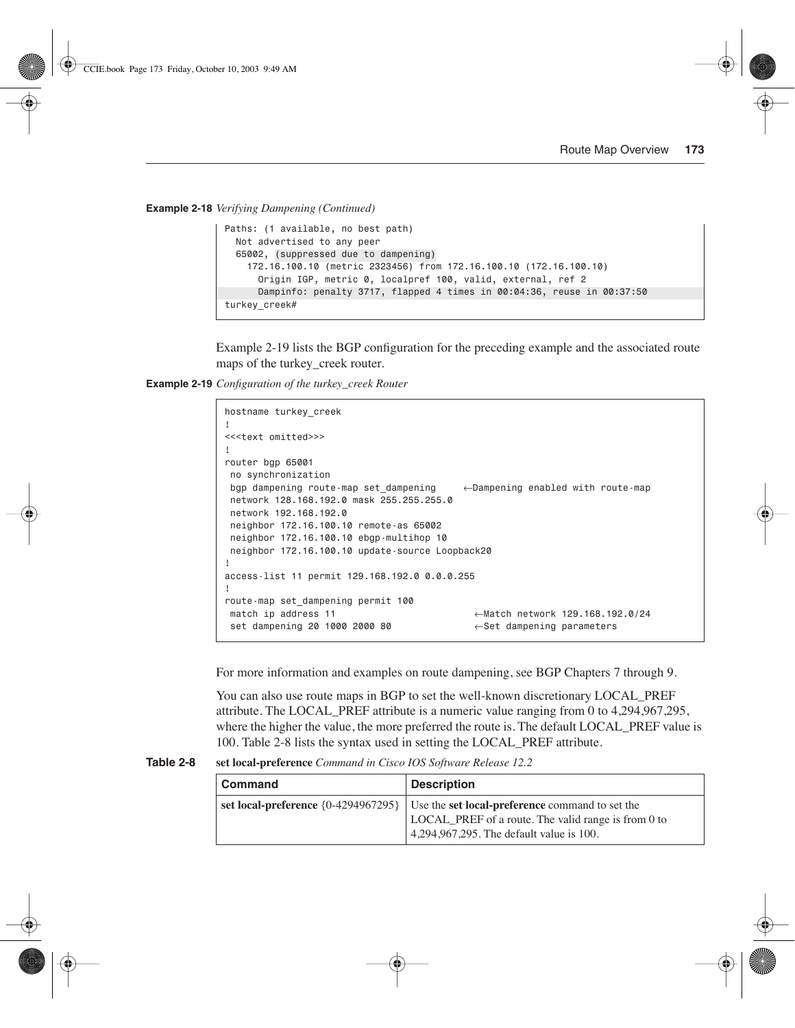**Example 2-18** *Verifying Dampening (Continued)*

```
Paths: (1 available, no best path)
  Not advertised to any peer
  65002, (suppressed due to dampening)
    172.16.100.10 (metric 2323456) from 172.16.100.10 (172.16.100.10)
      Origin IGP, metric 0, localpref 100, valid, external, ref 2
      Dampinfo: penalty 3717, flapped 4 times in 00:04:36, reuse in 00:37:50
turkey_creek#
```

Example 2-19 lists the BGP configuration for the preceding example and the associated route maps of the turkey_creek router.

**Example 2-19** *Configuration of the turkey_creek Router*

```
hostname turkey_creek
!
<<<text omitted>>>
!
router bgp 65001
 no synchronization
 bgp dampening route-map set_dampening     ←Dampening enabled with route-map
 network 128.168.192.0 mask 255.255.255.0
 network 192.168.192.0
 neighbor 172.16.100.10 remote-as 65002
 neighbor 172.16.100.10 ebgp-multihop 10
 neighbor 172.16.100.10 update-source Loopback20
!
access-list 11 permit 129.168.192.0 0.0.0.255
!
route-map set_dampening permit 100
 match ip address 11                        ←Match network 129.168.192.0/24
 set dampening 20 1000 2000 80              ←Set dampening parameters
```

For more information and examples on route dampening, see BGP Chapters 7 through 9.

You can also use route maps in BGP to set the well-known discretionary LOCAL_PREF attribute. The LOCAL_PREF attribute is a numeric value ranging from 0 to 4,294,967,295, where the higher the value, the more preferred the route is. The default LOCAL_PREF value is 100. Table 2-8 lists the syntax used in setting the LOCAL_PREF attribute.

**Table 2-8** **set local-preference** *Command in Cisco IOS Software Release 12.2*

| Command | Description |
|---|---|
| **set local-preference** {0-4294967295} | Use the **set local-preference** command to set the LOCAL_PREF of a route. The valid range is from 0 to 4,294,967,295. The default value is 100. |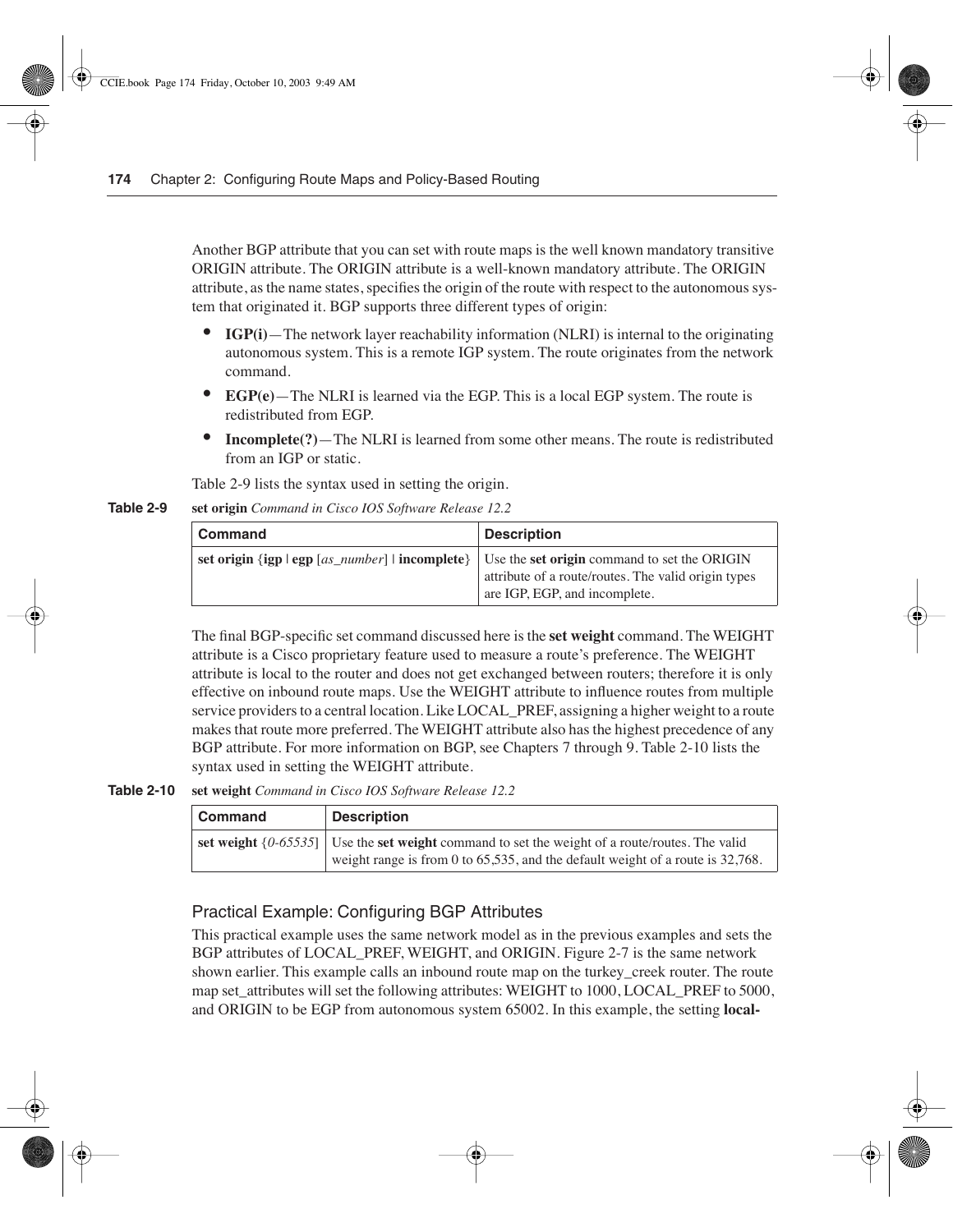Another BGP attribute that you can set with route maps is the well known mandatory transitive ORIGIN attribute. The ORIGIN attribute is a well-known mandatory attribute. The ORIGIN attribute, as the name states, specifies the origin of the route with respect to the autonomous system that originated it. BGP supports three different types of origin:

- **IGP(i)**—The network layer reachability information (NLRI) is internal to the originating autonomous system. This is a remote IGP system. The route originates from the network command.
- **EGP(e)**—The NLRI is learned via the EGP. This is a local EGP system. The route is redistributed from EGP.
- **Incomplete(?)**—The NLRI is learned from some other means. The route is redistributed from an IGP or static.

Table 2-9 lists the syntax used in setting the origin.

**Table 2-9** **set origin** *Command in Cisco IOS Software Release 12.2*

| Command | Description |
|---|---|
| **set origin** {**igp** \| **egp** [*as_number*] \| **incomplete**} | Use the **set origin** command to set the ORIGIN attribute of a route/routes. The valid origin types are IGP, EGP, and incomplete. |

The final BGP-specific set command discussed here is the **set weight** command. The WEIGHT attribute is a Cisco proprietary feature used to measure a route's preference. The WEIGHT attribute is local to the router and does not get exchanged between routers; therefore it is only effective on inbound route maps. Use the WEIGHT attribute to influence routes from multiple service providers to a central location. Like LOCAL_PREF, assigning a higher weight to a route makes that route more preferred. The WEIGHT attribute also has the highest precedence of any BGP attribute. For more information on BGP, see Chapters 7 through 9. Table 2-10 lists the syntax used in setting the WEIGHT attribute.

**Table 2-10** **set weight** *Command in Cisco IOS Software Release 12.2*

| Command | Description |
|---|---|
| **set weight** {*0-65535*] | Use the **set weight** command to set the weight of a route/routes. The valid weight range is from 0 to 65,535, and the default weight of a route is 32,768. |

### Practical Example: Configuring BGP Attributes

This practical example uses the same network model as in the previous examples and sets the BGP attributes of LOCAL_PREF, WEIGHT, and ORIGIN. Figure 2-7 is the same network shown earlier. This example calls an inbound route map on the turkey_creek router. The route map set_attributes will set the following attributes: WEIGHT to 1000, LOCAL_PREF to 5000, and ORIGIN to be EGP from autonomous system 65002. In this example, the setting **local-**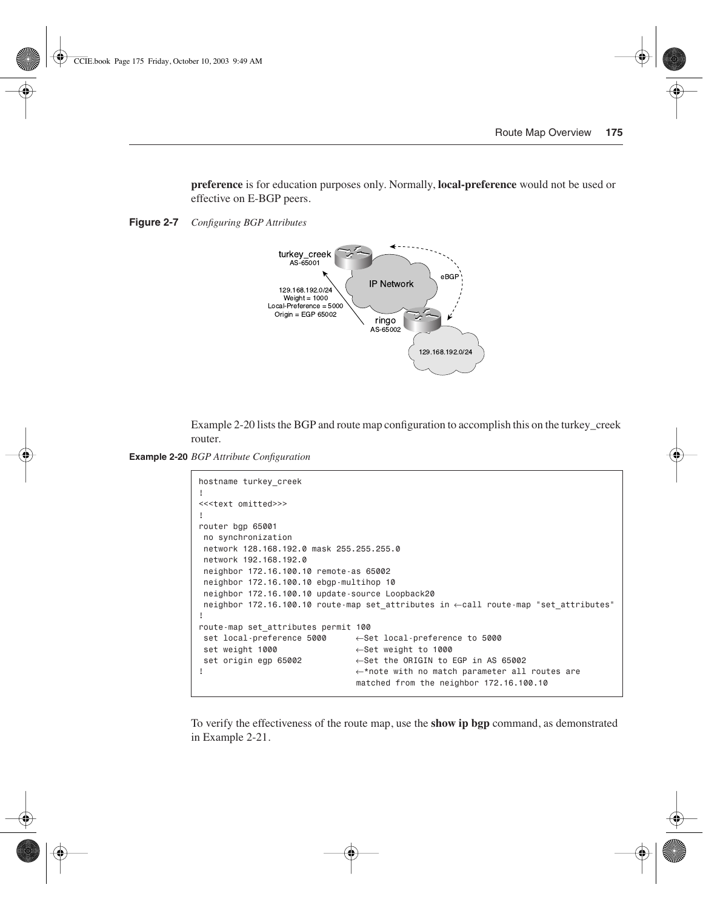**preference** is for education purposes only. Normally, **local-preference** would not be used or effective on E-BGP peers.

**Figure 2-7** *Configuring BGP Attributes*

Example 2-20 lists the BGP and route map configuration to accomplish this on the turkey_creek router.

**Example 2-20** *BGP Attribute Configuration*

```
hostname turkey_creek
!
<<<text omitted>>>
!
router bgp 65001
 no synchronization
 network 128.168.192.0 mask 255.255.255.0
 network 192.168.192.0
 neighbor 172.16.100.10 remote-as 65002
 neighbor 172.16.100.10 ebgp-multihop 10
 neighbor 172.16.100.10 update-source Loopback20
 neighbor 172.16.100.10 route-map set_attributes in ←call route-map "set_attributes"
!
route-map set_attributes permit 100
 set local-preference 5000      ←Set local-preference to 5000
 set weight 1000                ←Set weight to 1000
 set origin egp 65002           ←Set the ORIGIN to EGP in AS 65002
!                               ←*note with no match parameter all routes are
                                matched from the neighbor 172.16.100.10
```

To verify the effectiveness of the route map, use the **show ip bgp** command, as demonstrated in Example 2-21.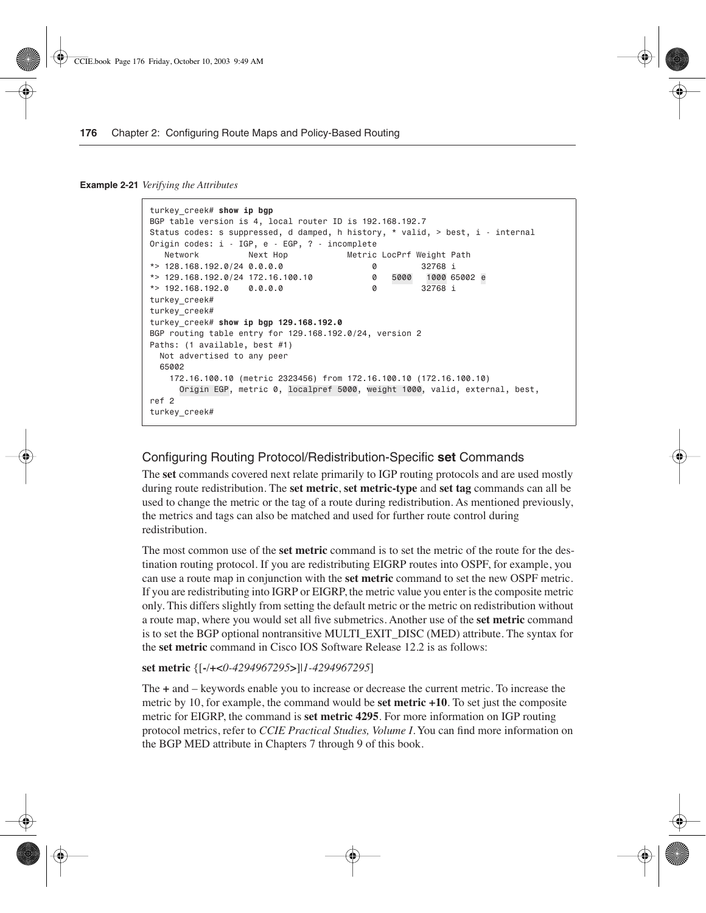**Example 2-21** *Verifying the Attributes*

```
turkey_creek# show ip bgp
BGP table version is 4, local router ID is 192.168.192.7
Status codes: s suppressed, d damped, h history, * valid, > best, i - internal
Origin codes: i - IGP, e - EGP, ? - incomplete
   Network          Next Hop            Metric LocPrf Weight Path
*> 128.168.192.0/24 0.0.0.0                  0         32768 i
*> 129.168.192.0/24 172.16.100.10            0   5000   1000 65002 e
*> 192.168.192.0    0.0.0.0                  0         32768 i
turkey_creek#
turkey_creek#
turkey_creek# show ip bgp 129.168.192.0
BGP routing table entry for 129.168.192.0/24, version 2
Paths: (1 available, best #1)
  Not advertised to any peer
  65002
    172.16.100.10 (metric 2323456) from 172.16.100.10 (172.16.100.10)
      Origin EGP, metric 0, localpref 5000, weight 1000, valid, external, best,
ref 2
turkey_creek#
```

## Configuring Routing Protocol/Redistribution-Specific **set** Commands

The **set** commands covered next relate primarily to IGP routing protocols and are used mostly during route redistribution. The **set metric**, **set metric-type** and **set tag** commands can all be used to change the metric or the tag of a route during redistribution. As mentioned previously, the metrics and tags can also be matched and used for further route control during redistribution.

The most common use of the **set metric** command is to set the metric of the route for the destination routing protocol. If you are redistributing EIGRP routes into OSPF, for example, you can use a route map in conjunction with the **set metric** command to set the new OSPF metric. If you are redistributing into IGRP or EIGRP, the metric value you enter is the composite metric only. This differs slightly from setting the default metric or the metric on redistribution without a route map, where you would set all five submetrics. Another use of the **set metric** command is to set the BGP optional nontransitive MULTI_EXIT_DISC (MED) attribute. The syntax for the **set metric** command in Cisco IOS Software Release 12.2 is as follows:

**set metric** {[**-**/**+**<*0-4294967295*>]|*1-4294967295*]

The **+** and – keywords enable you to increase or decrease the current metric. To increase the metric by 10, for example, the command would be **set metric +10**. To set just the composite metric for EIGRP, the command is **set metric 4295**. For more information on IGP routing protocol metrics, refer to *CCIE Practical Studies, Volume I*. You can find more information on the BGP MED attribute in Chapters 7 through 9 of this book.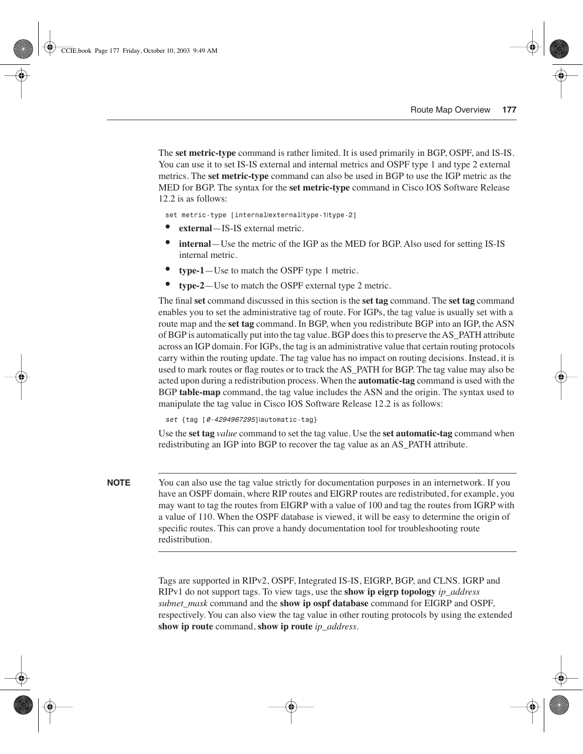The **set metric-type** command is rather limited. It is used primarily in BGP, OSPF, and IS-IS. You can use it to set IS-IS external and internal metrics and OSPF type 1 and type 2 external metrics. The **set metric-type** command can also be used in BGP to use the IGP metric as the MED for BGP. The syntax for the **set metric-type** command in Cisco IOS Software Release 12.2 is as follows:

```
set metric-type [internal|external|type-1|type-2]
```

- **external**—IS-IS external metric.
- **internal**—Use the metric of the IGP as the MED for BGP. Also used for setting IS-IS internal metric.
- **type-1**—Use to match the OSPF type 1 metric.
- **type-2**—Use to match the OSPF external type 2 metric.

The final **set** command discussed in this section is the **set tag** command. The **set tag** command enables you to set the administrative tag of route. For IGPs, the tag value is usually set with a route map and the **set tag** command. In BGP, when you redistribute BGP into an IGP, the ASN of BGP is automatically put into the tag value. BGP does this to preserve the AS_PATH attribute across an IGP domain. For IGPs, the tag is an administrative value that certain routing protocols carry within the routing update. The tag value has no impact on routing decisions. Instead, it is used to mark routes or flag routes or to track the AS_PATH for BGP. The tag value may also be acted upon during a redistribution process. When the **automatic-tag** command is used with the BGP **table-map** command, the tag value includes the ASN and the origin. The syntax used to manipulate the tag value in Cisco IOS Software Release 12.2 is as follows:

```
set {tag [0-4294967295]|automatic-tag}
```

Use the **set tag** *value* command to set the tag value. Use the **set automatic-tag** command when redistributing an IGP into BGP to recover the tag value as an AS_PATH attribute.

**NOTE** You can also use the tag value strictly for documentation purposes in an internetwork. If you have an OSPF domain, where RIP routes and EIGRP routes are redistributed, for example, you may want to tag the routes from EIGRP with a value of 100 and tag the routes from IGRP with a value of 110. When the OSPF database is viewed, it will be easy to determine the origin of specific routes. This can prove a handy documentation tool for troubleshooting route redistribution.

Tags are supported in RIPv2, OSPF, Integrated IS-IS, EIGRP, BGP, and CLNS. IGRP and RIPv1 do not support tags. To view tags, use the **show ip eigrp topology** *ip_address subnet_mask* command and the **show ip ospf database** command for EIGRP and OSPF, respectively. You can also view the tag value in other routing protocols by using the extended **show ip route** command, **show ip route** *ip_address*.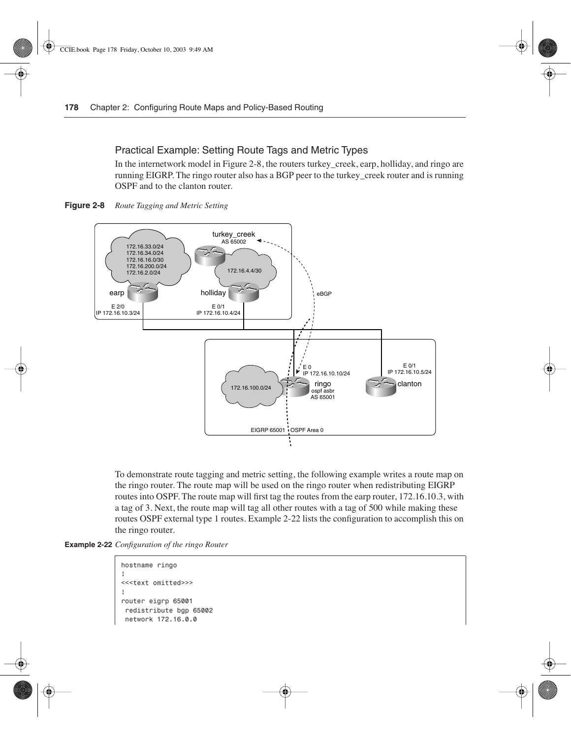## Practical Example: Setting Route Tags and Metric Types

In the internetwork model in Figure 2-8, the routers turkey_creek, earp, holliday, and ringo are running EIGRP. The ringo router also has a BGP peer to the turkey_creek router and is running OSPF and to the clanton router.

**Figure 2-8** *Route Tagging and Metric Setting*

To demonstrate route tagging and metric setting, the following example writes a route map on the ringo router. The route map will be used on the ringo router when redistributing EIGRP routes into OSPF. The route map will first tag the routes from the earp router, 172.16.10.3, with a tag of 3. Next, the route map will tag all other routes with a tag of 500 while making these routes OSPF external type 1 routes. Example 2-22 lists the configuration to accomplish this on the ringo router.

**Example 2-22** *Configuration of the ringo Router*

```
hostname ringo
!
<<<text omitted>>>
!
router eigrp 65001
 redistribute bgp 65002
 network 172.16.0.0
```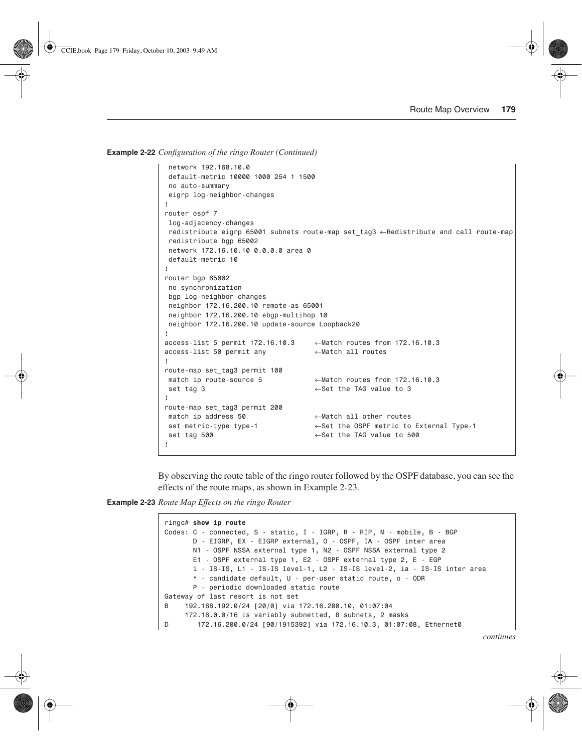**Example 2-22** *Configuration of the ringo Router (Continued)*

```
 network 192.168.10.0
 default-metric 10000 1000 254 1 1500
 no auto-summary
 eigrp log-neighbor-changes
!
router ospf 7
 log-adjacency-changes
 redistribute eigrp 65001 subnets route-map set_tag3 ←Redistribute and call route-map
 redistribute bgp 65002
 network 172.16.10.10 0.0.0.0 area 0
 default-metric 10
!
router bgp 65002
 no synchronization
 bgp log-neighbor-changes
 neighbor 172.16.200.10 remote-as 65001
 neighbor 172.16.200.10 ebgp-multihop 10
 neighbor 172.16.200.10 update-source Loopback20
!
access-list 5 permit 172.16.10.3     ←Match routes from 172.16.10.3
access-list 50 permit any            ←Match all routes
!
route-map set_tag3 permit 100
 match ip route-source 5             ←Match routes from 172.16.10.3
 set tag 3                           ←Set the TAG value to 3
!
route-map set_tag3 permit 200
 match ip address 50                 ←Match all other routes
 set metric-type type-1              ←Set the OSPF metric to External Type-1
 set tag 500                         ←Set the TAG value to 500
!
```

By observing the route table of the ringo router followed by the OSPF database, you can see the effects of the route maps, as shown in Example 2-23.

**Example 2-23** *Route Map Effects on the ringo Router*

```
ringo# show ip route
Codes: C - connected, S - static, I - IGRP, R - RIP, M - mobile, B - BGP
       D - EIGRP, EX - EIGRP external, O - OSPF, IA - OSPF inter area
       N1 - OSPF NSSA external type 1, N2 - OSPF NSSA external type 2
       E1 - OSPF external type 1, E2 - OSPF external type 2, E - EGP
       i - IS-IS, L1 - IS-IS level-1, L2 - IS-IS level-2, ia - IS-IS inter area
       * - candidate default, U - per-user static route, o - ODR
       P - periodic downloaded static route
Gateway of last resort is not set
B    192.168.192.0/24 [20/0] via 172.16.200.10, 01:07:04
     172.16.0.0/16 is variably subnetted, 8 subnets, 2 masks
D       172.16.200.0/24 [90/1915392] via 172.16.10.3, 01:07:08, Ethernet0
```

*continues*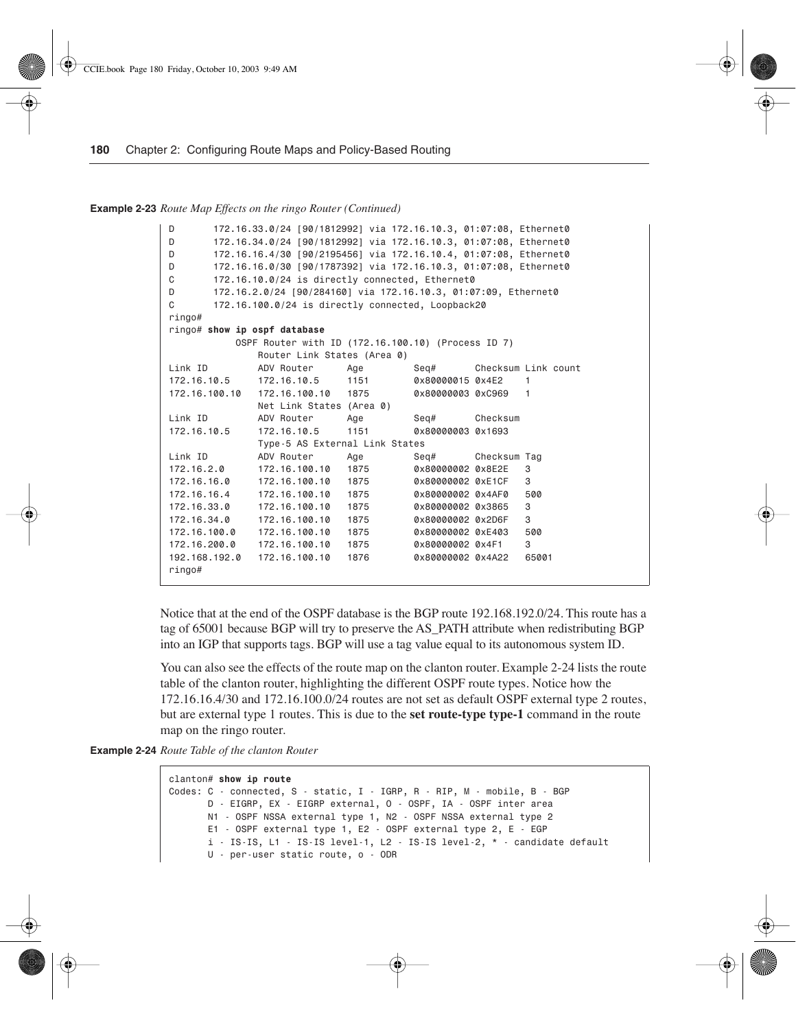**Example 2-23** *Route Map Effects on the ringo Router (Continued)*

```
D       172.16.33.0/24 [90/1812992] via 172.16.10.3, 01:07:08, Ethernet0
D       172.16.34.0/24 [90/1812992] via 172.16.10.3, 01:07:08, Ethernet0
D       172.16.16.4/30 [90/2195456] via 172.16.10.4, 01:07:08, Ethernet0
D       172.16.16.0/30 [90/1787392] via 172.16.10.3, 01:07:08, Ethernet0
C       172.16.10.0/24 is directly connected, Ethernet0
D       172.16.2.0/24 [90/284160] via 172.16.10.3, 01:07:09, Ethernet0
C       172.16.100.0/24 is directly connected, Loopback20
ringo#
ringo# show ip ospf database
            OSPF Router with ID (172.16.100.10) (Process ID 7)
                Router Link States (Area 0)
Link ID         ADV Router      Age         Seq#       Checksum Link count
172.16.10.5     172.16.10.5     1151        0x80000015 0x4E2    1
172.16.100.10   172.16.100.10   1875        0x80000003 0xC969   1
                Net Link States (Area 0)
Link ID         ADV Router      Age         Seq#       Checksum
172.16.10.5     172.16.10.5     1151        0x80000003 0x1693
                Type-5 AS External Link States
Link ID         ADV Router      Age         Seq#       Checksum Tag
172.16.2.0      172.16.100.10   1875        0x80000002 0x8E2E   3
172.16.16.0     172.16.100.10   1875        0x80000002 0xE1CF   3
172.16.16.4     172.16.100.10   1875        0x80000002 0x4AF0   500
172.16.33.0     172.16.100.10   1875        0x80000002 0x3865   3
172.16.34.0     172.16.100.10   1875        0x80000002 0x2D6F   3
172.16.100.0    172.16.100.10   1875        0x80000002 0xE403   500
172.16.200.0    172.16.100.10   1875        0x80000002 0x4F1    3
192.168.192.0   172.16.100.10   1876        0x80000002 0x4A22   65001
ringo#
```

Notice that at the end of the OSPF database is the BGP route 192.168.192.0/24. This route has a tag of 65001 because BGP will try to preserve the AS_PATH attribute when redistributing BGP into an IGP that supports tags. BGP will use a tag value equal to its autonomous system ID.

You can also see the effects of the route map on the clanton router. Example 2-24 lists the route table of the clanton router, highlighting the different OSPF route types. Notice how the 172.16.16.4/30 and 172.16.100.0/24 routes are not set as default OSPF external type 2 routes, but are external type 1 routes. This is due to the **set route-type type-1** command in the route map on the ringo router.

**Example 2-24** *Route Table of the clanton Router*

```
clanton# show ip route
Codes: C - connected, S - static, I - IGRP, R - RIP, M - mobile, B - BGP
       D - EIGRP, EX - EIGRP external, O - OSPF, IA - OSPF inter area
       N1 - OSPF NSSA external type 1, N2 - OSPF NSSA external type 2
       E1 - OSPF external type 1, E2 - OSPF external type 2, E - EGP
       i - IS-IS, L1 - IS-IS level-1, L2 - IS-IS level-2, * - candidate default
       U - per-user static route, o - ODR
```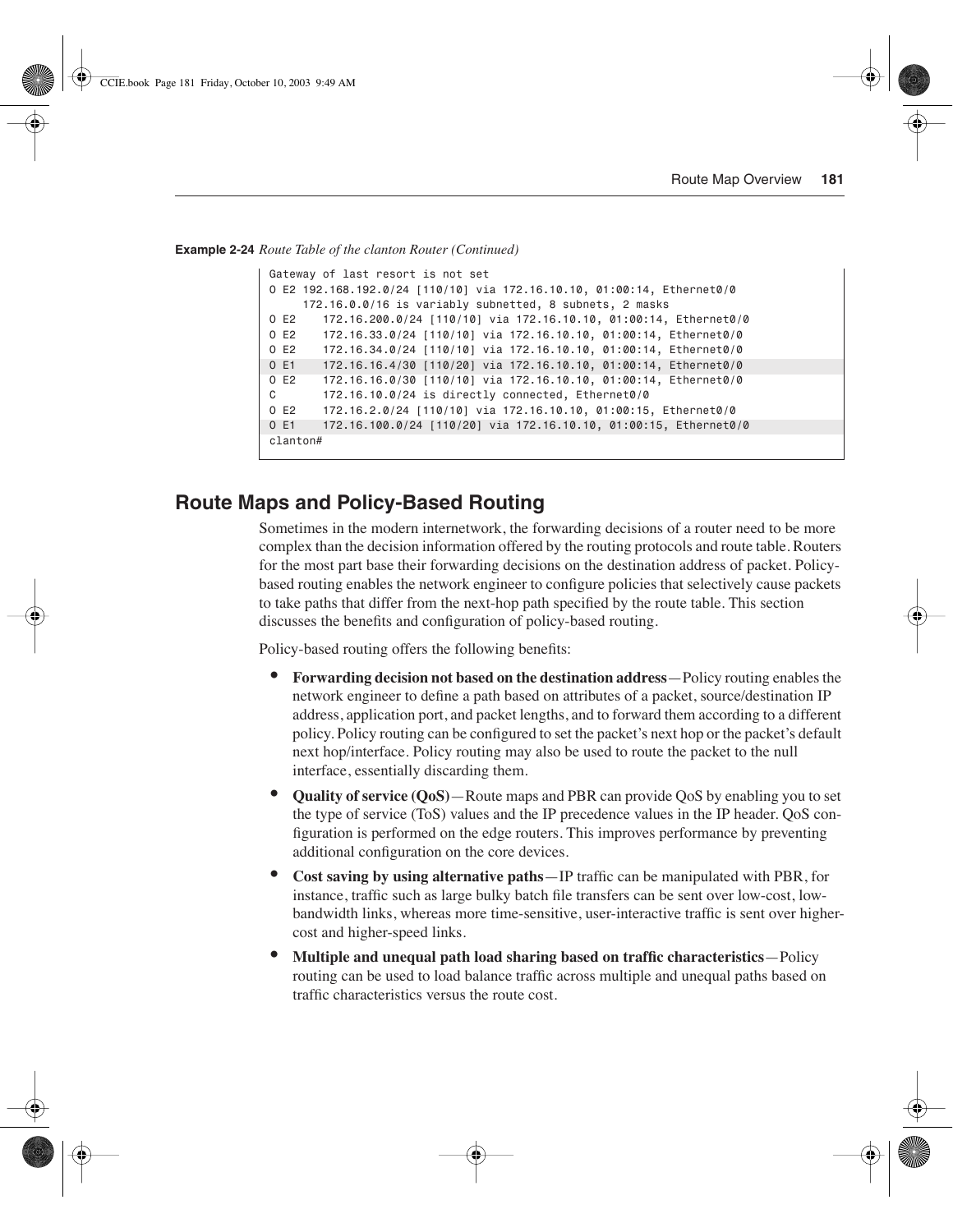**Example 2-24** *Route Table of the clanton Router (Continued)*

```
Gateway of last resort is not set
O E2 192.168.192.0/24 [110/10] via 172.16.10.10, 01:00:14, Ethernet0/0
     172.16.0.0/16 is variably subnetted, 8 subnets, 2 masks
O E2    172.16.200.0/24 [110/10] via 172.16.10.10, 01:00:14, Ethernet0/0
O E2    172.16.33.0/24 [110/10] via 172.16.10.10, 01:00:14, Ethernet0/0
O E2    172.16.34.0/24 [110/10] via 172.16.10.10, 01:00:14, Ethernet0/0
O E1    172.16.16.4/30 [110/20] via 172.16.10.10, 01:00:14, Ethernet0/0
O E2    172.16.16.0/30 [110/10] via 172.16.10.10, 01:00:14, Ethernet0/0
C       172.16.10.0/24 is directly connected, Ethernet0/0
O E2    172.16.2.0/24 [110/10] via 172.16.10.10, 01:00:15, Ethernet0/0
O E1    172.16.100.0/24 [110/20] via 172.16.10.10, 01:00:15, Ethernet0/0
clanton#
```

## Route Maps and Policy-Based Routing

Sometimes in the modern internetwork, the forwarding decisions of a router need to be more complex than the decision information offered by the routing protocols and route table. Routers for the most part base their forwarding decisions on the destination address of packet. Policy-based routing enables the network engineer to configure policies that selectively cause packets to take paths that differ from the next-hop path specified by the route table. This section discusses the benefits and configuration of policy-based routing.

Policy-based routing offers the following benefits:

- **Forwarding decision not based on the destination address**—Policy routing enables the network engineer to define a path based on attributes of a packet, source/destination IP address, application port, and packet lengths, and to forward them according to a different policy. Policy routing can be configured to set the packet's next hop or the packet's default next hop/interface. Policy routing may also be used to route the packet to the null interface, essentially discarding them.
- **Quality of service (QoS)**—Route maps and PBR can provide QoS by enabling you to set the type of service (ToS) values and the IP precedence values in the IP header. QoS configuration is performed on the edge routers. This improves performance by preventing additional configuration on the core devices.
- **Cost saving by using alternative paths**—IP traffic can be manipulated with PBR, for instance, traffic such as large bulky batch file transfers can be sent over low-cost, low-bandwidth links, whereas more time-sensitive, user-interactive traffic is sent over higher-cost and higher-speed links.
- **Multiple and unequal path load sharing based on traffic characteristics**—Policy routing can be used to load balance traffic across multiple and unequal paths based on traffic characteristics versus the route cost.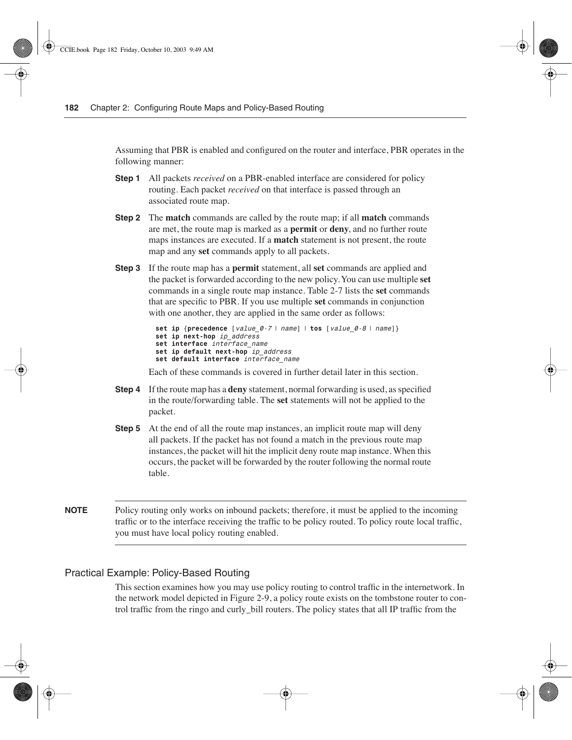Assuming that PBR is enabled and configured on the router and interface, PBR operates in the following manner:

**Step 1** All packets *received* on a PBR-enabled interface are considered for policy routing. Each packet *received* on that interface is passed through an associated route map.

**Step 2** The **match** commands are called by the route map; if all **match** commands are met, the route map is marked as a **permit** or **deny**, and no further route maps instances are executed. If a **match** statement is not present, the route map and any **set** commands apply to all packets.

**Step 3** If the route map has a **permit** statement, all **set** commands are applied and the packet is forwarded according to the new policy. You can use multiple **set** commands in a single route map instance. Table 2-7 lists the **set** commands that are specific to PBR. If you use multiple **set** commands in conjunction with one another, they are applied in the same order as follows:

```
set ip {precedence [value_0-7 | name] | tos [value_0-8 | name]}
set ip next-hop ip_address
set interface interface_name
set ip default next-hop ip_address
set default interface interface_name
```

Each of these commands is covered in further detail later in this section.

**Step 4** If the route map has a **deny** statement, normal forwarding is used, as specified in the route/forwarding table. The **set** statements will not be applied to the packet.

**Step 5** At the end of all the route map instances, an implicit route map will deny all packets. If the packet has not found a match in the previous route map instances, the packet will hit the implicit deny route map instance. When this occurs, the packet will be forwarded by the router following the normal route table.

**NOTE** Policy routing only works on inbound packets; therefore, it must be applied to the incoming traffic or to the interface receiving the traffic to be policy routed. To policy route local traffic, you must have local policy routing enabled.

## Practical Example: Policy-Based Routing

This section examines how you may use policy routing to control traffic in the internetwork. In the network model depicted in Figure 2-9, a policy route exists on the tombstone router to control traffic from the ringo and curly_bill routers. The policy states that all IP traffic from the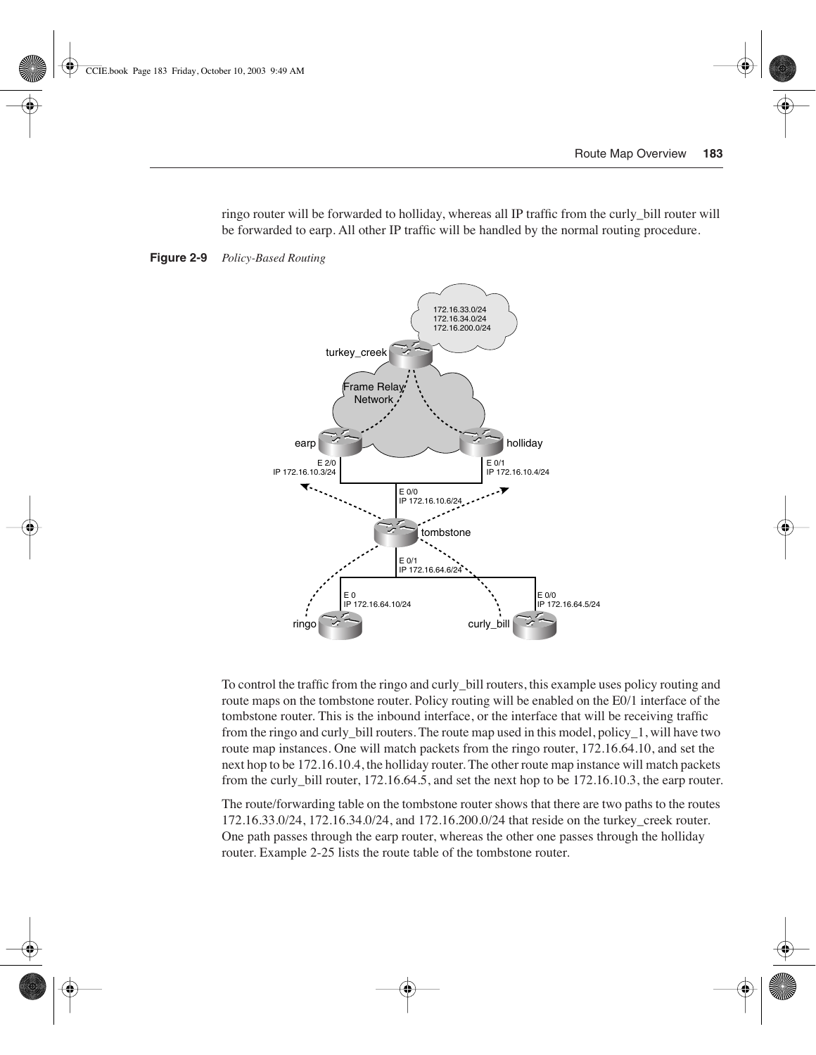ringo router will be forwarded to holliday, whereas all IP traffic from the curly_bill router will be forwarded to earp. All other IP traffic will be handled by the normal routing procedure.

**Figure 2-9** *Policy-Based Routing*

To control the traffic from the ringo and curly_bill routers, this example uses policy routing and route maps on the tombstone router. Policy routing will be enabled on the E0/1 interface of the tombstone router. This is the inbound interface, or the interface that will be receiving traffic from the ringo and curly_bill routers. The route map used in this model, policy_1, will have two route map instances. One will match packets from the ringo router, 172.16.64.10, and set the next hop to be 172.16.10.4, the holliday router. The other route map instance will match packets from the curly_bill router, 172.16.64.5, and set the next hop to be 172.16.10.3, the earp router.

The route/forwarding table on the tombstone router shows that there are two paths to the routes 172.16.33.0/24, 172.16.34.0/24, and 172.16.200.0/24 that reside on the turkey_creek router. One path passes through the earp router, whereas the other one passes through the holliday router. Example 2-25 lists the route table of the tombstone router.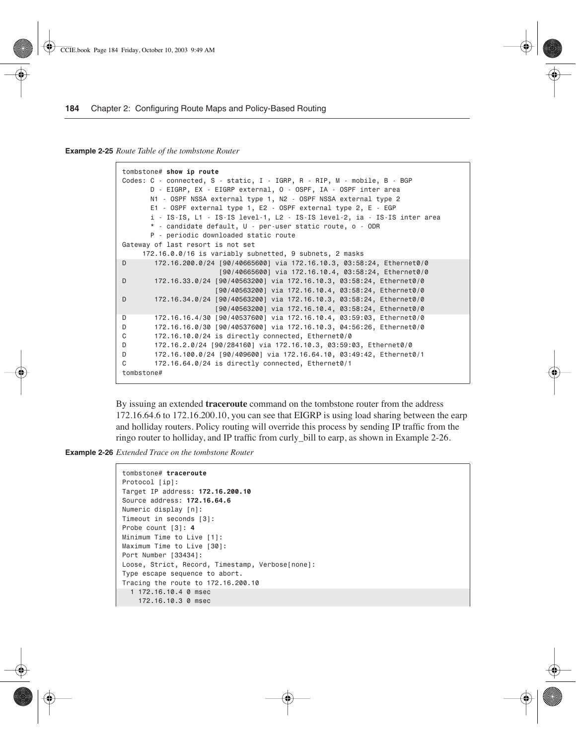**Example 2-25** *Route Table of the tombstone Router*

```
tombstone# show ip route
Codes: C - connected, S - static, I - IGRP, R - RIP, M - mobile, B - BGP
       D - EIGRP, EX - EIGRP external, O - OSPF, IA - OSPF inter area
       N1 - OSPF NSSA external type 1, N2 - OSPF NSSA external type 2
       E1 - OSPF external type 1, E2 - OSPF external type 2, E - EGP
       i - IS-IS, L1 - IS-IS level-1, L2 - IS-IS level-2, ia - IS-IS inter area
       * - candidate default, U - per-user static route, o - ODR
       P - periodic downloaded static route
Gateway of last resort is not set
     172.16.0.0/16 is variably subnetted, 9 subnets, 2 masks
D       172.16.200.0/24 [90/40665600] via 172.16.10.3, 03:58:24, Ethernet0/0
                        [90/40665600] via 172.16.10.4, 03:58:24, Ethernet0/0
D       172.16.33.0/24 [90/40563200] via 172.16.10.3, 03:58:24, Ethernet0/0
                       [90/40563200] via 172.16.10.4, 03:58:24, Ethernet0/0
D       172.16.34.0/24 [90/40563200] via 172.16.10.3, 03:58:24, Ethernet0/0
                       [90/40563200] via 172.16.10.4, 03:58:24, Ethernet0/0
D       172.16.16.4/30 [90/40537600] via 172.16.10.4, 03:59:03, Ethernet0/0
D       172.16.16.0/30 [90/40537600] via 172.16.10.3, 04:56:26, Ethernet0/0
C       172.16.10.0/24 is directly connected, Ethernet0/0
D       172.16.2.0/24 [90/284160] via 172.16.10.3, 03:59:03, Ethernet0/0
D       172.16.100.0/24 [90/409600] via 172.16.64.10, 03:49:42, Ethernet0/1
C       172.16.64.0/24 is directly connected, Ethernet0/1
tombstone#
```

By issuing an extended **traceroute** command on the tombstone router from the address 172.16.64.6 to 172.16.200.10, you can see that EIGRP is using load sharing between the earp and holliday routers. Policy routing will override this process by sending IP traffic from the ringo router to holliday, and IP traffic from curly_bill to earp, as shown in Example 2-26.

**Example 2-26** *Extended Trace on the tombstone Router*

```
tombstone# traceroute
Protocol [ip]:
Target IP address: 172.16.200.10
Source address: 172.16.64.6
Numeric display [n]:
Timeout in seconds [3]:
Probe count [3]: 4
Minimum Time to Live [1]:
Maximum Time to Live [30]:
Port Number [33434]:
Loose, Strict, Record, Timestamp, Verbose[none]:
Type escape sequence to abort.
Tracing the route to 172.16.200.10
  1 172.16.10.4 0 msec
    172.16.10.3 0 msec
```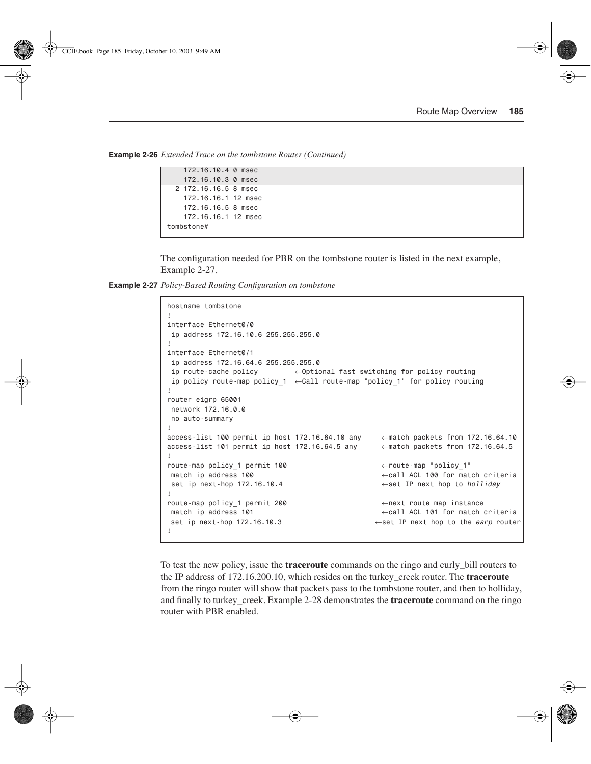**Example 2-26** *Extended Trace on the tombstone Router (Continued)*

```
    172.16.10.4 0 msec
    172.16.10.3 0 msec
  2 172.16.16.5 8 msec
    172.16.16.1 12 msec
    172.16.16.5 8 msec
    172.16.16.1 12 msec
tombstone#
```

The configuration needed for PBR on the tombstone router is listed in the next example, Example 2-27.

**Example 2-27** *Policy-Based Routing Configuration on tombstone*

```
hostname tombstone
!
interface Ethernet0/0
 ip address 172.16.10.6 255.255.255.0
!
interface Ethernet0/1
 ip address 172.16.64.6 255.255.255.0
 ip route-cache policy         ←Optional fast switching for policy routing
 ip policy route-map policy_1  ←Call route-map "policy_1" for policy routing
!
router eigrp 65001
 network 172.16.0.0
 no auto-summary
!
access-list 100 permit ip host 172.16.64.10 any     ←match packets from 172.16.64.10
access-list 101 permit ip host 172.16.64.5 any      ←match packets from 172.16.64.5
!
route-map policy_1 permit 100                       ←route-map "policy_1"
 match ip address 100                               ←call ACL 100 for match criteria
 set ip next-hop 172.16.10.4                        ←set IP next hop to holliday
!
route-map policy_1 permit 200                       ←next route map instance
 match ip address 101                               ←call ACL 101 for match criteria
 set ip next-hop 172.16.10.3                       ←set IP next hop to the earp router
!
```

To test the new policy, issue the **traceroute** commands on the ringo and curly_bill routers to the IP address of 172.16.200.10, which resides on the turkey_creek router. The **traceroute** from the ringo router will show that packets pass to the tombstone router, and then to holliday, and finally to turkey_creek. Example 2-28 demonstrates the **traceroute** command on the ringo router with PBR enabled.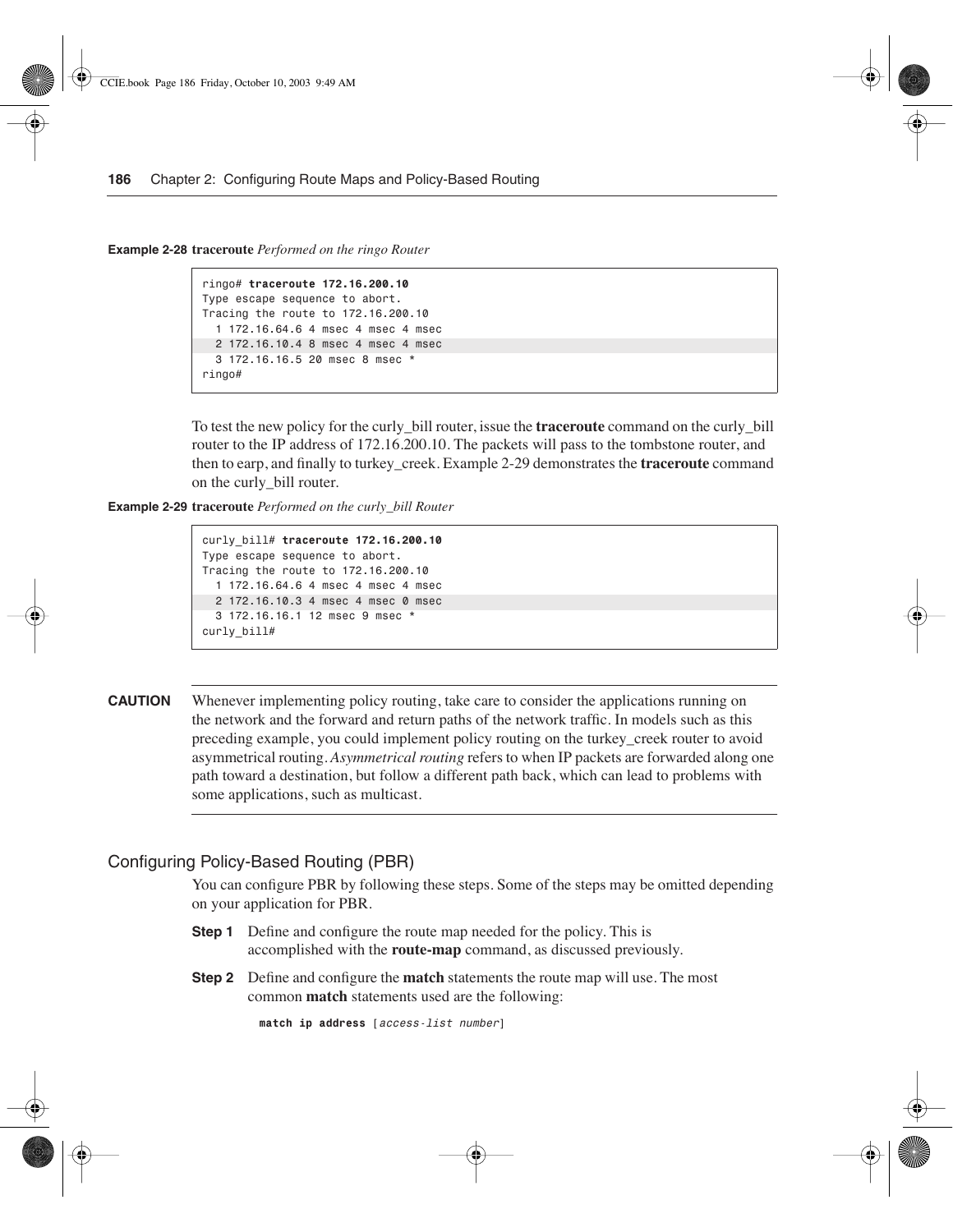**Example 2-28 traceroute** *Performed on the ringo Router*

```
ringo# traceroute 172.16.200.10
Type escape sequence to abort.
Tracing the route to 172.16.200.10
  1 172.16.64.6 4 msec 4 msec 4 msec
  2 172.16.10.4 8 msec 4 msec 4 msec
  3 172.16.16.5 20 msec 8 msec *
ringo#
```

To test the new policy for the curly_bill router, issue the **traceroute** command on the curly_bill router to the IP address of 172.16.200.10. The packets will pass to the tombstone router, and then to earp, and finally to turkey_creek. Example 2-29 demonstrates the **traceroute** command on the curly_bill router.

**Example 2-29 traceroute** *Performed on the curly_bill Router*

```
curly_bill# traceroute 172.16.200.10
Type escape sequence to abort.
Tracing the route to 172.16.200.10
  1 172.16.64.6 4 msec 4 msec 4 msec
  2 172.16.10.3 4 msec 4 msec 0 msec
  3 172.16.16.1 12 msec 9 msec *
curly_bill#
```

**CAUTION** Whenever implementing policy routing, take care to consider the applications running on the network and the forward and return paths of the network traffic. In models such as this preceding example, you could implement policy routing on the turkey_creek router to avoid asymmetrical routing. *Asymmetrical routing* refers to when IP packets are forwarded along one path toward a destination, but follow a different path back, which can lead to problems with some applications, such as multicast.

## Configuring Policy-Based Routing (PBR)

You can configure PBR by following these steps. Some of the steps may be omitted depending on your application for PBR.

**Step 1** Define and configure the route map needed for the policy. This is accomplished with the **route-map** command, as discussed previously.

**Step 2** Define and configure the **match** statements the route map will use. The most common **match** statements used are the following:

```
match ip address [access-list number]
```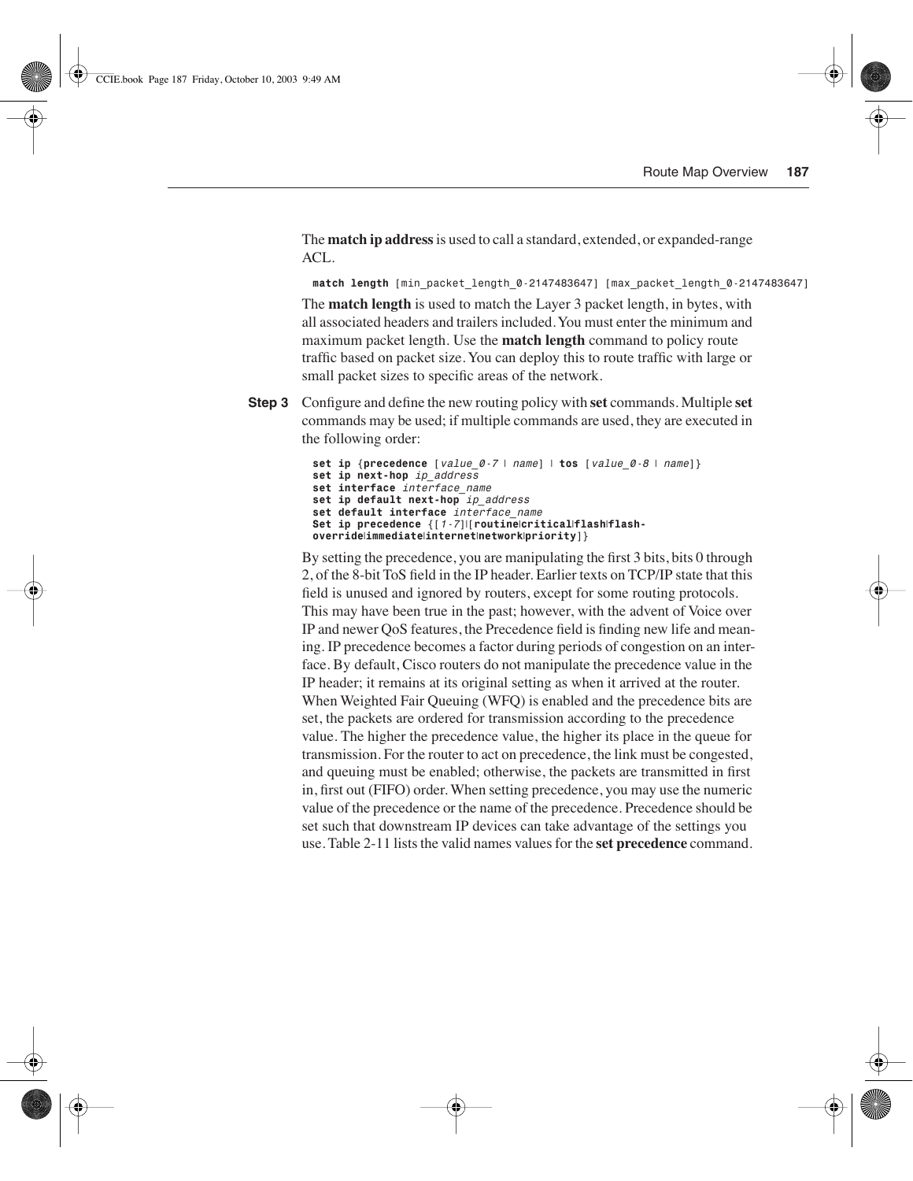The **match ip address** is used to call a standard, extended, or expanded-range ACL.

```
match length [min_packet_length_0-2147483647] [max_packet_length_0-2147483647]
```

The **match length** is used to match the Layer 3 packet length, in bytes, with all associated headers and trailers included. You must enter the minimum and maximum packet length. Use the **match length** command to policy route traffic based on packet size. You can deploy this to route traffic with large or small packet sizes to specific areas of the network.

**Step 3** Configure and define the new routing policy with **set** commands. Multiple **set** commands may be used; if multiple commands are used, they are executed in the following order:

```
set ip {precedence [value_0-7 | name] | tos [value_0-8 | name]}
set ip next-hop ip_address
set interface interface_name
set ip default next-hop ip_address
set default interface interface_name
Set ip precedence {[1-7]|[routine|critical|flash|flash-
override|immediate|internet|network|priority]}
```

By setting the precedence, you are manipulating the first 3 bits, bits 0 through 2, of the 8-bit ToS field in the IP header. Earlier texts on TCP/IP state that this field is unused and ignored by routers, except for some routing protocols. This may have been true in the past; however, with the advent of Voice over IP and newer QoS features, the Precedence field is finding new life and meaning. IP precedence becomes a factor during periods of congestion on an interface. By default, Cisco routers do not manipulate the precedence value in the IP header; it remains at its original setting as when it arrived at the router. When Weighted Fair Queuing (WFQ) is enabled and the precedence bits are set, the packets are ordered for transmission according to the precedence value. The higher the precedence value, the higher its place in the queue for transmission. For the router to act on precedence, the link must be congested, and queuing must be enabled; otherwise, the packets are transmitted in first in, first out (FIFO) order. When setting precedence, you may use the numeric value of the precedence or the name of the precedence. Precedence should be set such that downstream IP devices can take advantage of the settings you use. Table 2-11 lists the valid names values for the **set precedence** command.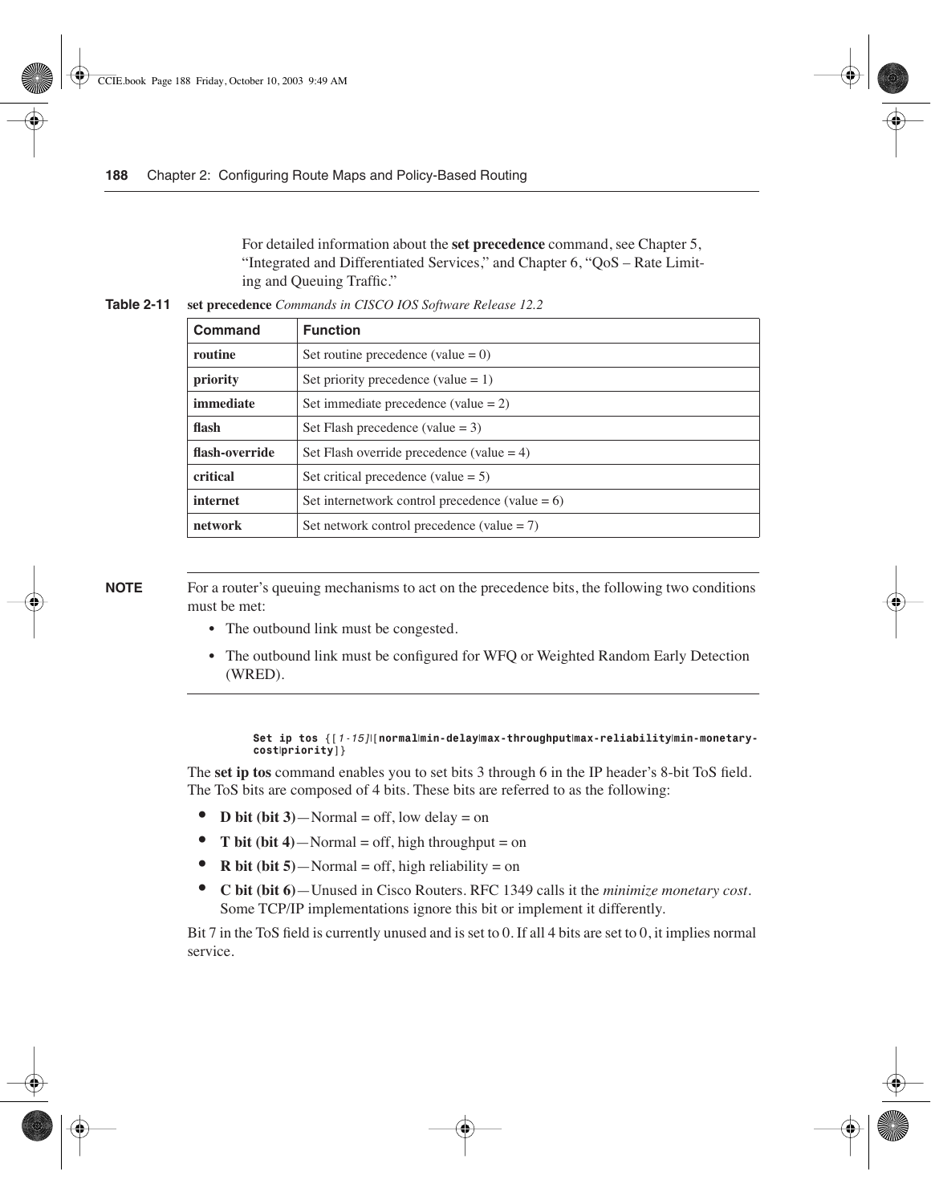For detailed information about the **set precedence** command, see Chapter 5, "Integrated and Differentiated Services," and Chapter 6, "QoS – Rate Limiting and Queuing Traffic."

**Table 2-11** **set precedence** *Commands in CISCO IOS Software Release 12.2*

| Command | Function |
|---|---|
| **routine** | Set routine precedence (value = 0) |
| **priority** | Set priority precedence (value = 1) |
| **immediate** | Set immediate precedence (value = 2) |
| **flash** | Set Flash precedence (value = 3) |
| **flash-override** | Set Flash override precedence (value = 4) |
| **critical** | Set critical precedence (value = 5) |
| **internet** | Set internetwork control precedence (value = 6) |
| **network** | Set network control precedence (value = 7) |

**NOTE** For a router's queuing mechanisms to act on the precedence bits, the following two conditions must be met:

- The outbound link must be congested.
- The outbound link must be configured for WFQ or Weighted Random Early Detection (WRED).

```
Set ip tos {[1-15]|[normal|min-delay|max-throughput|max-reliability|min-monetary-cost|priority]}
```

The **set ip tos** command enables you to set bits 3 through 6 in the IP header's 8-bit ToS field. The ToS bits are composed of 4 bits. These bits are referred to as the following:

- **D bit (bit 3)**—Normal = off, low delay = on
- **T bit (bit 4)**—Normal = off, high throughput = on
- **R bit (bit 5)**—Normal = off, high reliability = on
- **C bit (bit 6)**—Unused in Cisco Routers. RFC 1349 calls it the *minimize monetary cost*. Some TCP/IP implementations ignore this bit or implement it differently.

Bit 7 in the ToS field is currently unused and is set to 0. If all 4 bits are set to 0, it implies normal service.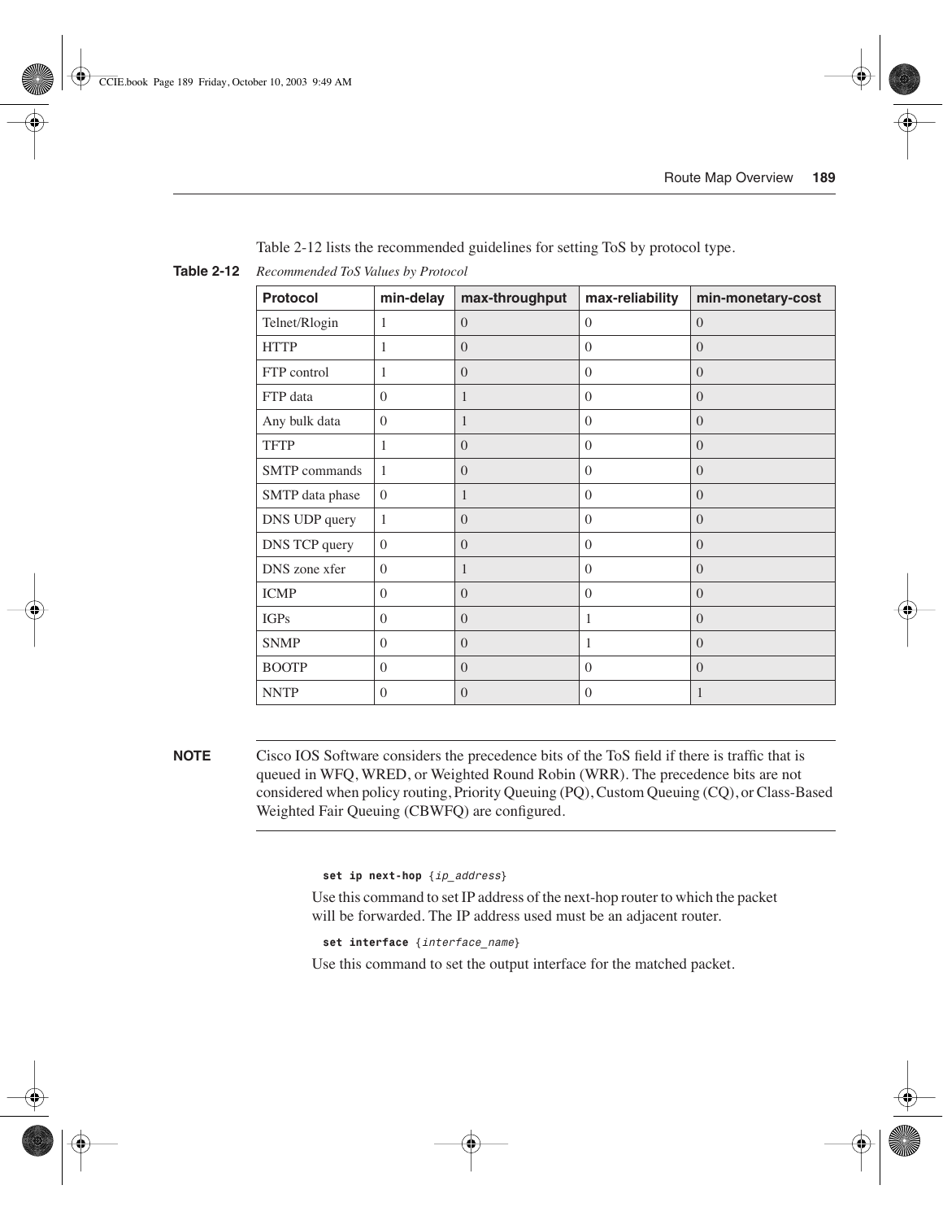Table 2-12 lists the recommended guidelines for setting ToS by protocol type.

**Table 2-12** *Recommended ToS Values by Protocol*

| Protocol | min-delay | max-throughput | max-reliability | min-monetary-cost |
|---|---|---|---|---|
| Telnet/Rlogin | 1 | 0 | 0 | 0 |
| HTTP | 1 | 0 | 0 | 0 |
| FTP control | 1 | 0 | 0 | 0 |
| FTP data | 0 | 1 | 0 | 0 |
| Any bulk data | 0 | 1 | 0 | 0 |
| TFTP | 1 | 0 | 0 | 0 |
| SMTP commands | 1 | 0 | 0 | 0 |
| SMTP data phase | 0 | 1 | 0 | 0 |
| DNS UDP query | 1 | 0 | 0 | 0 |
| DNS TCP query | 0 | 0 | 0 | 0 |
| DNS zone xfer | 0 | 1 | 0 | 0 |
| ICMP | 0 | 0 | 0 | 0 |
| IGPs | 0 | 0 | 1 | 0 |
| SNMP | 0 | 0 | 1 | 0 |
| BOOTP | 0 | 0 | 0 | 0 |
| NNTP | 0 | 0 | 0 | 1 |

**NOTE** Cisco IOS Software considers the precedence bits of the ToS field if there is traffic that is queued in WFQ, WRED, or Weighted Round Robin (WRR). The precedence bits are not considered when policy routing, Priority Queuing (PQ), Custom Queuing (CQ), or Class-Based Weighted Fair Queuing (CBWFQ) are configured.

```
set ip next-hop {ip_address}
```

Use this command to set IP address of the next-hop router to which the packet will be forwarded. The IP address used must be an adjacent router.

```
set interface {interface_name}
```

Use this command to set the output interface for the matched packet.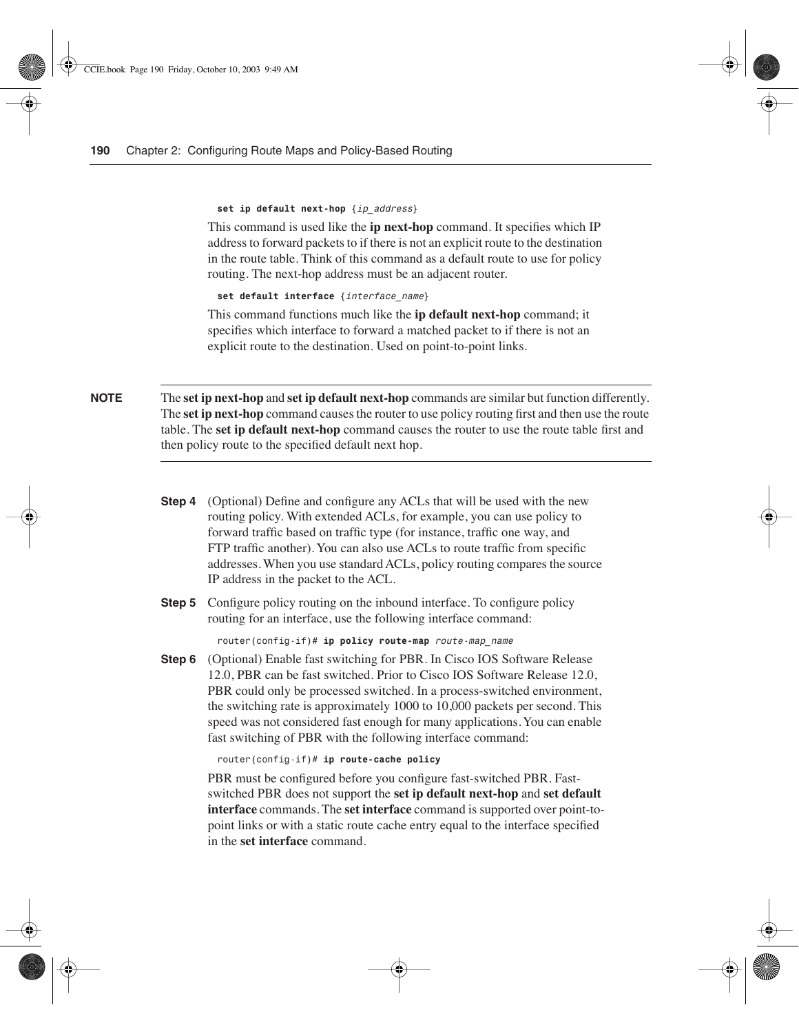**set ip default next-hop** {*ip_address*}

This command is used like the **ip next-hop** command. It specifies which IP address to forward packets to if there is not an explicit route to the destination in the route table. Think of this command as a default route to use for policy routing. The next-hop address must be an adjacent router.

**set default interface** {*interface_name*}

This command functions much like the **ip default next-hop** command; it specifies which interface to forward a matched packet to if there is not an explicit route to the destination. Used on point-to-point links.

---

**NOTE** The **set ip next-hop** and **set ip default next-hop** commands are similar but function differently. The **set ip next-hop** command causes the router to use policy routing first and then use the route table. The **set ip default next-hop** command causes the router to use the route table first and then policy route to the specified default next hop.

---

**Step 4** (Optional) Define and configure any ACLs that will be used with the new routing policy. With extended ACLs, for example, you can use policy to forward traffic based on traffic type (for instance, traffic one way, and FTP traffic another). You can also use ACLs to route traffic from specific addresses. When you use standard ACLs, policy routing compares the source IP address in the packet to the ACL.

**Step 5** Configure policy routing on the inbound interface. To configure policy routing for an interface, use the following interface command:

```
router(config-if)# ip policy route-map route-map_name
```

**Step 6** (Optional) Enable fast switching for PBR. In Cisco IOS Software Release 12.0, PBR can be fast switched. Prior to Cisco IOS Software Release 12.0, PBR could only be processed switched. In a process-switched environment, the switching rate is approximately 1000 to 10,000 packets per second. This speed was not considered fast enough for many applications. You can enable fast switching of PBR with the following interface command:

```
router(config-if)# ip route-cache policy
```

PBR must be configured before you configure fast-switched PBR. Fast-switched PBR does not support the **set ip default next-hop** and **set default interface** commands. The **set interface** command is supported over point-to-point links or with a static route cache entry equal to the interface specified in the **set interface** command.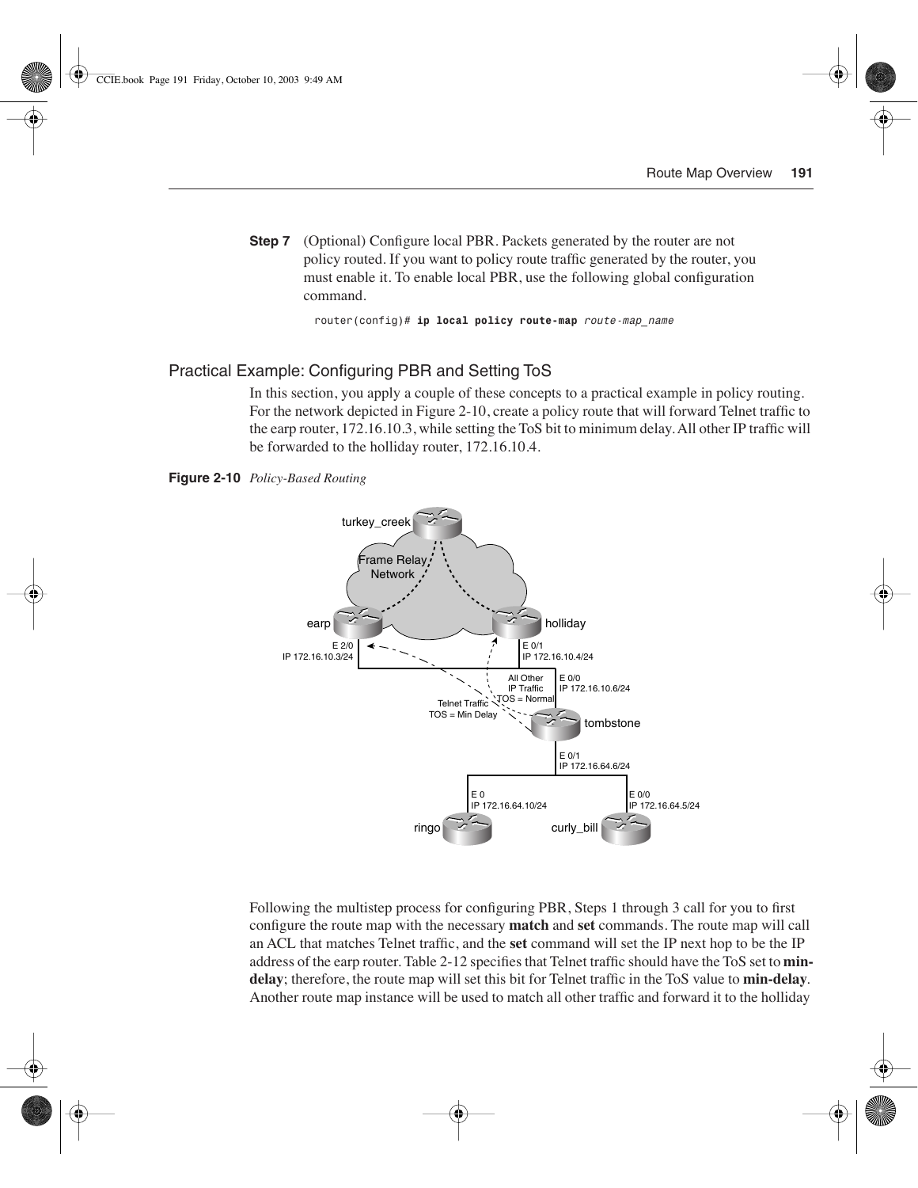**Step 7** (Optional) Configure local PBR. Packets generated by the router are not policy routed. If you want to policy route traffic generated by the router, you must enable it. To enable local PBR, use the following global configuration command.

```
router(config)# ip local policy route-map route-map_name
```

## Practical Example: Configuring PBR and Setting ToS

In this section, you apply a couple of these concepts to a practical example in policy routing. For the network depicted in Figure 2-10, create a policy route that will forward Telnet traffic to the earp router, 172.16.10.3, while setting the ToS bit to minimum delay. All other IP traffic will be forwarded to the holliday router, 172.16.10.4.

**Figure 2-10** *Policy-Based Routing*

Following the multistep process for configuring PBR, Steps 1 through 3 call for you to first configure the route map with the necessary **match** and **set** commands. The route map will call an ACL that matches Telnet traffic, and the **set** command will set the IP next hop to be the IP address of the earp router. Table 2-12 specifies that Telnet traffic should have the ToS set to **min-delay**; therefore, the route map will set this bit for Telnet traffic in the ToS value to **min-delay**. Another route map instance will be used to match all other traffic and forward it to the holliday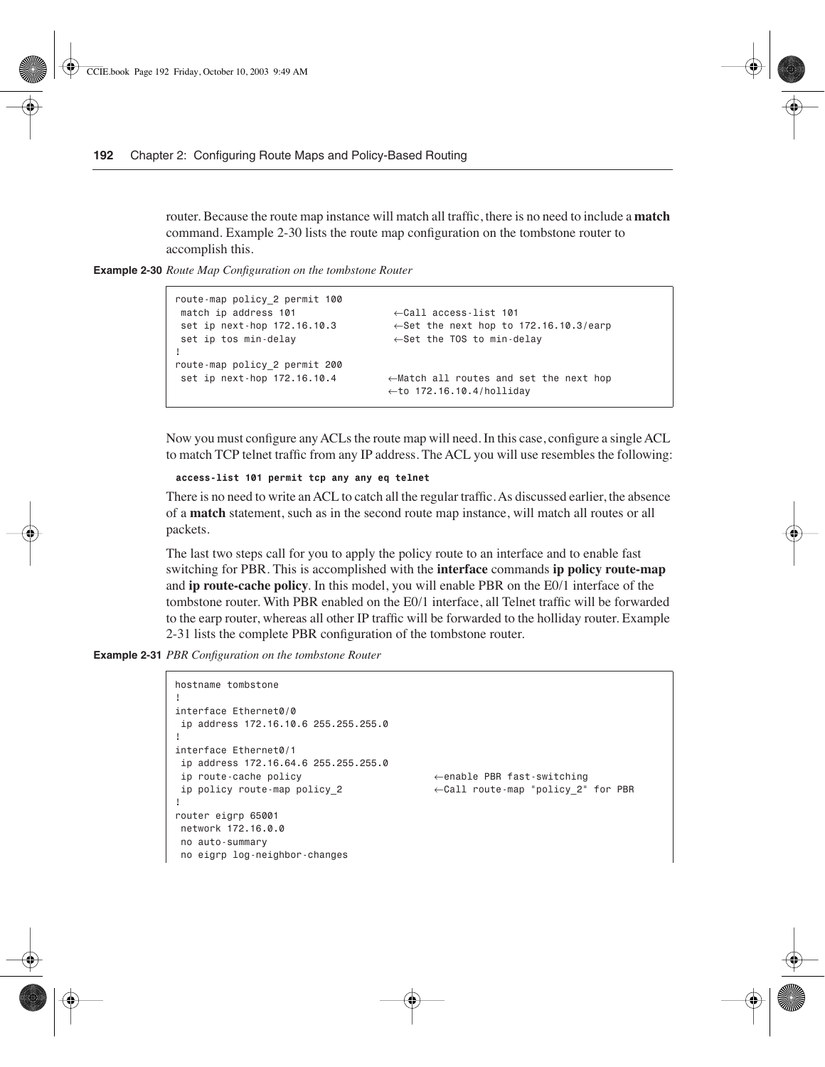router. Because the route map instance will match all traffic, there is no need to include a **match** command. Example 2-30 lists the route map configuration on the tombstone router to accomplish this.

**Example 2-30** *Route Map Configuration on the tombstone Router*

```
route-map policy_2 permit 100
 match ip address 101                ←Call access-list 101
 set ip next-hop 172.16.10.3         ←Set the next hop to 172.16.10.3/earp
 set ip tos min-delay                ←Set the TOS to min-delay
!
route-map policy_2 permit 200
 set ip next-hop 172.16.10.4        ←Match all routes and set the next hop
                                    ←to 172.16.10.4/holliday
```

Now you must configure any ACLs the route map will need. In this case, configure a single ACL to match TCP telnet traffic from any IP address. The ACL you will use resembles the following:

```
access-list 101 permit tcp any any eq telnet
```

There is no need to write an ACL to catch all the regular traffic. As discussed earlier, the absence of a **match** statement, such as in the second route map instance, will match all routes or all packets.

The last two steps call for you to apply the policy route to an interface and to enable fast switching for PBR. This is accomplished with the **interface** commands **ip policy route-map** and **ip route-cache policy**. In this model, you will enable PBR on the E0/1 interface of the tombstone router. With PBR enabled on the E0/1 interface, all Telnet traffic will be forwarded to the earp router, whereas all other IP traffic will be forwarded to the holliday router. Example 2-31 lists the complete PBR configuration of the tombstone router.

**Example 2-31** *PBR Configuration on the tombstone Router*

```
hostname tombstone
!
interface Ethernet0/0
 ip address 172.16.10.6 255.255.255.0
!
interface Ethernet0/1
 ip address 172.16.64.6 255.255.255.0
 ip route-cache policy                    ←enable PBR fast-switching
 ip policy route-map policy_2             ←Call route-map "policy_2" for PBR
!
router eigrp 65001
 network 172.16.0.0
 no auto-summary
 no eigrp log-neighbor-changes
```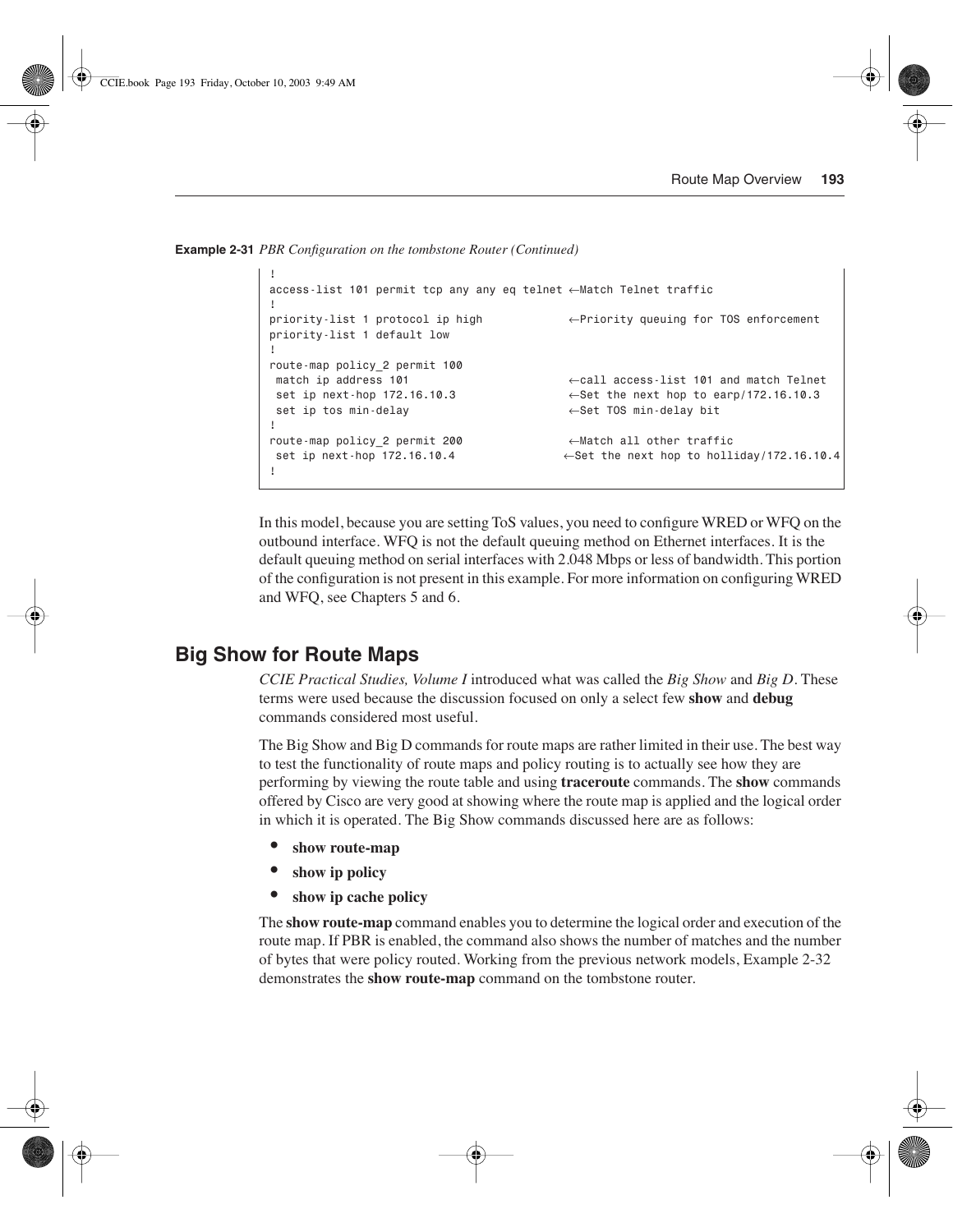**Example 2-31** *PBR Configuration on the tombstone Router (Continued)*

```
!
access-list 101 permit tcp any any eq telnet ←Match Telnet traffic
!
priority-list 1 protocol ip high            ←Priority queuing for TOS enforcement
priority-list 1 default low
!
route-map policy_2 permit 100
 match ip address 101                       ←call access-list 101 and match Telnet
 set ip next-hop 172.16.10.3                ←Set the next hop to earp/172.16.10.3
 set ip tos min-delay                       ←Set TOS min-delay bit
!
route-map policy_2 permit 200               ←Match all other traffic
 set ip next-hop 172.16.10.4               ←Set the next hop to holliday/172.16.10.4
!
```

In this model, because you are setting ToS values, you need to configure WRED or WFQ on the outbound interface. WFQ is not the default queuing method on Ethernet interfaces. It is the default queuing method on serial interfaces with 2.048 Mbps or less of bandwidth. This portion of the configuration is not present in this example. For more information on configuring WRED and WFQ, see Chapters 5 and 6.

## Big Show for Route Maps

*CCIE Practical Studies, Volume I* introduced what was called the *Big Show* and *Big D*. These terms were used because the discussion focused on only a select few **show** and **debug** commands considered most useful.

The Big Show and Big D commands for route maps are rather limited in their use. The best way to test the functionality of route maps and policy routing is to actually see how they are performing by viewing the route table and using **traceroute** commands. The **show** commands offered by Cisco are very good at showing where the route map is applied and the logical order in which it is operated. The Big Show commands discussed here are as follows:

- **show route-map**
- **show ip policy**
- **show ip cache policy**

The **show route-map** command enables you to determine the logical order and execution of the route map. If PBR is enabled, the command also shows the number of matches and the number of bytes that were policy routed. Working from the previous network models, Example 2-32 demonstrates the **show route-map** command on the tombstone router.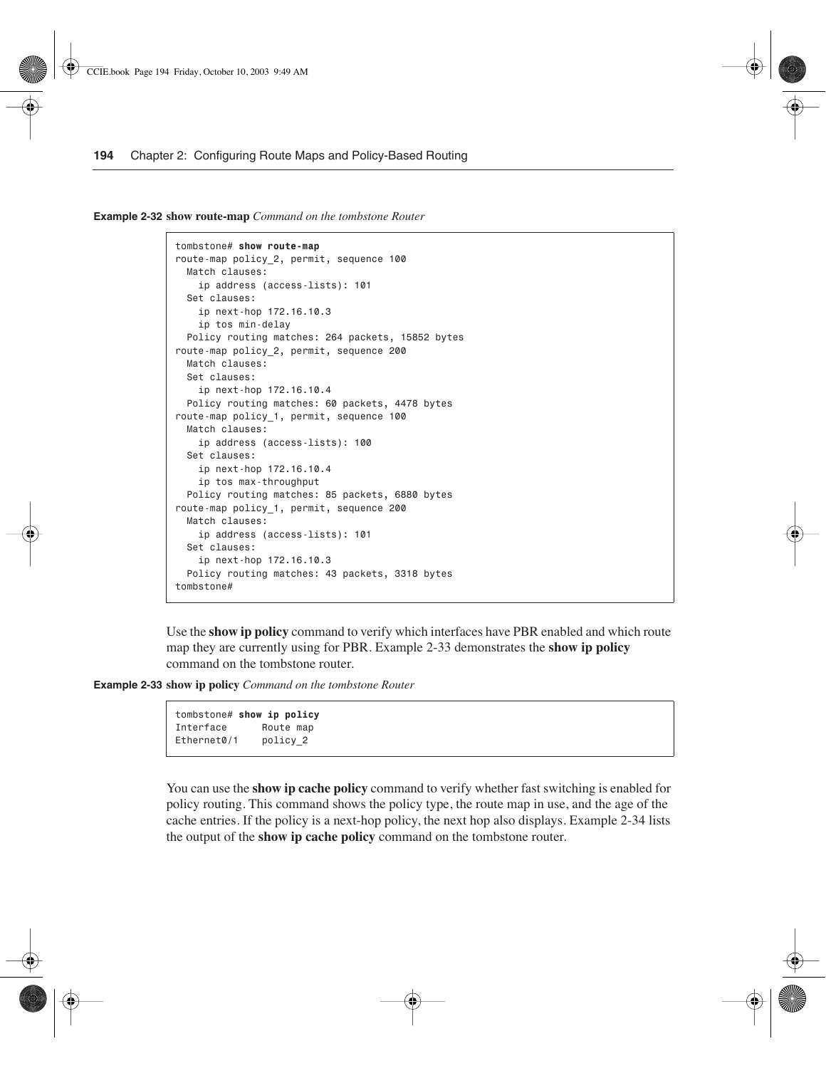**Example 2-32 show route-map** *Command on the tombstone Router*

```
tombstone# show route-map
route-map policy_2, permit, sequence 100
  Match clauses:
    ip address (access-lists): 101
  Set clauses:
    ip next-hop 172.16.10.3
    ip tos min-delay
  Policy routing matches: 264 packets, 15852 bytes
route-map policy_2, permit, sequence 200
  Match clauses:
  Set clauses:
    ip next-hop 172.16.10.4
  Policy routing matches: 60 packets, 4478 bytes
route-map policy_1, permit, sequence 100
  Match clauses:
    ip address (access-lists): 100
  Set clauses:
    ip next-hop 172.16.10.4
    ip tos max-throughput
  Policy routing matches: 85 packets, 6880 bytes
route-map policy_1, permit, sequence 200
  Match clauses:
    ip address (access-lists): 101
  Set clauses:
    ip next-hop 172.16.10.3
  Policy routing matches: 43 packets, 3318 bytes
tombstone#
```

Use the **show ip policy** command to verify which interfaces have PBR enabled and which route map they are currently using for PBR. Example 2-33 demonstrates the **show ip policy** command on the tombstone router.

**Example 2-33 show ip policy** *Command on the tombstone Router*

```
tombstone# show ip policy
Interface      Route map
Ethernet0/1    policy_2
```

You can use the **show ip cache policy** command to verify whether fast switching is enabled for policy routing. This command shows the policy type, the route map in use, and the age of the cache entries. If the policy is a next-hop policy, the next hop also displays. Example 2-34 lists the output of the **show ip cache policy** command on the tombstone router.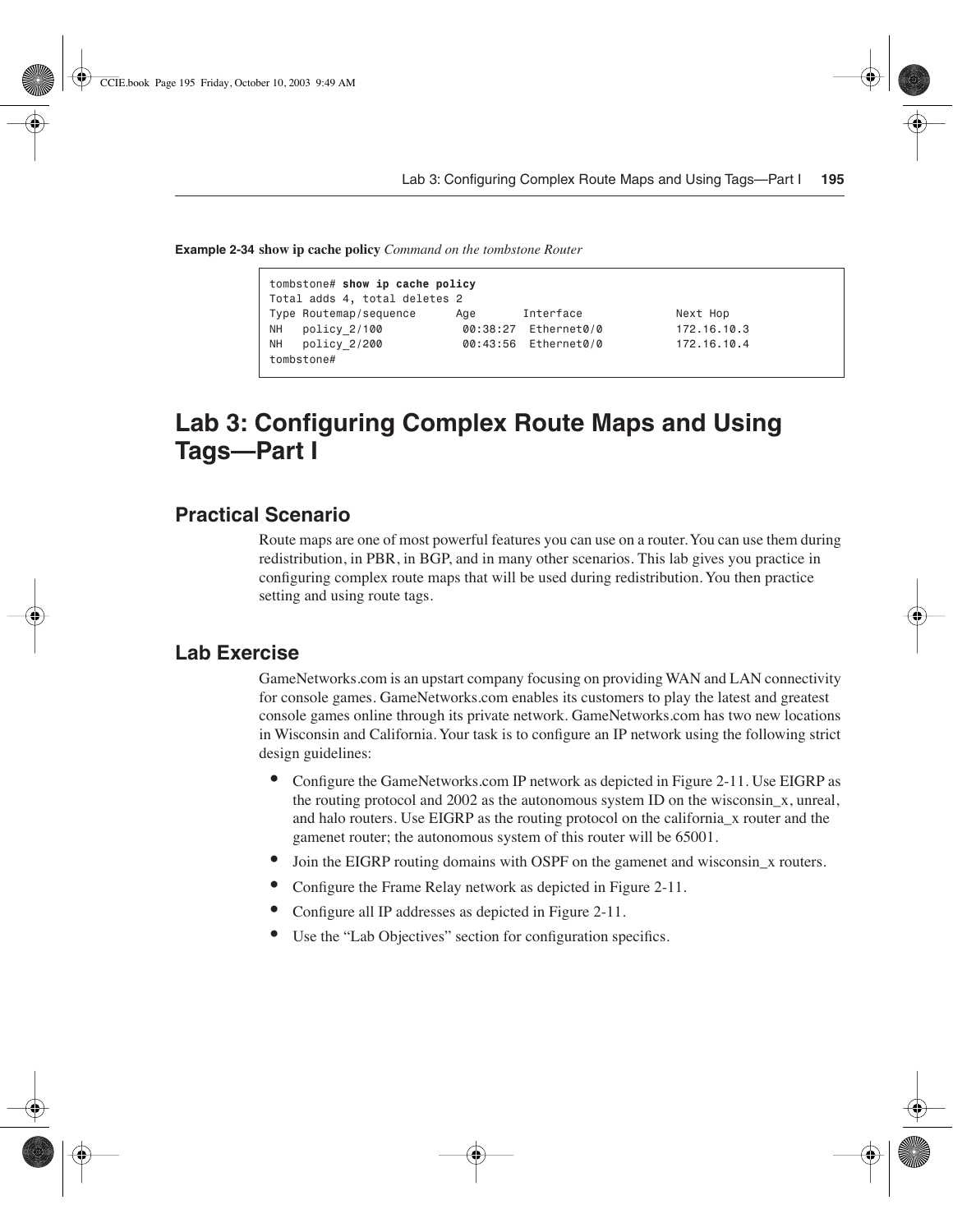**Example 2-34** **show ip cache policy** *Command on the tombstone Router*

```
tombstone# show ip cache policy
Total adds 4, total deletes 2
Type Routemap/sequence      Age       Interface              Next Hop
NH   policy_2/100           00:38:27  Ethernet0/0            172.16.10.3
NH   policy_2/200           00:43:56  Ethernet0/0            172.16.10.4
tombstone#
```

# Lab 3: Configuring Complex Route Maps and Using Tags—Part I

## Practical Scenario

Route maps are one of most powerful features you can use on a router. You can use them during redistribution, in PBR, in BGP, and in many other scenarios. This lab gives you practice in configuring complex route maps that will be used during redistribution. You then practice setting and using route tags.

## Lab Exercise

GameNetworks.com is an upstart company focusing on providing WAN and LAN connectivity for console games. GameNetworks.com enables its customers to play the latest and greatest console games online through its private network. GameNetworks.com has two new locations in Wisconsin and California. Your task is to configure an IP network using the following strict design guidelines:

- Configure the GameNetworks.com IP network as depicted in Figure 2-11. Use EIGRP as the routing protocol and 2002 as the autonomous system ID on the wisconsin_x, unreal, and halo routers. Use EIGRP as the routing protocol on the california_x router and the gamenet router; the autonomous system of this router will be 65001.
- Join the EIGRP routing domains with OSPF on the gamenet and wisconsin_x routers.
- Configure the Frame Relay network as depicted in Figure 2-11.
- Configure all IP addresses as depicted in Figure 2-11.
- Use the "Lab Objectives" section for configuration specifics.